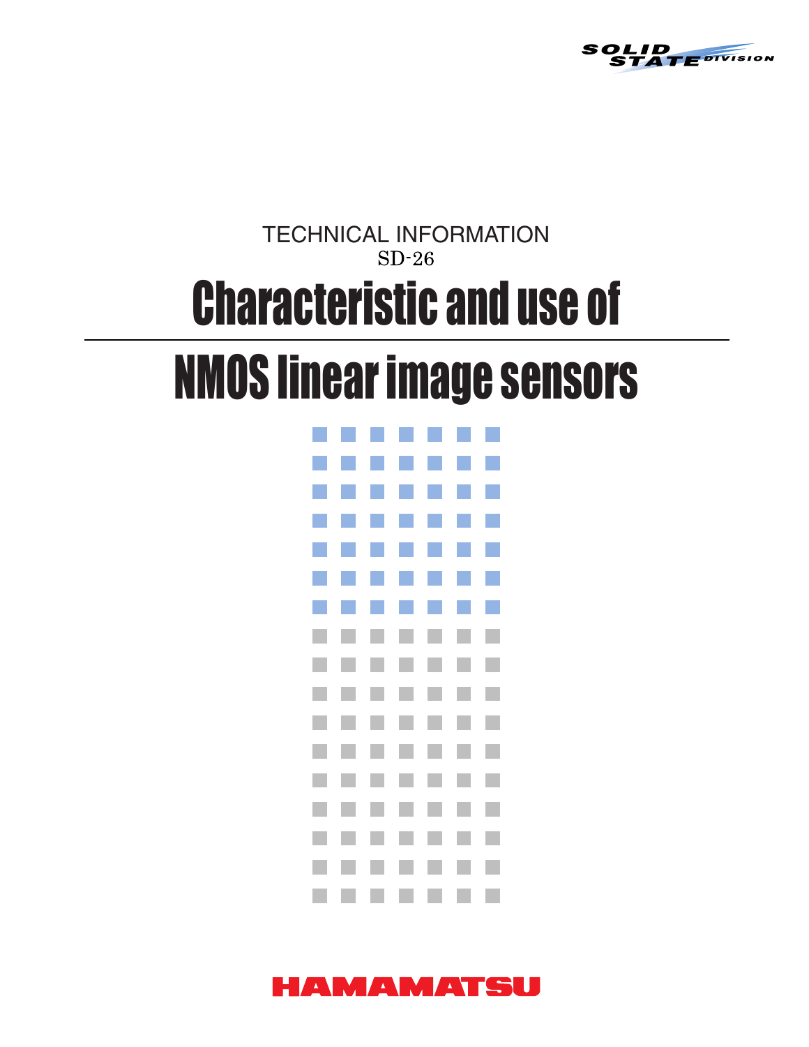SOLID STATE DIVISION

TECHNICAL INFORMATION

SD-26

# Characteristic and use of NMOS linear image sensors

HAMAMATSU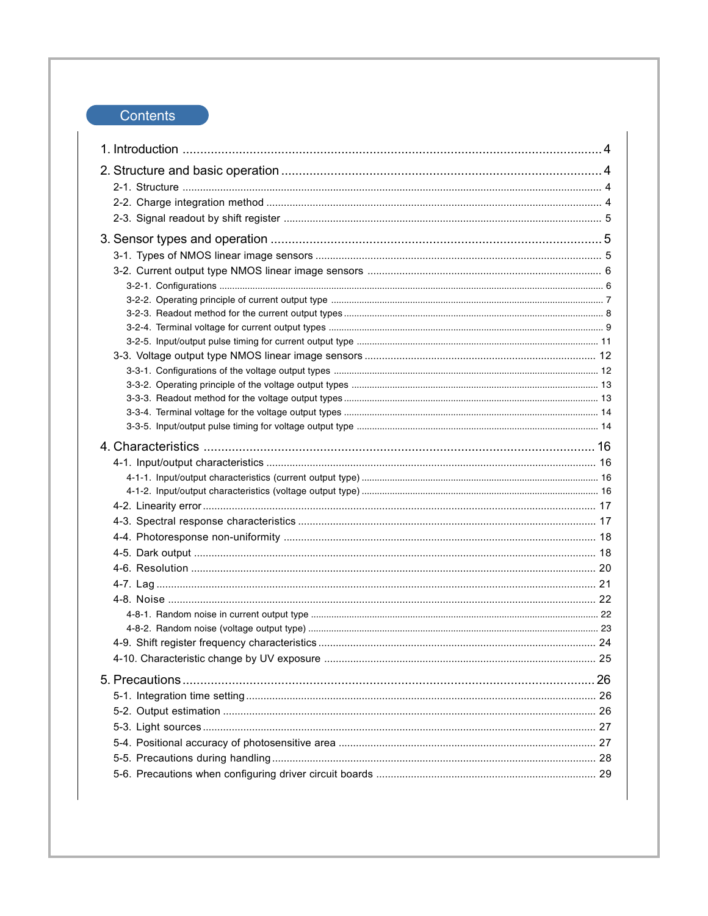## Contents

1. Introduction .......... 4
2. Structure and basic operation .......... 4
   - 2-1. Structure .......... 4
   - 2-2. Charge integration method .......... 4
   - 2-3. Signal readout by shift register .......... 5
3. Sensor types and operation .......... 5
   - 3-1. Types of NMOS linear image sensors .......... 5
   - 3-2. Current output type NMOS linear image sensors .......... 6
     - 3-2-1. Configurations .......... 6
     - 3-2-2. Operating principle of current output type .......... 7
     - 3-2-3. Readout method for the current output types .......... 8
     - 3-2-4. Terminal voltage for current output types .......... 9
     - 3-2-5. Input/output pulse timing for current output type .......... 11
   - 3-3. Voltage output type NMOS linear image sensors .......... 12
     - 3-3-1. Configurations of the voltage output types .......... 12
     - 3-3-2. Operating principle of the voltage output types .......... 13
     - 3-3-3. Readout method for the voltage output types .......... 13
     - 3-3-4. Terminal voltage for the voltage output types .......... 14
     - 3-3-5. Input/output pulse timing for voltage output type .......... 14
4. Characteristics .......... 16
   - 4-1. Input/output characteristics .......... 16
     - 4-1-1. Input/output characteristics (current output type) .......... 16
     - 4-1-2. Input/output characteristics (voltage output type) .......... 16
   - 4-2. Linearity error .......... 17
   - 4-3. Spectral response characteristics .......... 17
   - 4-4. Photoresponse non-uniformity .......... 18
   - 4-5. Dark output .......... 18
   - 4-6. Resolution .......... 20
   - 4-7. Lag .......... 21
   - 4-8. Noise .......... 22
     - 4-8-1. Random noise in current output type .......... 22
     - 4-8-2. Random noise (voltage output type) .......... 23
   - 4-9. Shift register frequency characteristics .......... 24
   - 4-10. Characteristic change by UV exposure .......... 25
5. Precautions .......... 26
   - 5-1. Integration time setting .......... 26
   - 5-2. Output estimation .......... 26
   - 5-3. Light sources .......... 27
   - 5-4. Positional accuracy of photosensitive area .......... 27
   - 5-5. Precautions during handling .......... 28
   - 5-6. Precautions when configuring driver circuit boards .......... 29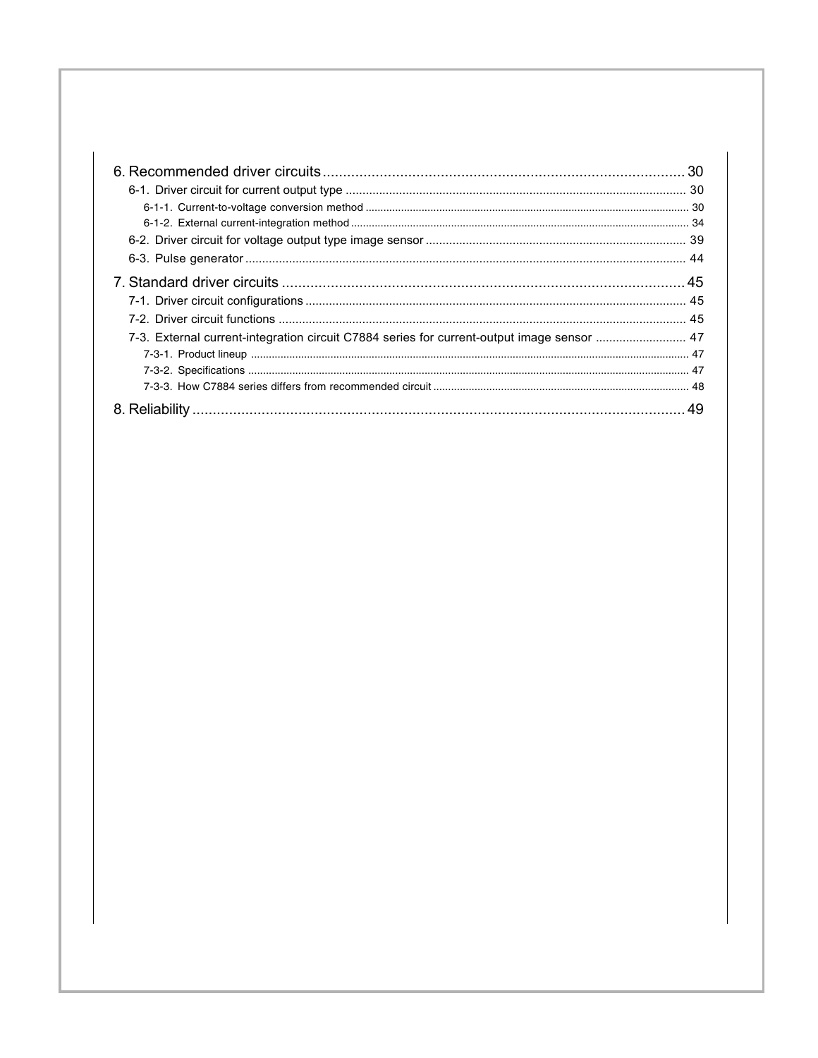6. Recommended driver circuits .......................................................................................... 30

- 6-1. Driver circuit for current output type ..................................................................................................... 30
  - 6-1-1. Current-to-voltage conversion method ............................................................................................................ 30
  - 6-1-2. External current-integration method ................................................................................................................. 34
- 6-2. Driver circuit for voltage output type image sensor ............................................................................. 39
- 6-3. Pulse generator .................................................................................................................................. 44

7. Standard driver circuits ..................................................................................................... 45

- 7-1. Driver circuit configurations ................................................................................................................. 45
- 7-2. Driver circuit functions ......................................................................................................................... 45
- 7-3. External current-integration circuit C7884 series for current-output image sensor .......................... 47
  - 7-3-1. Product lineup .................................................................................................................................................... 47
  - 7-3-2. Specifications ..................................................................................................................................................... 47
  - 7-3-3. How C7884 series differs from recommended circuit ....................................................................................... 48

8. Reliability ........................................................................................................................... 49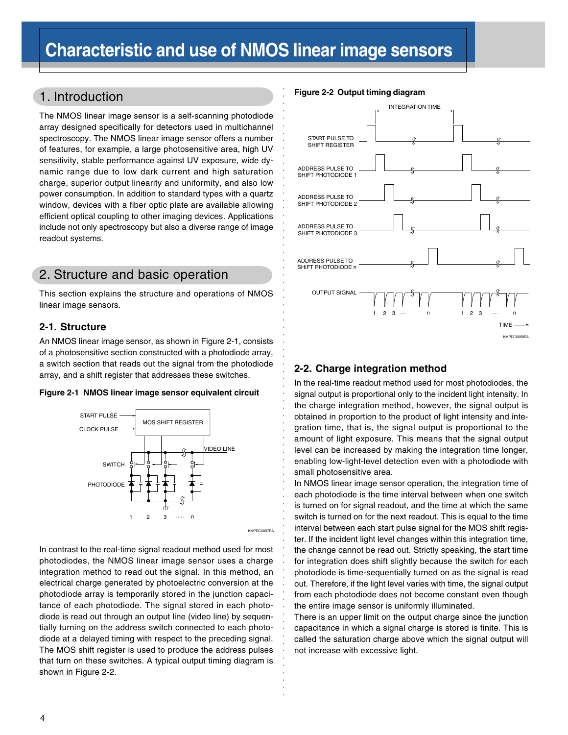# Characteristic and use of NMOS linear image sensors

## 1. Introduction

The NMOS linear image sensor is a self-scanning photodiode array designed specifically for detectors used in multichannel spectroscopy. The NMOS linear image sensor offers a number of features, for example, a large photosensitive area, high UV sensitivity, stable performance against UV exposure, wide dynamic range due to low dark current and high saturation charge, superior output linearity and uniformity, and also low power consumption. In addition to standard types with a quartz window, devices with a fiber optic plate are available allowing efficient optical coupling to other imaging devices. Applications include not only spectroscopy but also a diverse range of image readout systems.

## 2. Structure and basic operation

This section explains the structure and operations of NMOS linear image sensors.

### 2-1. Structure

An NMOS linear image sensor, as shown in Figure 2-1, consists of a photosensitive section constructed with a photodiode array, a switch section that reads out the signal from the photodiode array, and a shift register that addresses these switches.

**Figure 2-1 NMOS linear image sensor equivalent circuit**

In contrast to the real-time signal readout method used for most photodiodes, the NMOS linear image sensor uses a charge integration method to read out the signal. In this method, an electrical charge generated by photoelectric conversion at the photodiode array is temporarily stored in the junction capacitance of each photodiode. The signal stored in each photodiode is read out through an output line (video line) by sequentially turning on the address switch connected to each photodiode at a delayed timing with respect to the preceding signal. The MOS shift register is used to produce the address pulses that turn on these switches. A typical output timing diagram is shown in Figure 2-2.

**Figure 2-2 Output timing diagram**

### 2-2. Charge integration method

In the real-time readout method used for most photodiodes, the signal output is proportional only to the incident light intensity. In the charge integration method, however, the signal output is obtained in proportion to the product of light intensity and integration time, that is, the signal output is proportional to the amount of light exposure. This means that the signal output level can be increased by making the integration time longer, enabling low-light-level detection even with a photodiode with small photosensitive area.

In NMOS linear image sensor operation, the integration time of each photodiode is the time interval between when one switch is turned on for signal readout, and the time at which the same switch is turned on for the next readout. This is equal to the time interval between each start pulse signal for the MOS shift register. If the incident light level changes within this integration time, the change cannot be read out. Strictly speaking, the start time for integration does shift slightly because the switch for each photodiode is time-sequentially turned on as the signal is read out. Therefore, if the light level varies with time, the signal output from each photodiode does not become constant even though the entire image sensor is uniformly illuminated.

There is an upper limit on the output charge since the junction capacitance in which a signal charge is stored is finite. This is called the saturation charge above which the signal output will not increase with excessive light.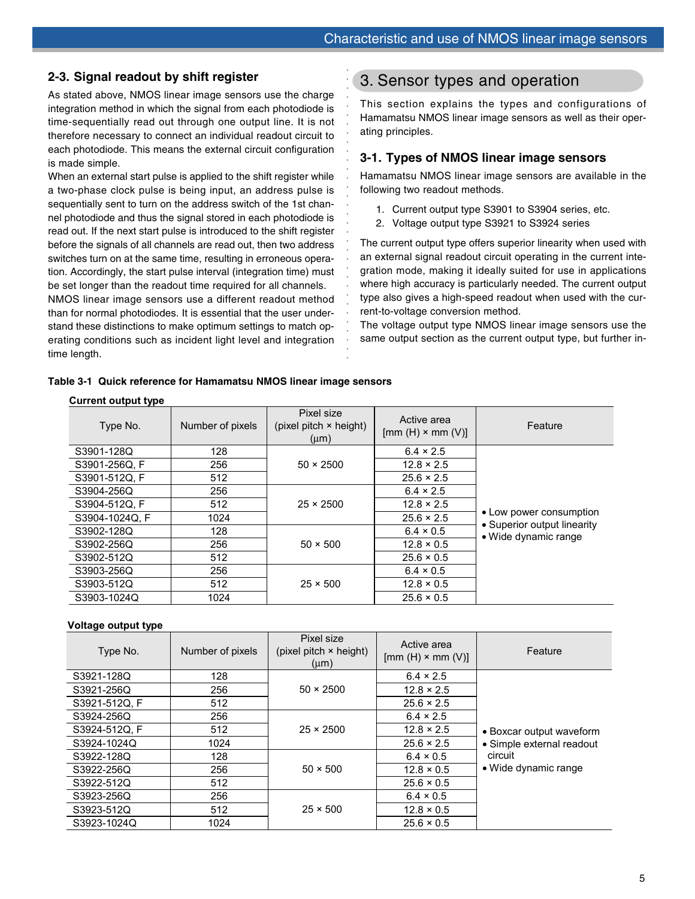## 2-3. Signal readout by shift register

As stated above, NMOS linear image sensors use the charge integration method in which the signal from each photodiode is time-sequentially read out through one output line. It is not therefore necessary to connect an individual readout circuit to each photodiode. This means the external circuit configuration is made simple.

When an external start pulse is applied to the shift register while a two-phase clock pulse is being input, an address pulse is sequentially sent to turn on the address switch of the 1st channel photodiode and thus the signal stored in each photodiode is read out. If the next start pulse is introduced to the shift register before the signals of all channels are read out, then two address switches turn on at the same time, resulting in erroneous operation. Accordingly, the start pulse interval (integration time) must be set longer than the readout time required for all channels.

NMOS linear image sensors use a different readout method than for normal photodiodes. It is essential that the user understand these distinctions to make optimum settings to match operating conditions such as incident light level and integration time length.

# 3. Sensor types and operation

This section explains the types and configurations of Hamamatsu NMOS linear image sensors as well as their operating principles.

## 3-1. Types of NMOS linear image sensors

Hamamatsu NMOS linear image sensors are available in the following two readout methods.

1. Current output type S3901 to S3904 series, etc.
2. Voltage output type S3921 to S3924 series

The current output type offers superior linearity when used with an external signal readout circuit operating in the current integration mode, making it ideally suited for use in applications where high accuracy is particularly needed. The current output type also gives a high-speed readout when used with the current-to-voltage conversion method.

The voltage output type NMOS linear image sensors use the same output section as the current output type, but further in-

**Table 3-1 Quick reference for Hamamatsu NMOS linear image sensors**

**Current output type**

| Type No. | Number of pixels | Pixel size (pixel pitch × height) (µm) | Active area [mm (H) × mm (V)] | Feature |
|---|---|---|---|---|
| S3901-128Q | 128 | 50 × 2500 | 6.4 × 2.5 | • Low power consumption<br>• Superior output linearity<br>• Wide dynamic range |
| S3901-256Q, F | 256 | | 12.8 × 2.5 | |
| S3901-512Q, F | 512 | | 25.6 × 2.5 | |
| S3904-256Q | 256 | 25 × 2500 | 6.4 × 2.5 | |
| S3904-512Q, F | 512 | | 12.8 × 2.5 | |
| S3904-1024Q, F | 1024 | | 25.6 × 2.5 | |
| S3902-128Q | 128 | 50 × 500 | 6.4 × 0.5 | |
| S3902-256Q | 256 | | 12.8 × 0.5 | |
| S3902-512Q | 512 | | 25.6 × 0.5 | |
| S3903-256Q | 256 | 25 × 500 | 6.4 × 0.5 | |
| S3903-512Q | 512 | | 12.8 × 0.5 | |
| S3903-1024Q | 1024 | | 25.6 × 0.5 | |

**Voltage output type**

| Type No. | Number of pixels | Pixel size (pixel pitch × height) (µm) | Active area [mm (H) × mm (V)] | Feature |
|---|---|---|---|---|
| S3921-128Q | 128 | 50 × 2500 | 6.4 × 2.5 | • Boxcar output waveform<br>• Simple external readout circuit<br>• Wide dynamic range |
| S3921-256Q | 256 | | 12.8 × 2.5 | |
| S3921-512Q, F | 512 | | 25.6 × 2.5 | |
| S3924-256Q | 256 | 25 × 2500 | 6.4 × 2.5 | |
| S3924-512Q, F | 512 | | 12.8 × 2.5 | |
| S3924-1024Q | 1024 | | 25.6 × 2.5 | |
| S3922-128Q | 128 | 50 × 500 | 6.4 × 0.5 | |
| S3922-256Q | 256 | | 12.8 × 0.5 | |
| S3922-512Q | 512 | | 25.6 × 0.5 | |
| S3923-256Q | 256 | 25 × 500 | 6.4 × 0.5 | |
| S3923-512Q | 512 | | 12.8 × 0.5 | |
| S3923-1024Q | 1024 | | 25.6 × 0.5 | |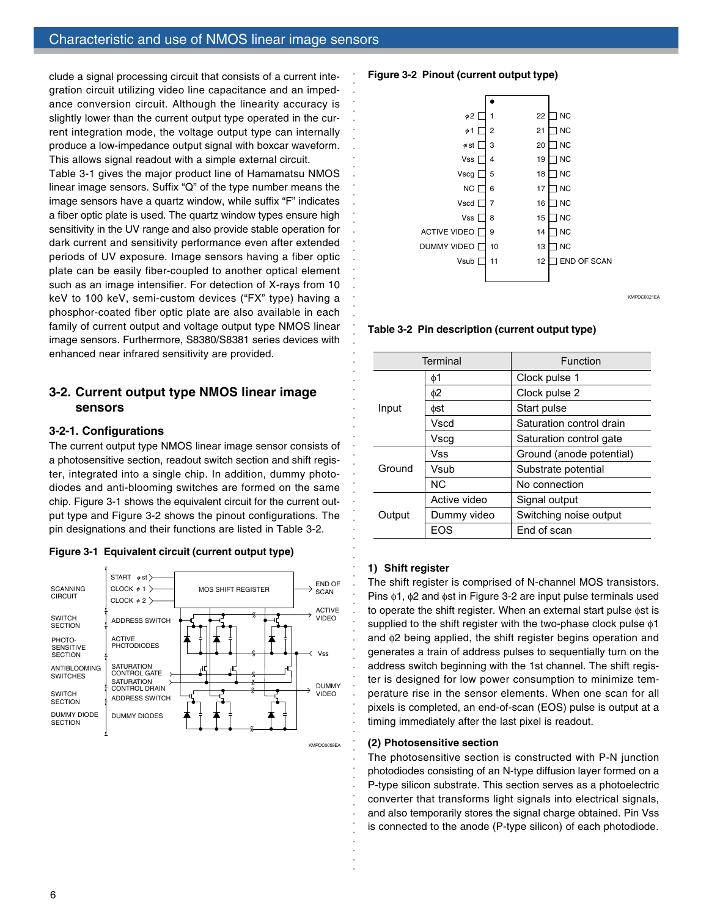clude a signal processing circuit that consists of a current integration circuit utilizing video line capacitance and an impedance conversion circuit. Although the linearity accuracy is slightly lower than the current output type operated in the current integration mode, the voltage output type can internally produce a low-impedance output signal with boxcar waveform. This allows signal readout with a simple external circuit.

Table 3-1 gives the major product line of Hamamatsu NMOS linear image sensors. Suffix "Q" of the type number means the image sensors have a quartz window, while suffix "F" indicates a fiber optic plate is used. The quartz window types ensure high sensitivity in the UV range and also provide stable operation for dark current and sensitivity performance even after extended periods of UV exposure. Image sensors having a fiber optic plate can be easily fiber-coupled to another optical element such as an image intensifier. For detection of X-rays from 10 keV to 100 keV, semi-custom devices ("FX" type) having a phosphor-coated fiber optic plate are also available in each family of current output and voltage output type NMOS linear image sensors. Furthermore, S8380/S8381 series devices with enhanced near infrared sensitivity are provided.

## 3-2. Current output type NMOS linear image sensors

### 3-2-1. Configurations

The current output type NMOS linear image sensor consists of a photosensitive section, readout switch section and shift register, integrated into a single chip. In addition, dummy photodiodes and anti-blooming switches are formed on the same chip. Figure 3-1 shows the equivalent circuit for the current output type and Figure 3-2 shows the pinout configurations. The pin designations and their functions are listed in Table 3-2.

**Figure 3-1 Equivalent circuit (current output type)**

**Figure 3-2 Pinout (current output type)**

**Table 3-2 Pin description (current output type)**

| Terminal | | Function |
|---|---|---|
| Input | ϕ1 | Clock pulse 1 |
| | ϕ2 | Clock pulse 2 |
| | ϕst | Start pulse |
| | Vscd | Saturation control drain |
| | Vscg | Saturation control gate |
| Ground | Vss | Ground (anode potential) |
| | Vsub | Substrate potential |
| | NC | No connection |
| Output | Active video | Signal output |
| | Dummy video | Switching noise output |
| | EOS | End of scan |

#### 1) Shift register

The shift register is comprised of N-channel MOS transistors. Pins ϕ1, ϕ2 and ϕst in Figure 3-2 are input pulse terminals used to operate the shift register. When an external start pulse ϕst is supplied to the shift register with the two-phase clock pulse ϕ1 and ϕ2 being applied, the shift register begins operation and generates a train of address pulses to sequentially turn on the address switch beginning with the 1st channel. The shift register is designed for low power consumption to minimize temperature rise in the sensor elements. When one scan for all pixels is completed, an end-of-scan (EOS) pulse is output at a timing immediately after the last pixel is readout.

#### (2) Photosensitive section

The photosensitive section is constructed with P-N junction photodiodes consisting of an N-type diffusion layer formed on a P-type silicon substrate. This section serves as a photoelectric converter that transforms light signals into electrical signals, and also temporarily stores the signal charge obtained. Pin Vss is connected to the anode (P-type silicon) of each photodiode.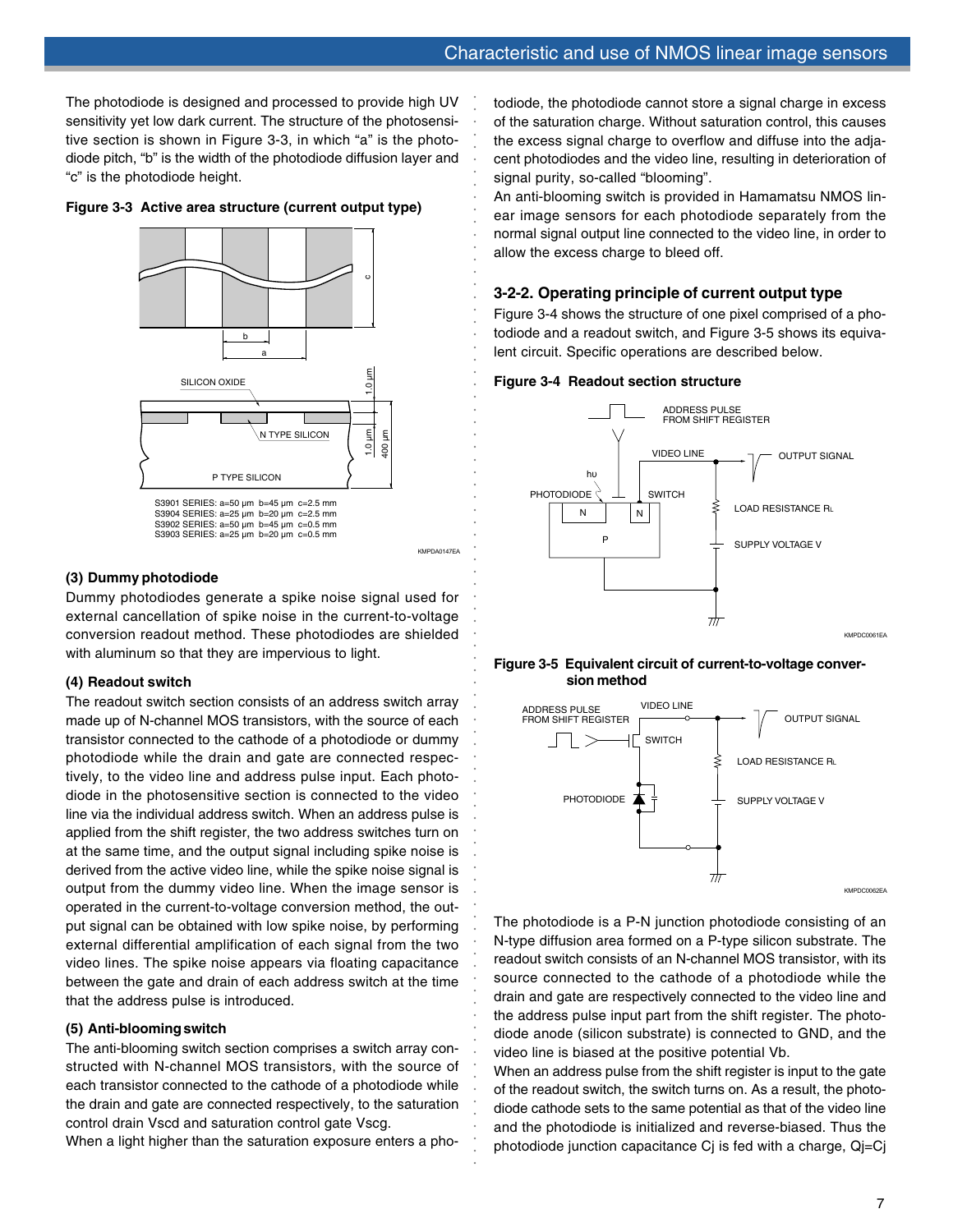The photodiode is designed and processed to provide high UV sensitivity yet low dark current. The structure of the photosensitive section is shown in Figure 3-3, in which "a" is the photodiode pitch, "b" is the width of the photodiode diffusion layer and "c" is the photodiode height.

**Figure 3-3 Active area structure (current output type)**

S3901 SERIES: a=50 µm b=45 µm c=2.5 mm
S3904 SERIES: a=25 µm b=20 µm c=2.5 mm
S3902 SERIES: a=50 µm b=45 µm c=0.5 mm
S3903 SERIES: a=25 µm b=20 µm c=0.5 mm

#### (3) Dummy photodiode

Dummy photodiodes generate a spike noise signal used for external cancellation of spike noise in the current-to-voltage conversion readout method. These photodiodes are shielded with aluminum so that they are impervious to light.

#### (4) Readout switch

The readout switch section consists of an address switch array made up of N-channel MOS transistors, with the source of each transistor connected to the cathode of a photodiode or dummy photodiode while the drain and gate are connected respectively, to the video line and address pulse input. Each photodiode in the photosensitive section is connected to the video line via the individual address switch. When an address pulse is applied from the shift register, the two address switches turn on at the same time, and the output signal including spike noise is derived from the active video line, while the spike noise signal is output from the dummy video line. When the image sensor is operated in the current-to-voltage conversion method, the output signal can be obtained with low spike noise, by performing external differential amplification of each signal from the two video lines. The spike noise appears via floating capacitance between the gate and drain of each address switch at the time that the address pulse is introduced.

#### (5) Anti-blooming switch

The anti-blooming switch section comprises a switch array constructed with N-channel MOS transistors, with the source of each transistor connected to the cathode of a photodiode while the drain and gate are connected respectively, to the saturation control drain Vscd and saturation control gate Vscg.

When a light higher than the saturation exposure enters a photodiode, the photodiode cannot store a signal charge in excess of the saturation charge. Without saturation control, this causes the excess signal charge to overflow and diffuse into the adjacent photodiodes and the video line, resulting in deterioration of signal purity, so-called "blooming".

An anti-blooming switch is provided in Hamamatsu NMOS linear image sensors for each photodiode separately from the normal signal output line connected to the video line, in order to allow the excess charge to bleed off.

### 3-2-2. Operating principle of current output type

Figure 3-4 shows the structure of one pixel comprised of a photodiode and a readout switch, and Figure 3-5 shows its equivalent circuit. Specific operations are described below.

**Figure 3-4 Readout section structure**

**Figure 3-5 Equivalent circuit of current-to-voltage conversion method**

The photodiode is a P-N junction photodiode consisting of an N-type diffusion area formed on a P-type silicon substrate. The readout switch consists of an N-channel MOS transistor, with its source connected to the cathode of a photodiode while the drain and gate are respectively connected to the video line and the address pulse input part from the shift register. The photodiode anode (silicon substrate) is connected to GND, and the video line is biased at the positive potential Vb.

When an address pulse from the shift register is input to the gate of the readout switch, the switch turns on. As a result, the photodiode cathode sets to the same potential as that of the video line and the photodiode is initialized and reverse-biased. Thus the photodiode junction capacitance Cj is fed with a charge, Qj=Cj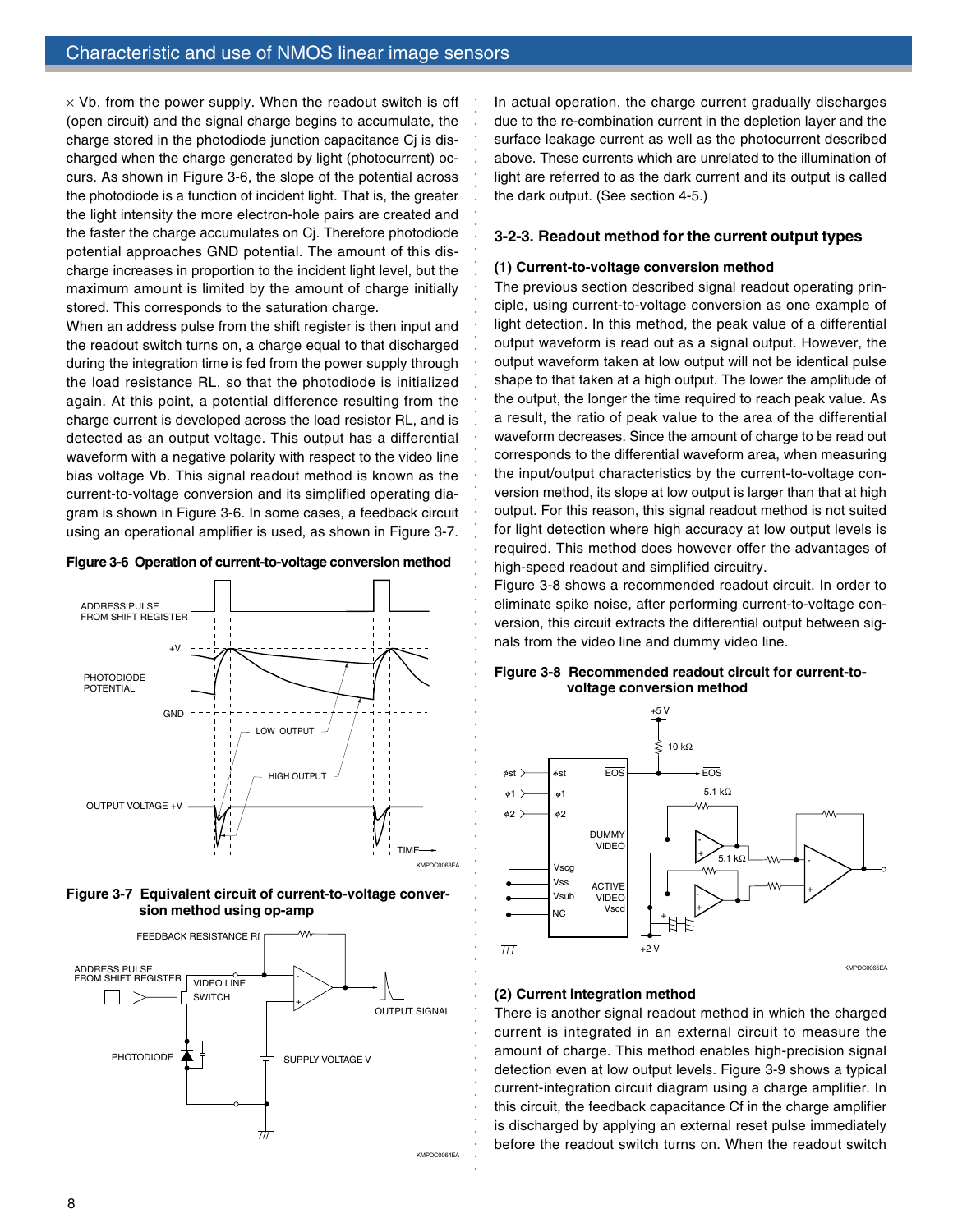× Vb, from the power supply. When the readout switch is off (open circuit) and the signal charge begins to accumulate, the charge stored in the photodiode junction capacitance Cj is discharged when the charge generated by light (photocurrent) occurs. As shown in Figure 3-6, the slope of the potential across the photodiode is a function of incident light. That is, the greater the light intensity the more electron-hole pairs are created and the faster the charge accumulates on Cj. Therefore photodiode potential approaches GND potential. The amount of this discharge increases in proportion to the incident light level, but the maximum amount is limited by the amount of charge initially stored. This corresponds to the saturation charge.

When an address pulse from the shift register is then input and the readout switch turns on, a charge equal to that discharged during the integration time is fed from the power supply through the load resistance RL, so that the photodiode is initialized again. At this point, a potential difference resulting from the charge current is developed across the load resistor RL, and is detected as an output voltage. This output has a differential waveform with a negative polarity with respect to the video line bias voltage Vb. This signal readout method is known as the current-to-voltage conversion and its simplified operating diagram is shown in Figure 3-6. In some cases, a feedback circuit using an operational amplifier is used, as shown in Figure 3-7.

**Figure 3-6 Operation of current-to-voltage conversion method**

**Figure 3-7 Equivalent circuit of current-to-voltage conversion method using op-amp**

In actual operation, the charge current gradually discharges due to the re-combination current in the depletion layer and the surface leakage current as well as the photocurrent described above. These currents which are unrelated to the illumination of light are referred to as the dark current and its output is called the dark output. (See section 4-5.)

### 3-2-3. Readout method for the current output types

**(1) Current-to-voltage conversion method**

The previous section described signal readout operating principle, using current-to-voltage conversion as one example of light detection. In this method, the peak value of a differential output waveform is read out as a signal output. However, the output waveform taken at low output will not be identical pulse shape to that taken at a high output. The lower the amplitude of the output, the longer the time required to reach peak value. As a result, the ratio of peak value to the area of the differential waveform decreases. Since the amount of charge to be read out corresponds to the differential waveform area, when measuring the input/output characteristics by the current-to-voltage conversion method, its slope at low output is larger than that at high output. For this reason, this signal readout method is not suited for light detection where high accuracy at low output levels is required. This method does however offer the advantages of high-speed readout and simplified circuitry.

Figure 3-8 shows a recommended readout circuit. In order to eliminate spike noise, after performing current-to-voltage conversion, this circuit extracts the differential output between signals from the video line and dummy video line.

**Figure 3-8 Recommended readout circuit for current-to-voltage conversion method**

**(2) Current integration method**

There is another signal readout method in which the charged current is integrated in an external circuit to measure the amount of charge. This method enables high-precision signal detection even at low output levels. Figure 3-9 shows a typical current-integration circuit diagram using a charge amplifier. In this circuit, the feedback capacitance Cf in the charge amplifier is discharged by applying an external reset pulse immediately before the readout switch turns on. When the readout switch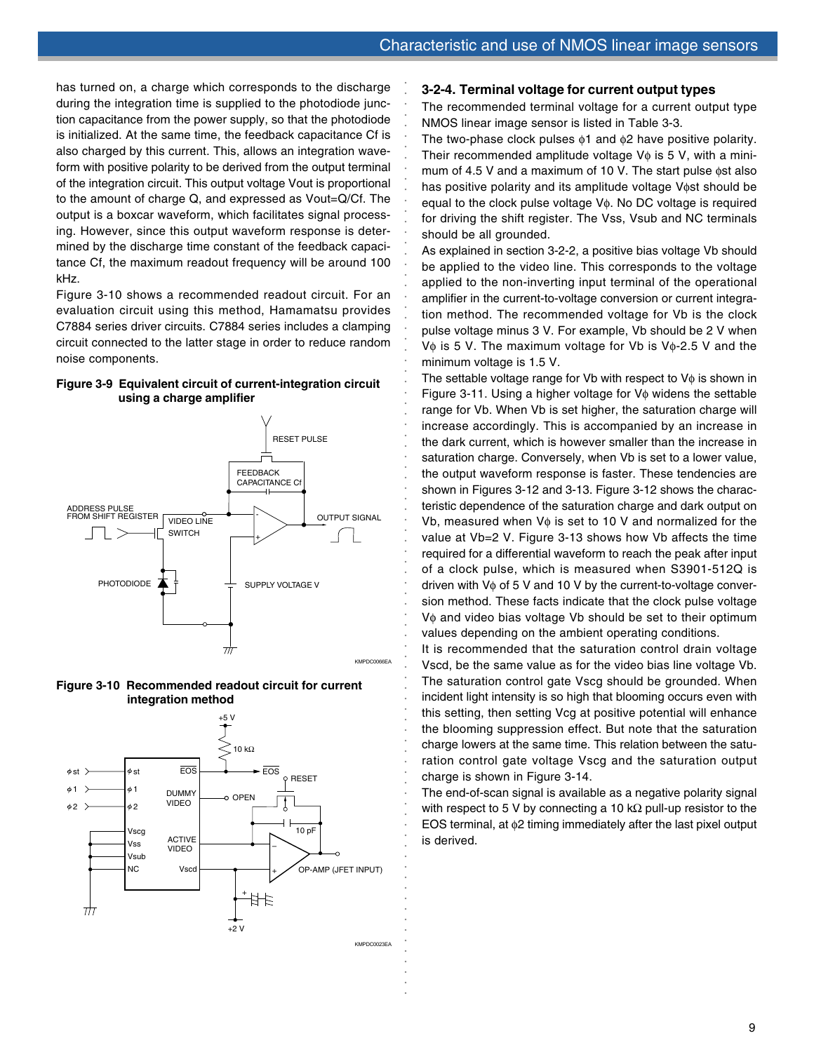has turned on, a charge which corresponds to the discharge during the integration time is supplied to the photodiode junction capacitance from the power supply, so that the photodiode is initialized. At the same time, the feedback capacitance Cf is also charged by this current. This, allows an integration waveform with positive polarity to be derived from the output terminal of the integration circuit. This output voltage Vout is proportional to the amount of charge Q, and expressed as Vout=Q/Cf. The output is a boxcar waveform, which facilitates signal processing. However, since this output waveform response is determined by the discharge time constant of the feedback capacitance Cf, the maximum readout frequency will be around 100 kHz.

Figure 3-10 shows a recommended readout circuit. For an evaluation circuit using this method, Hamamatsu provides C7884 series driver circuits. C7884 series includes a clamping circuit connected to the latter stage in order to reduce random noise components.

**Figure 3-9 Equivalent circuit of current-integration circuit using a charge amplifier**

**Figure 3-10 Recommended readout circuit for current integration method**

### 3-2-4. Terminal voltage for current output types

The recommended terminal voltage for a current output type NMOS linear image sensor is listed in Table 3-3.

The two-phase clock pulses ϕ1 and ϕ2 have positive polarity. Their recommended amplitude voltage Vϕ is 5 V, with a minimum of 4.5 V and a maximum of 10 V. The start pulse ϕst also has positive polarity and its amplitude voltage Vϕst should be equal to the clock pulse voltage Vϕ. No DC voltage is required for driving the shift register. The Vss, Vsub and NC terminals should be all grounded.

As explained in section 3-2-2, a positive bias voltage Vb should be applied to the video line. This corresponds to the voltage applied to the non-inverting input terminal of the operational amplifier in the current-to-voltage conversion or current integration method. The recommended voltage for Vb is the clock pulse voltage minus 3 V. For example, Vb should be 2 V when Vϕ is 5 V. The maximum voltage for Vb is Vϕ-2.5 V and the minimum voltage is 1.5 V.

The settable voltage range for Vb with respect to Vϕ is shown in Figure 3-11. Using a higher voltage for Vϕ widens the settable range for Vb. When Vb is set higher, the saturation charge will increase accordingly. This is accompanied by an increase in the dark current, which is however smaller than the increase in saturation charge. Conversely, when Vb is set to a lower value, the output waveform response is faster. These tendencies are shown in Figures 3-12 and 3-13. Figure 3-12 shows the characteristic dependence of the saturation charge and dark output on Vb, measured when Vϕ is set to 10 V and normalized for the value at Vb=2 V. Figure 3-13 shows how Vb affects the time required for a differential waveform to reach the peak after input of a clock pulse, which is measured when S3901-512Q is driven with Vϕ of 5 V and 10 V by the current-to-voltage conversion method. These facts indicate that the clock pulse voltage Vϕ and video bias voltage Vb should be set to their optimum values depending on the ambient operating conditions.

It is recommended that the saturation control drain voltage Vscd, be the same value as for the video bias line voltage Vb. The saturation control gate Vscg should be grounded. When incident light intensity is so high that blooming occurs even with this setting, then setting Vcg at positive potential will enhance the blooming suppression effect. But note that the saturation charge lowers at the same time. This relation between the saturation control gate voltage Vscg and the saturation output charge is shown in Figure 3-14.

The end-of-scan signal is available as a negative polarity signal with respect to 5 V by connecting a 10 kΩ pull-up resistor to the EOS terminal, at ϕ2 timing immediately after the last pixel output is derived.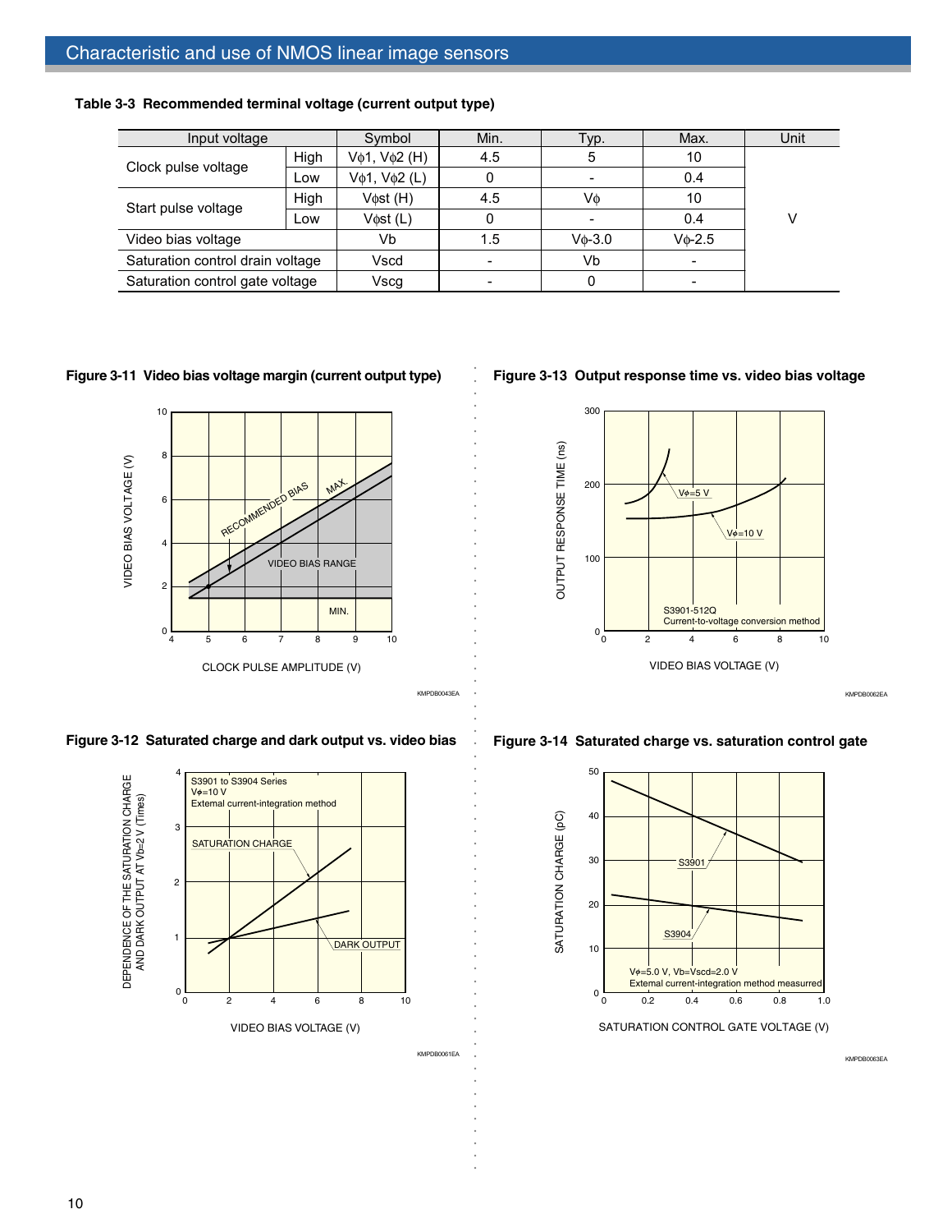**Table 3-3 Recommended terminal voltage (current output type)**

| Input voltage | | Symbol | Min. | Typ. | Max. | Unit |
|---|---|---|---|---|---|---|
| Clock pulse voltage | High | Vϕ1, Vϕ2 (H) | 4.5 | 5 | 10 | V |
| | Low | Vϕ1, Vϕ2 (L) | 0 | - | 0.4 | |
| Start pulse voltage | High | Vϕst (H) | 4.5 | Vϕ | 10 | |
| | Low | Vϕst (L) | 0 | - | 0.4 | |
| Video bias voltage | | Vb | 1.5 | Vϕ-3.0 | Vϕ-2.5 | |
| Saturation control drain voltage | | Vscd | - | Vb | - | |
| Saturation control gate voltage | | Vscg | - | 0 | - | |

**Figure 3-11 Video bias voltage margin (current output type)**

**Figure 3-12 Saturated charge and dark output vs. video bias**

**Figure 3-13 Output response time vs. video bias voltage**

**Figure 3-14 Saturated charge vs. saturation control gate**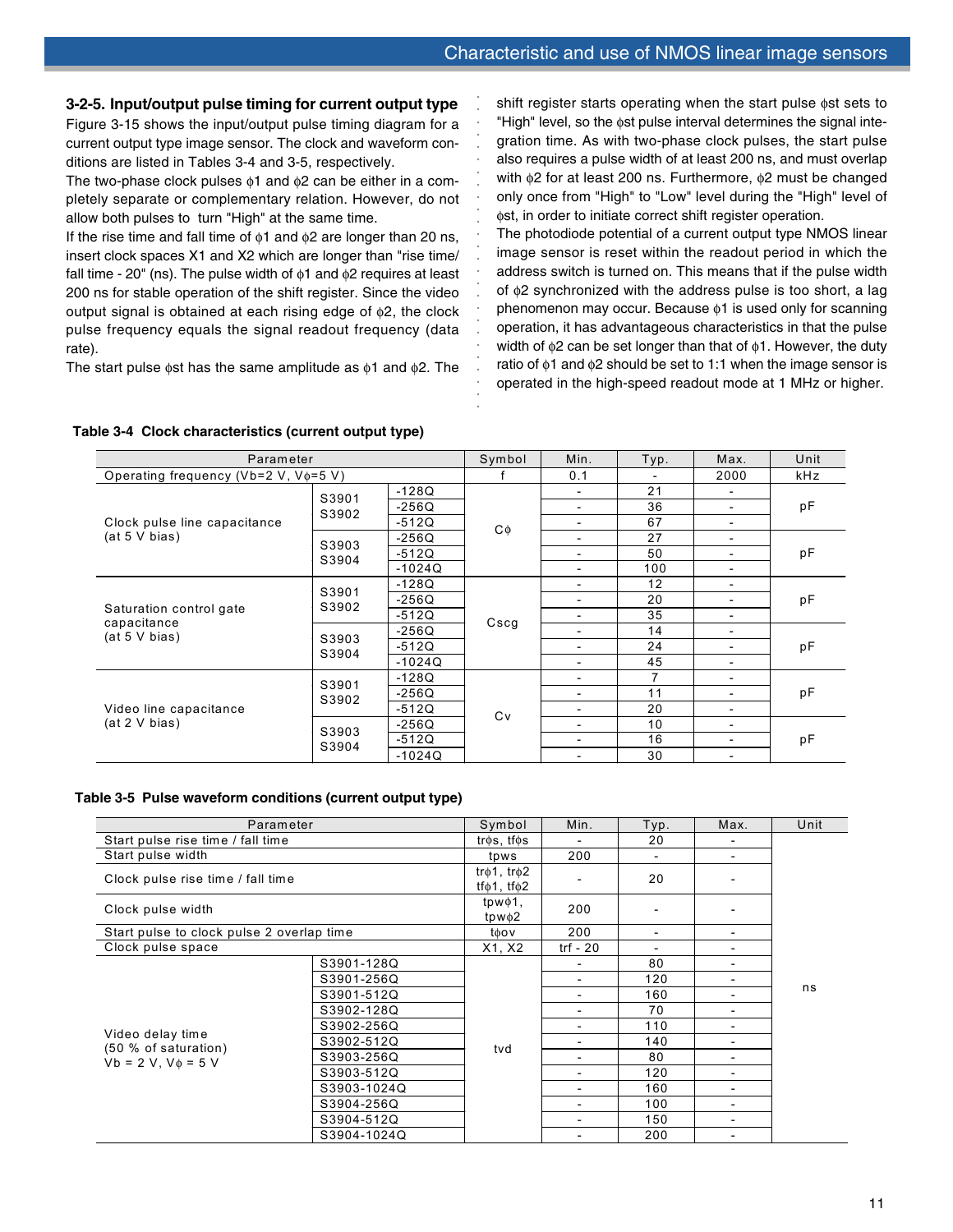### 3-2-5. Input/output pulse timing for current output type

Figure 3-15 shows the input/output pulse timing diagram for a current output type image sensor. The clock and waveform conditions are listed in Tables 3-4 and 3-5, respectively.

The two-phase clock pulses ϕ1 and ϕ2 can be either in a completely separate or complementary relation. However, do not allow both pulses to turn "High" at the same time.

If the rise time and fall time of ϕ1 and ϕ2 are longer than 20 ns, insert clock spaces X1 and X2 which are longer than "rise time/ fall time - 20" (ns). The pulse width of ϕ1 and ϕ2 requires at least 200 ns for stable operation of the shift register. Since the video output signal is obtained at each rising edge of ϕ2, the clock pulse frequency equals the signal readout frequency (data rate).

The start pulse ϕst has the same amplitude as ϕ1 and ϕ2. The shift register starts operating when the start pulse ϕst sets to "High" level, so the ϕst pulse interval determines the signal integration time. As with two-phase clock pulses, the start pulse also requires a pulse width of at least 200 ns, and must overlap with ϕ2 for at least 200 ns. Furthermore, ϕ2 must be changed only once from "High" to "Low" level during the "High" level of ϕst, in order to initiate correct shift register operation.

The photodiode potential of a current output type NMOS linear image sensor is reset within the readout period in which the address switch is turned on. This means that if the pulse width of ϕ2 synchronized with the address pulse is too short, a lag phenomenon may occur. Because ϕ1 is used only for scanning operation, it has advantageous characteristics in that the pulse width of ϕ2 can be set longer than that of ϕ1. However, the duty ratio of ϕ1 and ϕ2 should be set to 1:1 when the image sensor is operated in the high-speed readout mode at 1 MHz or higher.

**Table 3-4 Clock characteristics (current output type)**

| Parameter | | | Symbol | Min. | Typ. | Max. | Unit |
|---|---|---|---|---|---|---|---|
| Operating frequency (Vb=2 V, Vϕ=5 V) | | | f | 0.1 | - | 2000 | kHz |
| Clock pulse line capacitance (at 5 V bias) | S3901 S3902 | -128Q | Cϕ | - | 21 | - | pF |
| | | -256Q | | - | 36 | - | |
| | | -512Q | | - | 67 | - | |
| | S3903 S3904 | -256Q | | - | 27 | - | pF |
| | | -512Q | | - | 50 | - | |
| | | -1024Q | | - | 100 | - | |
| Saturation control gate capacitance (at 5 V bias) | S3901 S3902 | -128Q | Cscg | - | 12 | - | pF |
| | | -256Q | | - | 20 | - | |
| | | -512Q | | - | 35 | - | |
| | S3903 S3904 | -256Q | | - | 14 | - | pF |
| | | -512Q | | - | 24 | - | |
| | | -1024Q | | - | 45 | - | |
| Video line capacitance (at 2 V bias) | S3901 S3902 | -128Q | Cv | - | 7 | - | pF |
| | | -256Q | | - | 11 | - | |
| | | -512Q | | - | 20 | - | |
| | S3903 S3904 | -256Q | | - | 10 | - | pF |
| | | -512Q | | - | 16 | - | |
| | | -1024Q | | - | 30 | - | |

**Table 3-5 Pulse waveform conditions (current output type)**

| Parameter | | Symbol | Min. | Typ. | Max. | Unit |
|---|---|---|---|---|---|---|
| Start pulse rise time / fall time | | trϕs, tfϕs | - | 20 | - | ns |
| Start pulse width | | tpws | 200 | - | - | |
| Clock pulse rise time / fall time | | trϕ1, trϕ2 tfϕ1, tfϕ2 | - | 20 | - | |
| Clock pulse width | | tpwϕ1, tpwϕ2 | 200 | - | - | |
| Start pulse to clock pulse 2 overlap time | | tϕov | 200 | - | - | |
| Clock pulse space | | X1, X2 | trf - 20 | - | - | |
| Video delay time (50 % of saturation) Vb = 2 V, Vϕ = 5 V | S3901-128Q | tvd | - | 80 | - | |
| | S3901-256Q | | - | 120 | - | |
| | S3901-512Q | | - | 160 | - | |
| | S3902-128Q | | - | 70 | - | |
| | S3902-256Q | | - | 110 | - | |
| | S3902-512Q | | - | 140 | - | |
| | S3903-256Q | | - | 80 | - | |
| | S3903-512Q | | - | 120 | - | |
| | S3903-1024Q | | - | 160 | - | |
| | S3904-256Q | | - | 100 | - | |
| | S3904-512Q | | - | 150 | - | |
| | S3904-1024Q | | - | 200 | - | |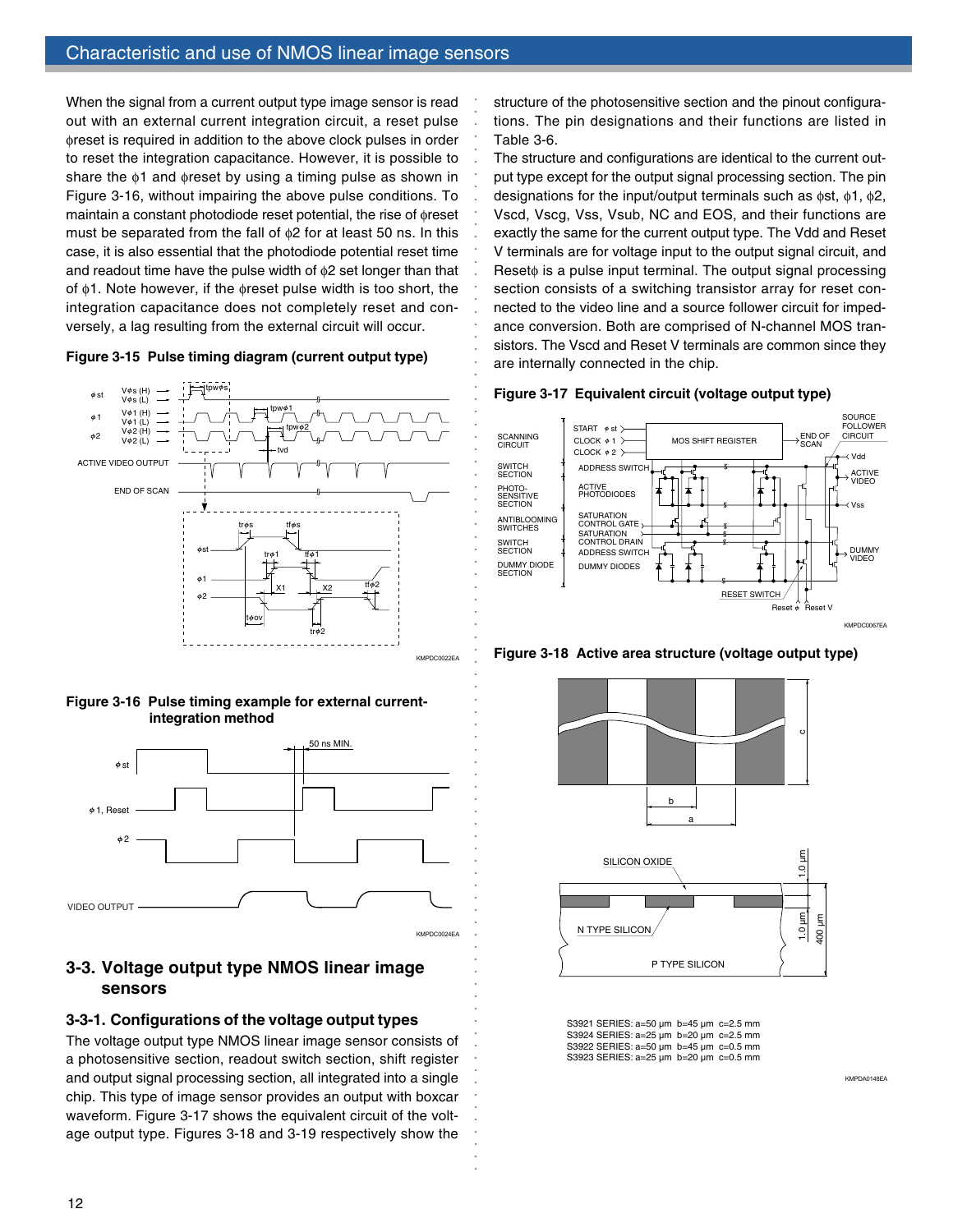When the signal from a current output type image sensor is read out with an external current integration circuit, a reset pulse ϕreset is required in addition to the above clock pulses in order to reset the integration capacitance. However, it is possible to share the ϕ1 and ϕreset by using a timing pulse as shown in Figure 3-16, without impairing the above pulse conditions. To maintain a constant photodiode reset potential, the rise of ϕreset must be separated from the fall of ϕ2 for at least 50 ns. In this case, it is also essential that the photodiode potential reset time and readout time have the pulse width of ϕ2 set longer than that of ϕ1. Note however, if the ϕreset pulse width is too short, the integration capacitance does not completely reset and conversely, a lag resulting from the external circuit will occur.

**Figure 3-15 Pulse timing diagram (current output type)**

**Figure 3-16 Pulse timing example for external current-integration method**

## 3-3. Voltage output type NMOS linear image sensors

### 3-3-1. Configurations of the voltage output types

The voltage output type NMOS linear image sensor consists of a photosensitive section, readout switch section, shift register and output signal processing section, all integrated into a single chip. This type of image sensor provides an output with boxcar waveform. Figure 3-17 shows the equivalent circuit of the voltage output type. Figures 3-18 and 3-19 respectively show the structure of the photosensitive section and the pinout configurations. The pin designations and their functions are listed in Table 3-6.

The structure and configurations are identical to the current output type except for the output signal processing section. The pin designations for the input/output terminals such as ϕst, ϕ1, ϕ2, Vscd, Vscg, Vss, Vsub, NC and EOS, and their functions are exactly the same for the current output type. The Vdd and Reset V terminals are for voltage input to the output signal circuit, and Resetϕ is a pulse input terminal. The output signal processing section consists of a switching transistor array for reset connected to the video line and a source follower circuit for impedance conversion. Both are comprised of N-channel MOS transistors. The Vscd and Reset V terminals are common since they are internally connected in the chip.

**Figure 3-17 Equivalent circuit (voltage output type)**

**Figure 3-18 Active area structure (voltage output type)**

S3921 SERIES: a=50 μm b=45 μm c=2.5 mm
S3924 SERIES: a=25 μm b=20 μm c=2.5 mm
S3922 SERIES: a=50 μm b=45 μm c=0.5 mm
S3923 SERIES: a=25 μm b=20 μm c=0.5 mm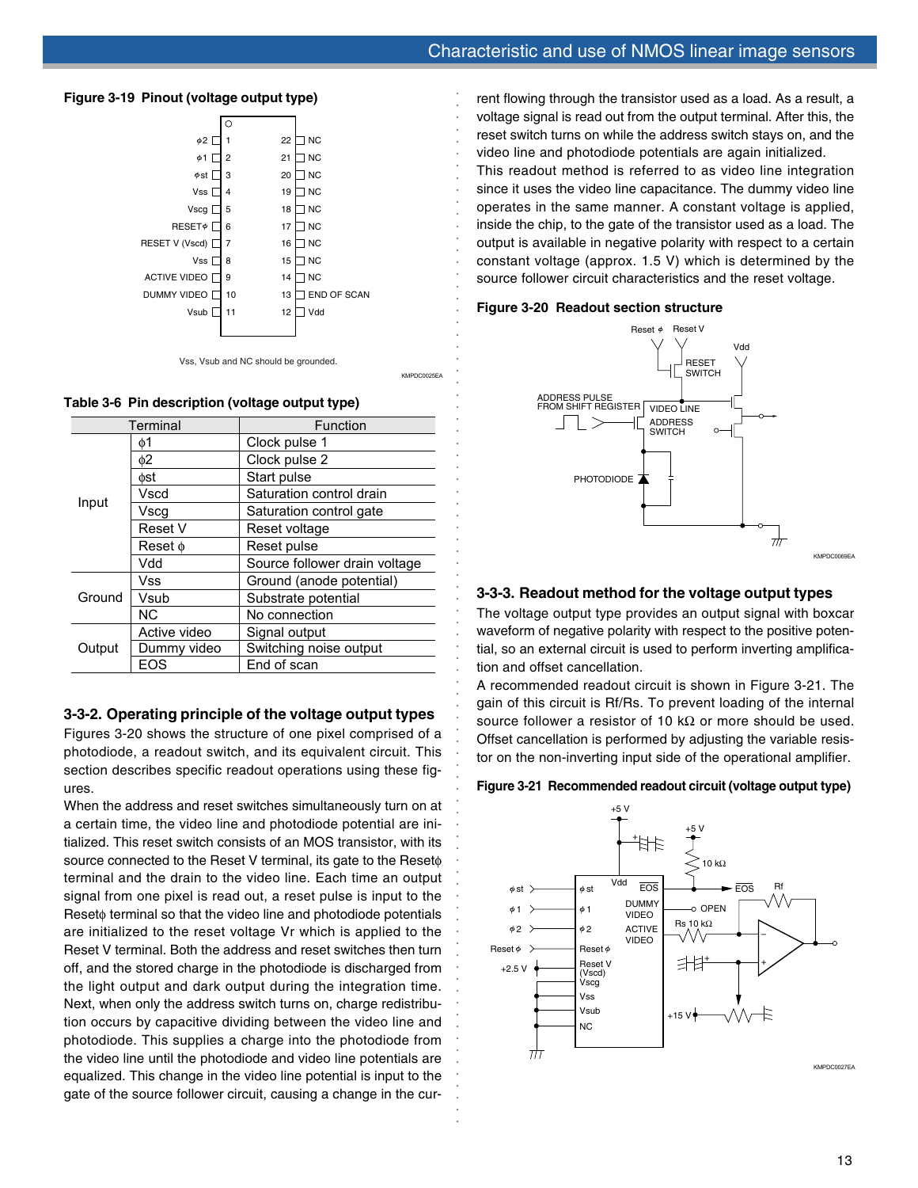**Figure 3-19 Pinout (voltage output type)**

Vss, Vsub and NC should be grounded.

**Table 3-6 Pin description (voltage output type)**

| Terminal | | Function |
|---|---|---|
| Input | ϕ1 | Clock pulse 1 |
| | ϕ2 | Clock pulse 2 |
| | ϕst | Start pulse |
| | Vscd | Saturation control drain |
| | Vscg | Saturation control gate |
| | Reset V | Reset voltage |
| | Reset ϕ | Reset pulse |
| | Vdd | Source follower drain voltage |
| Ground | Vss | Ground (anode potential) |
| | Vsub | Substrate potential |
| | NC | No connection |
| Output | Active video | Signal output |
| | Dummy video | Switching noise output |
| | EOS | End of scan |

### 3-3-2. Operating principle of the voltage output types

Figures 3-20 shows the structure of one pixel comprised of a photodiode, a readout switch, and its equivalent circuit. This section describes specific readout operations using these figures.

When the address and reset switches simultaneously turn on at a certain time, the video line and photodiode potential are initialized. This reset switch consists of an MOS transistor, with its source connected to the Reset V terminal, its gate to the Resetϕ terminal and the drain to the video line. Each time an output signal from one pixel is read out, a reset pulse is input to the Resetϕ terminal so that the video line and photodiode potentials are initialized to the reset voltage Vr which is applied to the Reset V terminal. Both the address and reset switches then turn off, and the stored charge in the photodiode is discharged from the light output and dark output during the integration time. Next, when only the address switch turns on, charge redistribution occurs by capacitive dividing between the video line and photodiode. This supplies a charge into the photodiode from the video line until the photodiode and video line potentials are equalized. This change in the video line potential is input to the gate of the source follower circuit, causing a change in the current flowing through the transistor used as a load. As a result, a voltage signal is read out from the output terminal. After this, the reset switch turns on while the address switch stays on, and the video line and photodiode potentials are again initialized.

This readout method is referred to as video line integration since it uses the video line capacitance. The dummy video line operates in the same manner. A constant voltage is applied, inside the chip, to the gate of the transistor used as a load. The output is available in negative polarity with respect to a certain constant voltage (approx. 1.5 V) which is determined by the source follower circuit characteristics and the reset voltage.

**Figure 3-20 Readout section structure**

### 3-3-3. Readout method for the voltage output types

The voltage output type provides an output signal with boxcar waveform of negative polarity with respect to the positive potential, so an external circuit is used to perform inverting amplification and offset cancellation.

A recommended readout circuit is shown in Figure 3-21. The gain of this circuit is Rf/Rs. To prevent loading of the internal source follower a resistor of 10 kΩ or more should be used. Offset cancellation is performed by adjusting the variable resistor on the non-inverting input side of the operational amplifier.

**Figure 3-21 Recommended readout circuit (voltage output type)**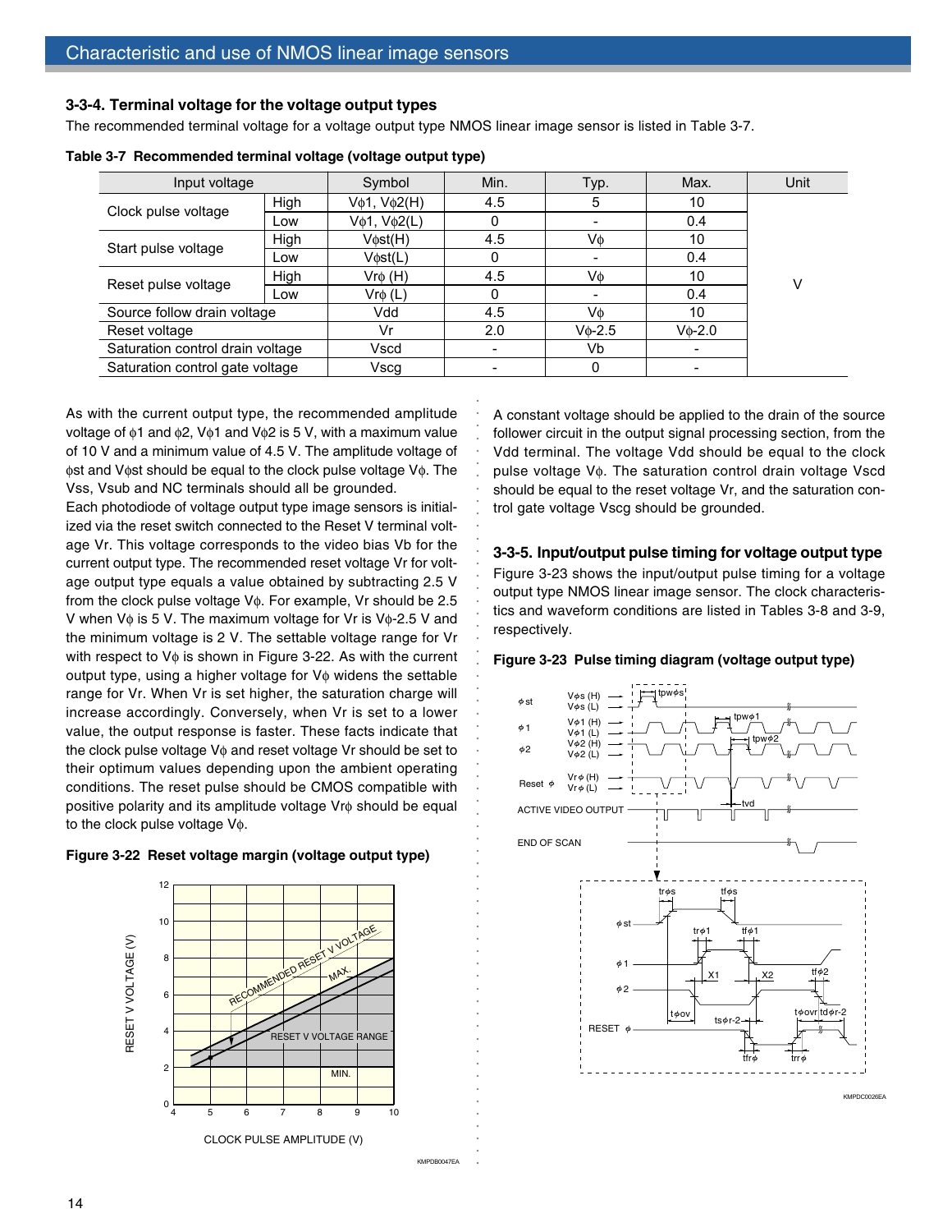### 3-3-4. Terminal voltage for the voltage output types

The recommended terminal voltage for a voltage output type NMOS linear image sensor is listed in Table 3-7.

**Table 3-7 Recommended terminal voltage (voltage output type)**

| Input voltage | | Symbol | Min. | Typ. | Max. | Unit |
|---|---|---|---|---|---|---|
| Clock pulse voltage | High | Vϕ1, Vϕ2(H) | 4.5 | 5 | 10 | V |
| | Low | Vϕ1, Vϕ2(L) | 0 | - | 0.4 | |
| Start pulse voltage | High | Vϕst(H) | 4.5 | Vϕ | 10 | |
| | Low | Vϕst(L) | 0 | - | 0.4 | |
| Reset pulse voltage | High | Vrϕ (H) | 4.5 | Vϕ | 10 | |
| | Low | Vrϕ (L) | 0 | - | 0.4 | |
| Source follow drain voltage | | Vdd | 4.5 | Vϕ | 10 | |
| Reset voltage | | Vr | 2.0 | Vϕ-2.5 | Vϕ-2.0 | |
| Saturation control drain voltage | | Vscd | - | Vb | - | |
| Saturation control gate voltage | | Vscg | - | 0 | - | |

As with the current output type, the recommended amplitude voltage of ϕ1 and ϕ2, Vϕ1 and Vϕ2 is 5 V, with a maximum value of 10 V and a minimum value of 4.5 V. The amplitude voltage of ϕst and Vϕst should be equal to the clock pulse voltage Vϕ. The Vss, Vsub and NC terminals should all be grounded.

Each photodiode of voltage output type image sensors is initialized via the reset switch connected to the Reset V terminal voltage Vr. This voltage corresponds to the video bias Vb for the current output type. The recommended reset voltage Vr for voltage output type equals a value obtained by subtracting 2.5 V from the clock pulse voltage Vϕ. For example, Vr should be 2.5 V when Vϕ is 5 V. The maximum voltage for Vr is Vϕ-2.5 V and the minimum voltage is 2 V. The settable voltage range for Vr with respect to Vϕ is shown in Figure 3-22. As with the current output type, using a higher voltage for Vϕ widens the settable range for Vr. When Vr is set higher, the saturation charge will increase accordingly. Conversely, when Vr is set to a lower value, the output response is faster. These facts indicate that the clock pulse voltage Vϕ and reset voltage Vr should be set to their optimum values depending upon the ambient operating conditions. The reset pulse should be CMOS compatible with positive polarity and its amplitude voltage Vrϕ should be equal to the clock pulse voltage Vϕ.

**Figure 3-22 Reset voltage margin (voltage output type)**

A constant voltage should be applied to the drain of the source follower circuit in the output signal processing section, from the Vdd terminal. The voltage Vdd should be equal to the clock pulse voltage Vϕ. The saturation control drain voltage Vscd should be equal to the reset voltage Vr, and the saturation control gate voltage Vscg should be grounded.

### 3-3-5. Input/output pulse timing for voltage output type

Figure 3-23 shows the input/output pulse timing for a voltage output type NMOS linear image sensor. The clock characteristics and waveform conditions are listed in Tables 3-8 and 3-9, respectively.

**Figure 3-23 Pulse timing diagram (voltage output type)**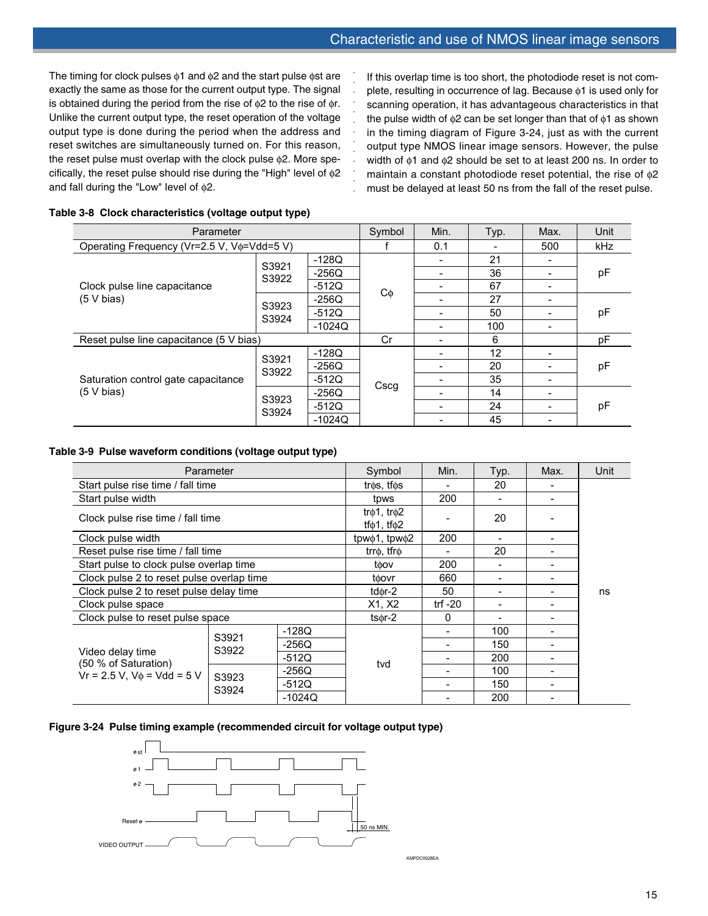The timing for clock pulses ϕ1 and ϕ2 and the start pulse ϕst are exactly the same as those for the current output type. The signal is obtained during the period from the rise of ϕ2 to the rise of ϕr. Unlike the current output type, the reset operation of the voltage output type is done during the period when the address and reset switches are simultaneously turned on. For this reason, the reset pulse must overlap with the clock pulse ϕ2. More specifically, the reset pulse should rise during the "High" level of ϕ2 and fall during the "Low" level of ϕ2.

If this overlap time is too short, the photodiode reset is not complete, resulting in occurrence of lag. Because ϕ1 is used only for scanning operation, it has advantageous characteristics in that the pulse width of ϕ2 can be set longer than that of ϕ1 as shown in the timing diagram of Figure 3-24, just as with the current output type NMOS linear image sensors. However, the pulse width of ϕ1 and ϕ2 should be set to at least 200 ns. In order to maintain a constant photodiode reset potential, the rise of ϕ2 must be delayed at least 50 ns from the fall of the reset pulse.

**Table 3-8 Clock characteristics (voltage output type)**

| Parameter | | | Symbol | Min. | Typ. | Max. | Unit |
|---|---|---|---|---|---|---|---|
| Operating Frequency (Vr=2.5 V, Vϕ=Vdd=5 V) | | | f | 0.1 | - | 500 | kHz |
| Clock pulse line capacitance (5 V bias) | S3921 S3922 | -128Q | Cϕ | - | 21 | - | pF |
| | | -256Q | | - | 36 | - | |
| | | -512Q | | - | 67 | - | |
| | S3923 S3924 | -256Q | | - | 27 | - | pF |
| | | -512Q | | - | 50 | - | |
| | | -1024Q | | - | 100 | - | |
| Reset pulse line capacitance (5 V bias) | | | Cr | - | 6 | | pF |
| Saturation control gate capacitance (5 V bias) | S3921 S3922 | -128Q | Cscg | - | 12 | - | pF |
| | | -256Q | | - | 20 | - | |
| | | -512Q | | - | 35 | - | |
| | S3923 S3924 | -256Q | | - | 14 | - | pF |
| | | -512Q | | - | 24 | - | |
| | | -1024Q | | - | 45 | - | |

**Table 3-9 Pulse waveform conditions (voltage output type)**

| Parameter | | | Symbol | Min. | Typ. | Max. | Unit |
|---|---|---|---|---|---|---|---|
| Start pulse rise time / fall time | | | trϕs, tfϕs | - | 20 | - | ns |
| Start pulse width | | | tpws | 200 | - | - | |
| Clock pulse rise time / fall time | | | trϕ1, trϕ2 tfϕ1, tfϕ2 | - | 20 | - | |
| Clock pulse width | | | tpwϕ1, tpwϕ2 | 200 | - | - | |
| Reset pulse rise time / fall time | | | trrϕ, tfrϕ | - | 20 | - | |
| Start pulse to clock pulse overlap time | | | tϕov | 200 | - | - | |
| Clock pulse 2 to reset pulse overlap time | | | tϕovr | 660 | - | - | |
| Clock pulse 2 to reset pulse delay time | | | tdϕr-2 | 50 | - | - | |
| Clock pulse space | | | X1, X2 | trf -20 | - | - | |
| Clock pulse to reset pulse space | | | tsϕr-2 | 0 | - | - | |
| Video delay time (50 % of Saturation) Vr = 2.5 V, Vϕ = Vdd = 5 V | S3921 S3922 | -128Q | tvd | - | 100 | - | |
| | | -256Q | | - | 150 | - | |
| | | -512Q | | - | 200 | - | |
| | S3923 S3924 | -256Q | | - | 100 | - | |
| | | -512Q | | - | 150 | - | |
| | | -1024Q | | - | 200 | - | |

**Figure 3-24 Pulse timing example (recommended circuit for voltage output type)**

ϕst

ϕ1

ϕ2

Reset ϕ

50 ns MIN.

VIDEO OUTPUT

KMPDC0028EA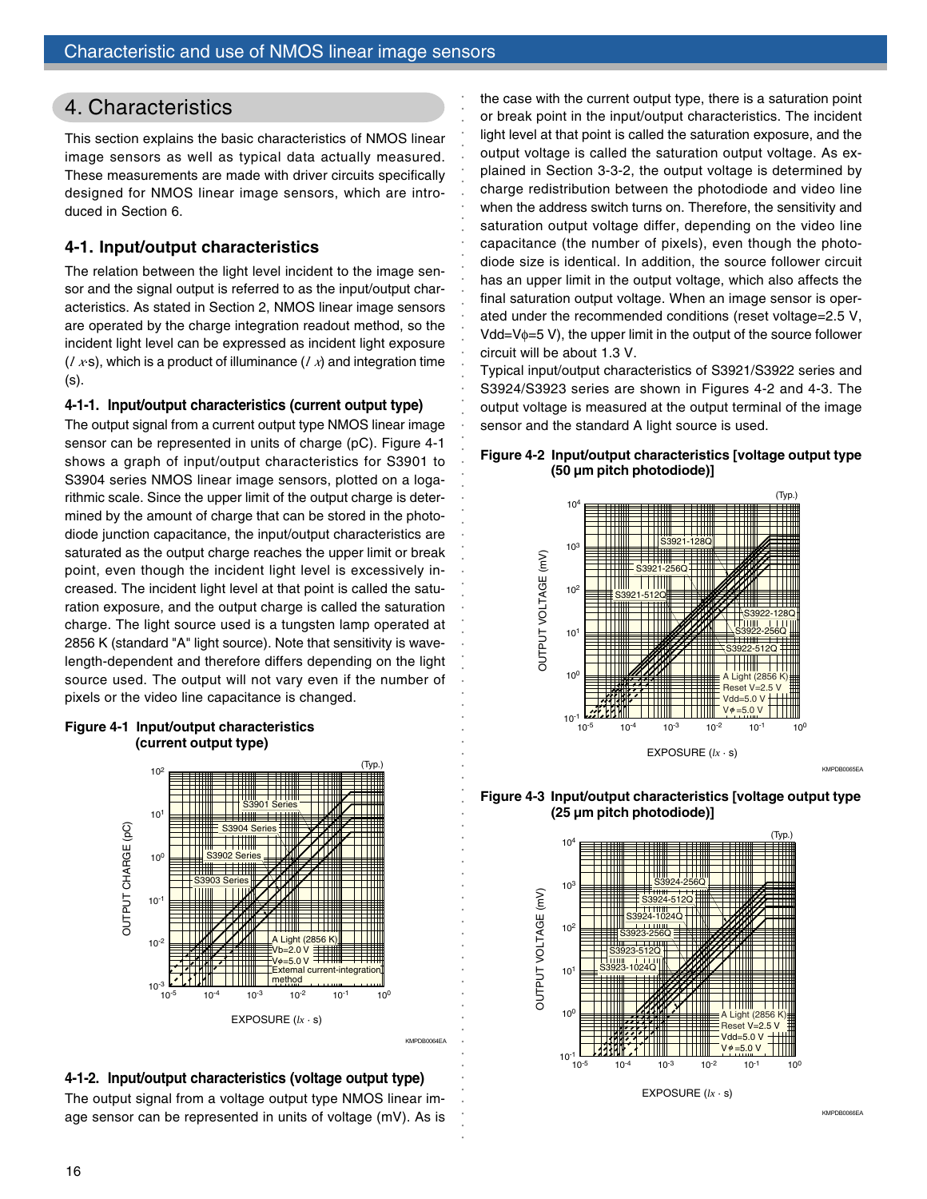# 4. Characteristics

This section explains the basic characteristics of NMOS linear image sensors as well as typical data actually measured. These measurements are made with driver circuits specifically designed for NMOS linear image sensors, which are introduced in Section 6.

## 4-1. Input/output characteristics

The relation between the light level incident to the image sensor and the signal output is referred to as the input/output characteristics. As stated in Section 2, NMOS linear image sensors are operated by the charge integration readout method, so the incident light level can be expressed as incident light exposure (*lx*·s), which is a product of illuminance (*lx*) and integration time (s).

### 4-1-1. Input/output characteristics (current output type)

The output signal from a current output type NMOS linear image sensor can be represented in units of charge (pC). Figure 4-1 shows a graph of input/output characteristics for S3901 to S3904 series NMOS linear image sensors, plotted on a logarithmic scale. Since the upper limit of the output charge is determined by the amount of charge that can be stored in the photodiode junction capacitance, the input/output characteristics are saturated as the output charge reaches the upper limit or break point, even though the incident light level is excessively increased. The incident light level at that point is called the saturation exposure, and the output charge is called the saturation charge. The light source used is a tungsten lamp operated at 2856 K (standard "A" light source). Note that sensitivity is wavelength-dependent and therefore differs depending on the light source used. The output will not vary even if the number of pixels or the video line capacitance is changed.

**Figure 4-1 Input/output characteristics (current output type)**

### 4-1-2. Input/output characteristics (voltage output type)

The output signal from a voltage output type NMOS linear image sensor can be represented in units of voltage (mV). As is the case with the current output type, there is a saturation point or break point in the input/output characteristics. The incident light level at that point is called the saturation exposure, and the output voltage is called the saturation output voltage. As explained in Section 3-3-2, the output voltage is determined by charge redistribution between the photodiode and video line when the address switch turns on. Therefore, the sensitivity and saturation output voltage differ, depending on the video line capacitance (the number of pixels), even though the photodiode size is identical. In addition, the source follower circuit has an upper limit in the output voltage, which also affects the final saturation output voltage. When an image sensor is operated under the recommended conditions (reset voltage=2.5 V, Vdd=Vϕ=5 V), the upper limit in the output of the source follower circuit will be about 1.3 V.

Typical input/output characteristics of S3921/S3922 series and S3924/S3923 series are shown in Figures 4-2 and 4-3. The output voltage is measured at the output terminal of the image sensor and the standard A light source is used.

**Figure 4-2 Input/output characteristics [voltage output type (50 µm pitch photodiode)]**

**Figure 4-3 Input/output characteristics [voltage output type (25 µm pitch photodiode)]**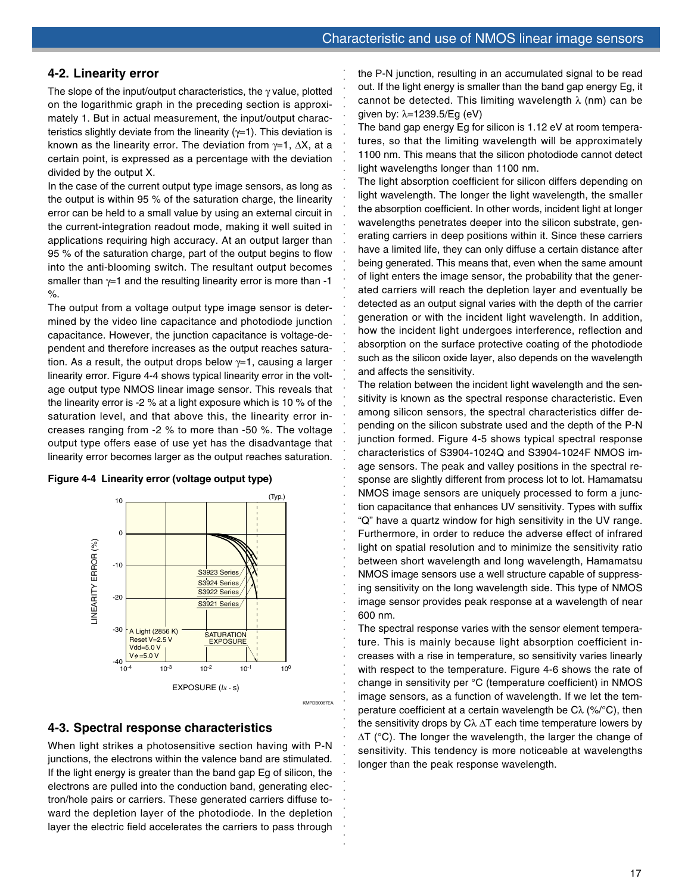## 4-2. Linearity error

The slope of the input/output characteristics, the γ value, plotted on the logarithmic graph in the preceding section is approximately 1. But in actual measurement, the input/output characteristics slightly deviate from the linearity (γ=1). This deviation is known as the linearity error. The deviation from γ=1, ΔX, at a certain point, is expressed as a percentage with the deviation divided by the output X.

In the case of the current output type image sensors, as long as the output is within 95 % of the saturation charge, the linearity error can be held to a small value by using an external circuit in the current-integration readout mode, making it well suited in applications requiring high accuracy. At an output larger than 95 % of the saturation charge, part of the output begins to flow into the anti-blooming switch. The resultant output becomes smaller than γ=1 and the resulting linearity error is more than -1 %.

The output from a voltage output type image sensor is determined by the video line capacitance and photodiode junction capacitance. However, the junction capacitance is voltage-dependent and therefore increases as the output reaches saturation. As a result, the output drops below γ=1, causing a larger linearity error. Figure 4-4 shows typical linearity error in the voltage output type NMOS linear image sensor. This reveals that the linearity error is -2 % at a light exposure which is 10 % of the saturation level, and that above this, the linearity error increases ranging from -2 % to more than -50 %. The voltage output type offers ease of use yet has the disadvantage that linearity error becomes larger as the output reaches saturation.

**Figure 4-4 Linearity error (voltage output type)**

## 4-3. Spectral response characteristics

When light strikes a photosensitive section having with P-N junctions, the electrons within the valence band are stimulated. If the light energy is greater than the band gap Eg of silicon, the electrons are pulled into the conduction band, generating electron/hole pairs or carriers. These generated carriers diffuse toward the depletion layer of the photodiode. In the depletion layer the electric field accelerates the carriers to pass through the P-N junction, resulting in an accumulated signal to be read out. If the light energy is smaller than the band gap energy Eg, it cannot be detected. This limiting wavelength λ (nm) can be given by: λ=1239.5/Eg (eV)

The band gap energy Eg for silicon is 1.12 eV at room temperatures, so that the limiting wavelength will be approximately 1100 nm. This means that the silicon photodiode cannot detect light wavelengths longer than 1100 nm.

The light absorption coefficient for silicon differs depending on light wavelength. The longer the light wavelength, the smaller the absorption coefficient. In other words, incident light at longer wavelengths penetrates deeper into the silicon substrate, generating carriers in deep positions within it. Since these carriers have a limited life, they can only diffuse a certain distance after being generated. This means that, even when the same amount of light enters the image sensor, the probability that the generated carriers will reach the depletion layer and eventually be detected as an output signal varies with the depth of the carrier generation or with the incident light wavelength. In addition, how the incident light undergoes interference, reflection and absorption on the surface protective coating of the photodiode such as the silicon oxide layer, also depends on the wavelength and affects the sensitivity.

The relation between the incident light wavelength and the sensitivity is known as the spectral response characteristic. Even among silicon sensors, the spectral characteristics differ depending on the silicon substrate used and the depth of the P-N junction formed. Figure 4-5 shows typical spectral response characteristics of S3904-1024Q and S3904-1024F NMOS image sensors. The peak and valley positions in the spectral response are slightly different from process lot to lot. Hamamatsu NMOS image sensors are uniquely processed to form a junction capacitance that enhances UV sensitivity. Types with suffix "Q" have a quartz window for high sensitivity in the UV range. Furthermore, in order to reduce the adverse effect of infrared light on spatial resolution and to minimize the sensitivity ratio between short wavelength and long wavelength, Hamamatsu NMOS image sensors use a well structure capable of suppressing sensitivity on the long wavelength side. This type of NMOS image sensor provides peak response at a wavelength of near 600 nm.

The spectral response varies with the sensor element temperature. This is mainly because light absorption coefficient increases with a rise in temperature, so sensitivity varies linearly with respect to the temperature. Figure 4-6 shows the rate of change in sensitivity per °C (temperature coefficient) in NMOS image sensors, as a function of wavelength. If we let the temperature coefficient at a certain wavelength be Cλ (%/°C), then the sensitivity drops by Cλ ΔT each time temperature lowers by ΔT (°C). The longer the wavelength, the larger the change of sensitivity. This tendency is more noticeable at wavelengths longer than the peak response wavelength.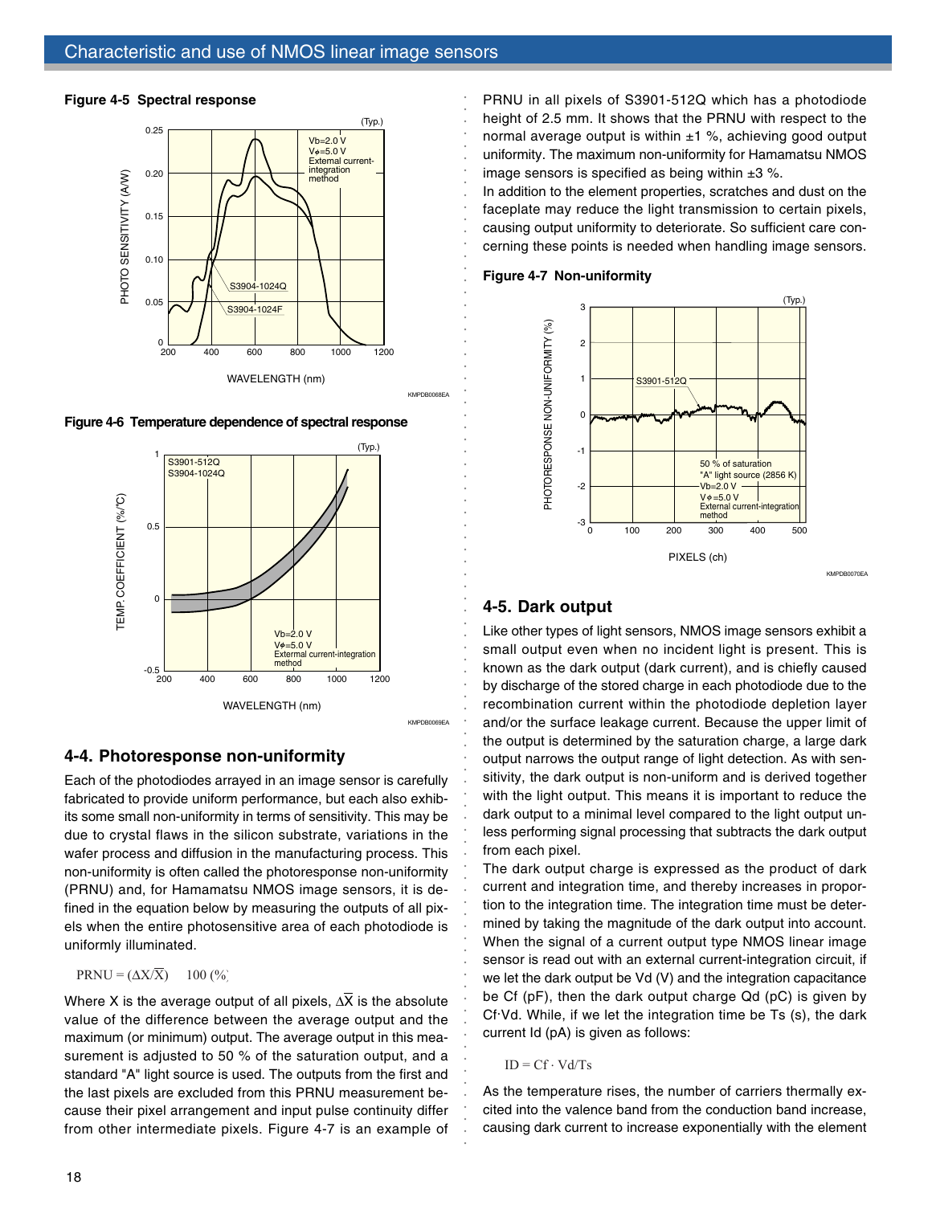**Figure 4-5 Spectral response**

**Figure 4-6 Temperature dependence of spectral response**

## 4-4. Photoresponse non-uniformity

Each of the photodiodes arrayed in an image sensor is carefully fabricated to provide uniform performance, but each also exhibits some small non-uniformity in terms of sensitivity. This may be due to crystal flaws in the silicon substrate, variations in the wafer process and diffusion in the manufacturing process. This non-uniformity is often called the photoresponse non-uniformity (PRNU) and, for Hamamatsu NMOS image sensors, it is defined in the equation below by measuring the outputs of all pixels when the entire photosensitive area of each photodiode is uniformly illuminated.

$$PRNU = (\Delta X/\overline{X}) \times 100\ (\%)$$

Where X is the average output of all pixels, $\Delta \overline{X}$ is the absolute value of the difference between the average output and the maximum (or minimum) output. The average output in this measurement is adjusted to 50 % of the saturation output, and a standard "A" light source is used. The outputs from the first and the last pixels are excluded from this PRNU measurement because their pixel arrangement and input pulse continuity differ from other intermediate pixels. Figure 4-7 is an example of PRNU in all pixels of S3901-512Q which has a photodiode height of 2.5 mm. It shows that the PRNU with respect to the normal average output is within ±1 %, achieving good output uniformity. The maximum non-uniformity for Hamamatsu NMOS image sensors is specified as being within ±3 %.

In addition to the element properties, scratches and dust on the faceplate may reduce the light transmission to certain pixels, causing output uniformity to deteriorate. So sufficient care concerning these points is needed when handling image sensors.

**Figure 4-7 Non-uniformity**

## 4-5. Dark output

Like other types of light sensors, NMOS image sensors exhibit a small output even when no incident light is present. This is known as the dark output (dark current), and is chiefly caused by discharge of the stored charge in each photodiode due to the recombination current within the photodiode depletion layer and/or the surface leakage current. Because the upper limit of the output is determined by the saturation charge, a large dark output narrows the output range of light detection. As with sensitivity, the dark output is non-uniform and is derived together with the light output. This means it is important to reduce the dark output to a minimal level compared to the light output unless performing signal processing that subtracts the dark output from each pixel.

The dark output charge is expressed as the product of dark current and integration time, and thereby increases in proportion to the integration time. The integration time must be determined by taking the magnitude of the dark output into account. When the signal of a current output type NMOS linear image sensor is read out with an external current-integration circuit, if we let the dark output be Vd (V) and the integration capacitance be Cf (pF), then the dark output charge Qd (pC) is given by Cf·Vd. While, if we let the integration time be Ts (s), the dark current Id (pA) is given as follows:

$$ID = Cf \cdot Vd/Ts$$

As the temperature rises, the number of carriers thermally excited into the valence band from the conduction band increase, causing dark current to increase exponentially with the element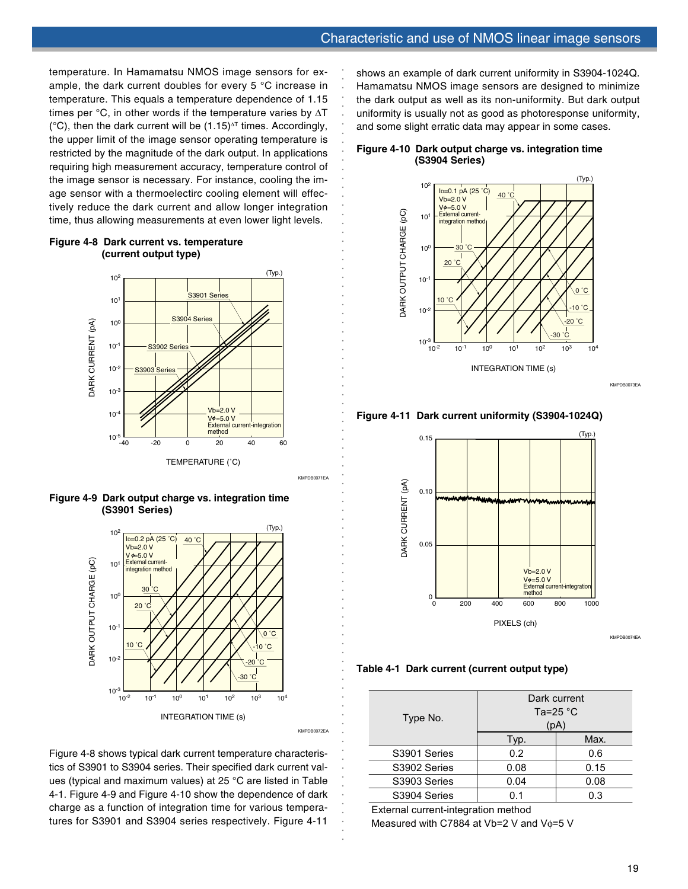temperature. In Hamamatsu NMOS image sensors for example, the dark current doubles for every 5 °C increase in temperature. This equals a temperature dependence of 1.15 times per °C, in other words if the temperature varies by $\Delta T$ (°C), then the dark current will be $(1.15)^{\Delta T}$ times. Accordingly, the upper limit of the image sensor operating temperature is restricted by the magnitude of the dark output. In applications requiring high measurement accuracy, temperature control of the image sensor is necessary. For instance, cooling the image sensor with a thermoelectirc cooling element will effectively reduce the dark current and allow longer integration time, thus allowing measurements at even lower light levels.

**Figure 4-8 Dark current vs. temperature (current output type)**

**Figure 4-9 Dark output charge vs. integration time (S3901 Series)**

Figure 4-8 shows typical dark current temperature characteristics of S3901 to S3904 series. Their specified dark current values (typical and maximum values) at 25 °C are listed in Table 4-1. Figure 4-9 and Figure 4-10 show the dependence of dark charge as a function of integration time for various temperatures for S3901 and S3904 series respectively. Figure 4-11 shows an example of dark current uniformity in S3904-1024Q. Hamamatsu NMOS image sensors are designed to minimize the dark output as well as its non-uniformity. But dark output uniformity is usually not as good as photoresponse uniformity, and some slight erratic data may appear in some cases.

**Figure 4-10 Dark output charge vs. integration time (S3904 Series)**

**Figure 4-11 Dark current uniformity (S3904-1024Q)**

**Table 4-1 Dark current (current output type)**

| Type No. | Dark current Ta=25 °C (pA) | |
|---|---|---|
| | Typ. | Max. |
| S3901 Series | 0.2 | 0.6 |
| S3902 Series | 0.08 | 0.15 |
| S3903 Series | 0.04 | 0.08 |
| S3904 Series | 0.1 | 0.3 |

External current-integration method
Measured with C7884 at Vb=2 V and Vϕ=5 V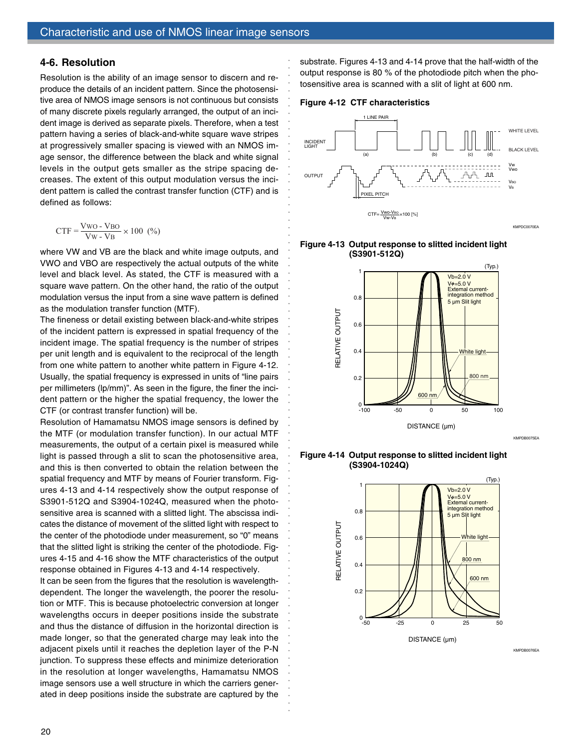## 4-6. Resolution

Resolution is the ability of an image sensor to discern and reproduce the details of an incident pattern. Since the photosensitive area of NMOS image sensors is not continuous but consists of many discrete pixels regularly arranged, the output of an incident image is derived as separate pixels. Therefore, when a test pattern having a series of black-and-white square wave stripes at progressively smaller spacing is viewed with an NMOS image sensor, the difference between the black and white signal levels in the output gets smaller as the stripe spacing decreases. The extent of this output modulation versus the incident pattern is called the contrast transfer function (CTF) and is defined as follows:

$$CTF = \frac{V_{WO} - V_{BO}}{V_W - V_B} \times 100 \ (\%)$$

where VW and VB are the black and white image outputs, and VWO and VBO are respectively the actual outputs of the white level and black level. As stated, the CTF is measured with a square wave pattern. On the other hand, the ratio of the output modulation versus the input from a sine wave pattern is defined as the modulation transfer function (MTF).

The fineness or detail existing between black-and-white stripes of the incident pattern is expressed in spatial frequency of the incident image. The spatial frequency is the number of stripes per unit length and is equivalent to the reciprocal of the length from one white pattern to another white pattern in Figure 4-12. Usually, the spatial frequency is expressed in units of "line pairs per millimeters (lp/mm)". As seen in the figure, the finer the incident pattern or the higher the spatial frequency, the lower the CTF (or contrast transfer function) will be.

Resolution of Hamamatsu NMOS image sensors is defined by the MTF (or modulation transfer function). In our actual MTF measurements, the output of a certain pixel is measured while light is passed through a slit to scan the photosensitive area, and this is then converted to obtain the relation between the spatial frequency and MTF by means of Fourier transform. Figures 4-13 and 4-14 respectively show the output response of S3901-512Q and S3904-1024Q, measured when the photosensitive area is scanned with a slitted light. The abscissa indicates the distance of movement of the slitted light with respect to the center of the photodiode under measurement, so "0" means that the slitted light is striking the center of the photodiode. Figures 4-15 and 4-16 show the MTF characteristics of the output response obtained in Figures 4-13 and 4-14 respectively.

It can be seen from the figures that the resolution is wavelength-dependent. The longer the wavelength, the poorer the resolution or MTF. This is because photoelectric conversion at longer wavelengths occurs in deeper positions inside the substrate and thus the distance of diffusion in the horizontal direction is made longer, so that the generated charge may leak into the adjacent pixels until it reaches the depletion layer of the P-N junction. To suppress these effects and minimize deterioration in the resolution at longer wavelengths, Hamamatsu NMOS image sensors use a well structure in which the carriers generated in deep positions inside the substrate are captured by the substrate. Figures 4-13 and 4-14 prove that the half-width of the output response is 80 % of the photodiode pitch when the photosensitive area is scanned with a slit of light at 600 nm.

**Figure 4-12 CTF characteristics**

**Figure 4-13 Output response to slitted incident light (S3901-512Q)**

**Figure 4-14 Output response to slitted incident light (S3904-1024Q)**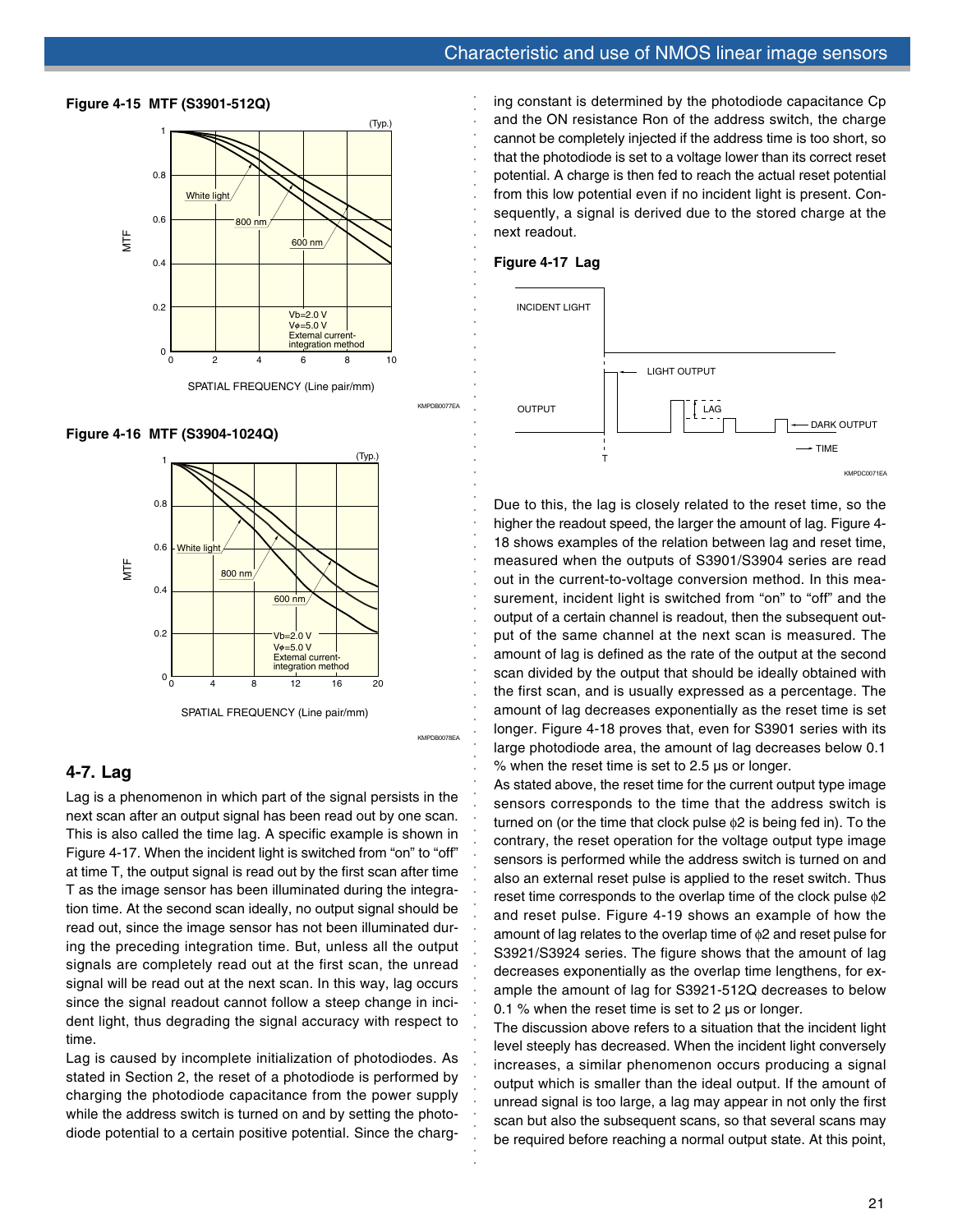**Figure 4-15 MTF (S3901-512Q)**

**Figure 4-16 MTF (S3904-1024Q)**

## 4-7. Lag

Lag is a phenomenon in which part of the signal persists in the next scan after an output signal has been read out by one scan. This is also called the time lag. A specific example is shown in Figure 4-17. When the incident light is switched from "on" to "off" at time T, the output signal is read out by the first scan after time T as the image sensor has been illuminated during the integration time. At the second scan ideally, no output signal should be read out, since the image sensor has not been illuminated during the preceding integration time. But, unless all the output signals are completely read out at the first scan, the unread signal will be read out at the next scan. In this way, lag occurs since the signal readout cannot follow a steep change in incident light, thus degrading the signal accuracy with respect to time.

Lag is caused by incomplete initialization of photodiodes. As stated in Section 2, the reset of a photodiode is performed by charging the photodiode capacitance from the power supply while the address switch is turned on and by setting the photodiode potential to a certain positive potential. Since the charging constant is determined by the photodiode capacitance Cp and the ON resistance Ron of the address switch, the charge cannot be completely injected if the address time is too short, so that the photodiode is set to a voltage lower than its correct reset potential. A charge is then fed to reach the actual reset potential from this low potential even if no incident light is present. Consequently, a signal is derived due to the stored charge at the next readout.

**Figure 4-17 Lag**

Due to this, the lag is closely related to the reset time, so the higher the readout speed, the larger the amount of lag. Figure 4-18 shows examples of the relation between lag and reset time, measured when the outputs of S3901/S3904 series are read out in the current-to-voltage conversion method. In this measurement, incident light is switched from "on" to "off" and the output of a certain channel is readout, then the subsequent output of the same channel at the next scan is measured. The amount of lag is defined as the rate of the output at the second scan divided by the output that should be ideally obtained with the first scan, and is usually expressed as a percentage. The amount of lag decreases exponentially as the reset time is set longer. Figure 4-18 proves that, even for S3901 series with its large photodiode area, the amount of lag decreases below 0.1 % when the reset time is set to 2.5 µs or longer.

As stated above, the reset time for the current output type image sensors corresponds to the time that the address switch is turned on (or the time that clock pulse ϕ2 is being fed in). To the contrary, the reset operation for the voltage output type image sensors is performed while the address switch is turned on and also an external reset pulse is applied to the reset switch. Thus reset time corresponds to the overlap time of the clock pulse ϕ2 and reset pulse. Figure 4-19 shows an example of how the amount of lag relates to the overlap time of ϕ2 and reset pulse for S3921/S3924 series. The figure shows that the amount of lag decreases exponentially as the overlap time lengthens, for example the amount of lag for S3921-512Q decreases to below 0.1 % when the reset time is set to 2 µs or longer.

The discussion above refers to a situation that the incident light level steeply has decreased. When the incident light conversely increases, a similar phenomenon occurs producing a signal output which is smaller than the ideal output. If the amount of unread signal is too large, a lag may appear in not only the first scan but also the subsequent scans, so that several scans may be required before reaching a normal output state. At this point,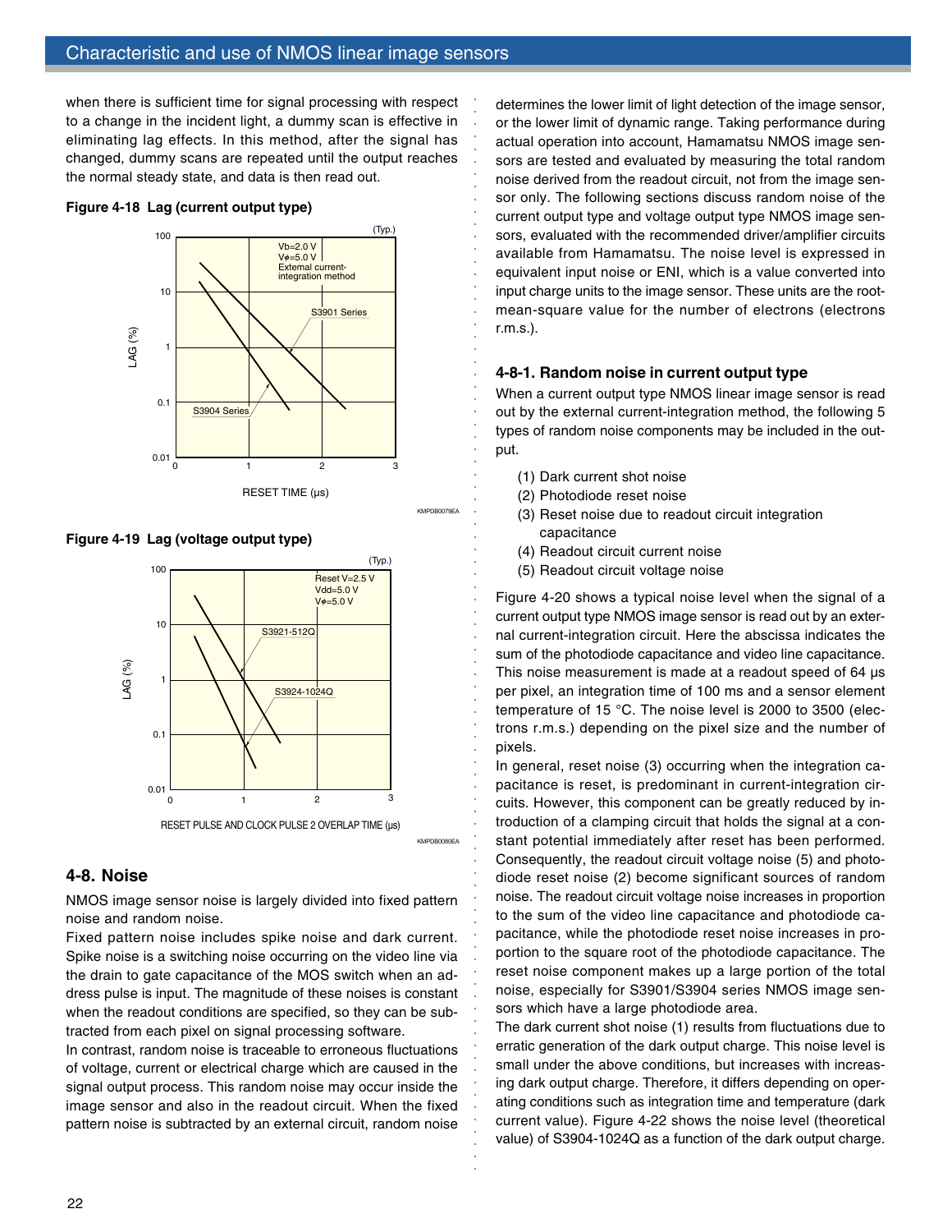when there is sufficient time for signal processing with respect to a change in the incident light, a dummy scan is effective in eliminating lag effects. In this method, after the signal has changed, dummy scans are repeated until the output reaches the normal steady state, and data is then read out.

**Figure 4-18 Lag (current output type)**

**Figure 4-19 Lag (voltage output type)**

## 4-8. Noise

NMOS image sensor noise is largely divided into fixed pattern noise and random noise.

Fixed pattern noise includes spike noise and dark current. Spike noise is a switching noise occurring on the video line via the drain to gate capacitance of the MOS switch when an address pulse is input. The magnitude of these noises is constant when the readout conditions are specified, so they can be subtracted from each pixel on signal processing software.

In contrast, random noise is traceable to erroneous fluctuations of voltage, current or electrical charge which are caused in the signal output process. This random noise may occur inside the image sensor and also in the readout circuit. When the fixed pattern noise is subtracted by an external circuit, random noise determines the lower limit of light detection of the image sensor, or the lower limit of dynamic range. Taking performance during actual operation into account, Hamamatsu NMOS image sensors are tested and evaluated by measuring the total random noise derived from the readout circuit, not from the image sensor only. The following sections discuss random noise of the current output type and voltage output type NMOS image sensors, evaluated with the recommended driver/amplifier circuits available from Hamamatsu. The noise level is expressed in equivalent input noise or ENI, which is a value converted into input charge units to the image sensor. These units are the root-mean-square value for the number of electrons (electrons r.m.s.).

### 4-8-1. Random noise in current output type

When a current output type NMOS linear image sensor is read out by the external current-integration method, the following 5 types of random noise components may be included in the output.

(1) Dark current shot noise
(2) Photodiode reset noise
(3) Reset noise due to readout circuit integration capacitance
(4) Readout circuit current noise
(5) Readout circuit voltage noise

Figure 4-20 shows a typical noise level when the signal of a current output type NMOS image sensor is read out by an external current-integration circuit. Here the abscissa indicates the sum of the photodiode capacitance and video line capacitance. This noise measurement is made at a readout speed of 64 µs per pixel, an integration time of 100 ms and a sensor element temperature of 15 °C. The noise level is 2000 to 3500 (electrons r.m.s.) depending on the pixel size and the number of pixels.

In general, reset noise (3) occurring when the integration capacitance is reset, is predominant in current-integration circuits. However, this component can be greatly reduced by introduction of a clamping circuit that holds the signal at a constant potential immediately after reset has been performed. Consequently, the readout circuit voltage noise (5) and photodiode reset noise (2) become significant sources of random noise. The readout circuit voltage noise increases in proportion to the sum of the video line capacitance and photodiode capacitance, while the photodiode reset noise increases in proportion to the square root of the photodiode capacitance. The reset noise component makes up a large portion of the total noise, especially for S3901/S3904 series NMOS image sensors which have a large photodiode area.

The dark current shot noise (1) results from fluctuations due to erratic generation of the dark output charge. This noise level is small under the above conditions, but increases with increasing dark output charge. Therefore, it differs depending on operating conditions such as integration time and temperature (dark current value). Figure 4-22 shows the noise level (theoretical value) of S3904-1024Q as a function of the dark output charge.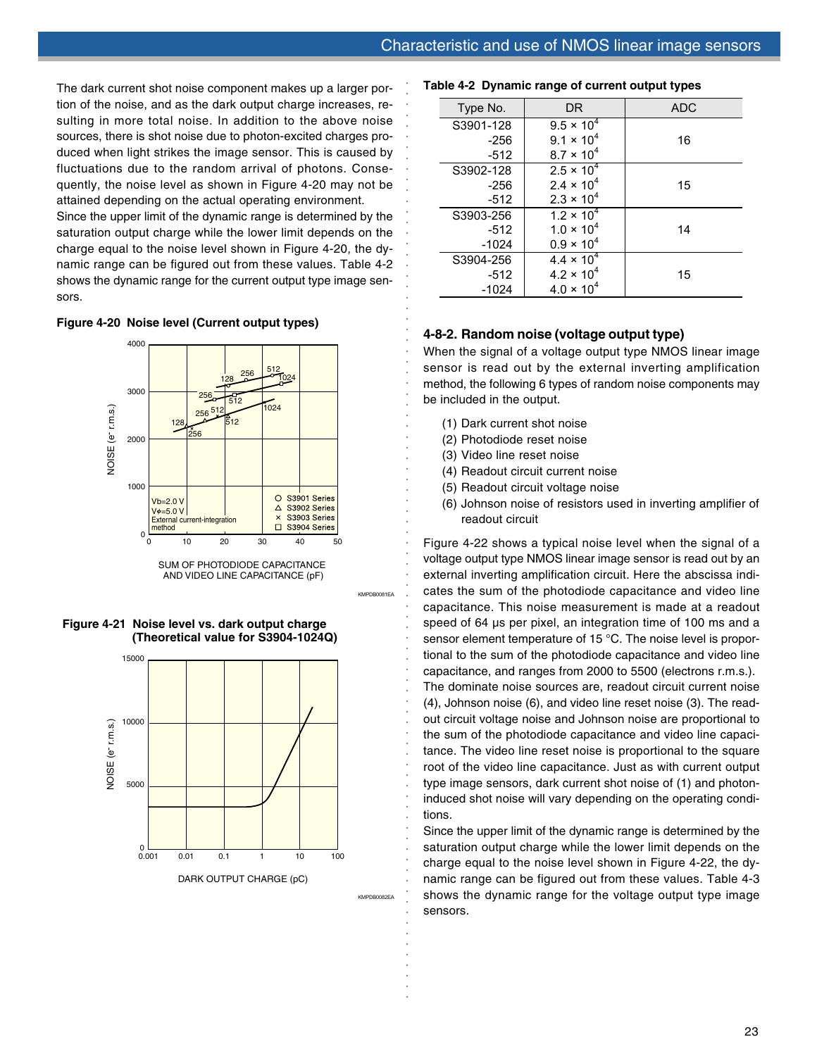The dark current shot noise component makes up a larger portion of the noise, and as the dark output charge increases, resulting in more total noise. In addition to the above noise sources, there is shot noise due to photon-excited charges produced when light strikes the image sensor. This is caused by fluctuations due to the random arrival of photons. Consequently, the noise level as shown in Figure 4-20 may not be attained depending on the actual operating environment.

Since the upper limit of the dynamic range is determined by the saturation output charge while the lower limit depends on the charge equal to the noise level shown in Figure 4-20, the dynamic range can be figured out from these values. Table 4-2 shows the dynamic range for the current output type image sensors.

**Figure 4-20 Noise level (Current output types)**

**Figure 4-21 Noise level vs. dark output charge (Theoretical value for S3904-1024Q)**

**Table 4-2 Dynamic range of current output types**

| Type No. | DR | ADC |
|---|---|---|
| S3901-128 | $9.5 \times 10^4$ | 16 |
| -256 | $9.1 \times 10^4$ | |
| -512 | $8.7 \times 10^4$ | |
| S3902-128 | $2.5 \times 10^4$ | 15 |
| -256 | $2.4 \times 10^4$ | |
| -512 | $2.3 \times 10^4$ | |
| S3903-256 | $1.2 \times 10^4$ | 14 |
| -512 | $1.0 \times 10^4$ | |
| -1024 | $0.9 \times 10^4$ | |
| S3904-256 | $4.4 \times 10^4$ | 15 |
| -512 | $4.2 \times 10^4$ | |
| -1024 | $4.0 \times 10^4$ | |

### 4-8-2. Random noise (voltage output type)

When the signal of a voltage output type NMOS linear image sensor is read out by the external inverting amplification method, the following 6 types of random noise components may be included in the output.

(1) Dark current shot noise
(2) Photodiode reset noise
(3) Video line reset noise
(4) Readout circuit current noise
(5) Readout circuit voltage noise
(6) Johnson noise of resistors used in inverting amplifier of readout circuit

Figure 4-22 shows a typical noise level when the signal of a voltage output type NMOS linear image sensor is read out by an external inverting amplification circuit. Here the abscissa indicates the sum of the photodiode capacitance and video line capacitance. This noise measurement is made at a readout speed of 64 µs per pixel, an integration time of 100 ms and a sensor element temperature of 15 °C. The noise level is proportional to the sum of the photodiode capacitance and video line capacitance, and ranges from 2000 to 5500 (electrons r.m.s.).

The dominate noise sources are, readout circuit current noise (4), Johnson noise (6), and video line reset noise (3). The readout circuit voltage noise and Johnson noise are proportional to the sum of the photodiode capacitance and video line capacitance. The video line reset noise is proportional to the square root of the video line capacitance. Just as with current output type image sensors, dark current shot noise of (1) and photon-induced shot noise will vary depending on the operating conditions.

Since the upper limit of the dynamic range is determined by the saturation output charge while the lower limit depends on the charge equal to the noise level shown in Figure 4-22, the dynamic range can be figured out from these values. Table 4-3 shows the dynamic range for the voltage output type image sensors.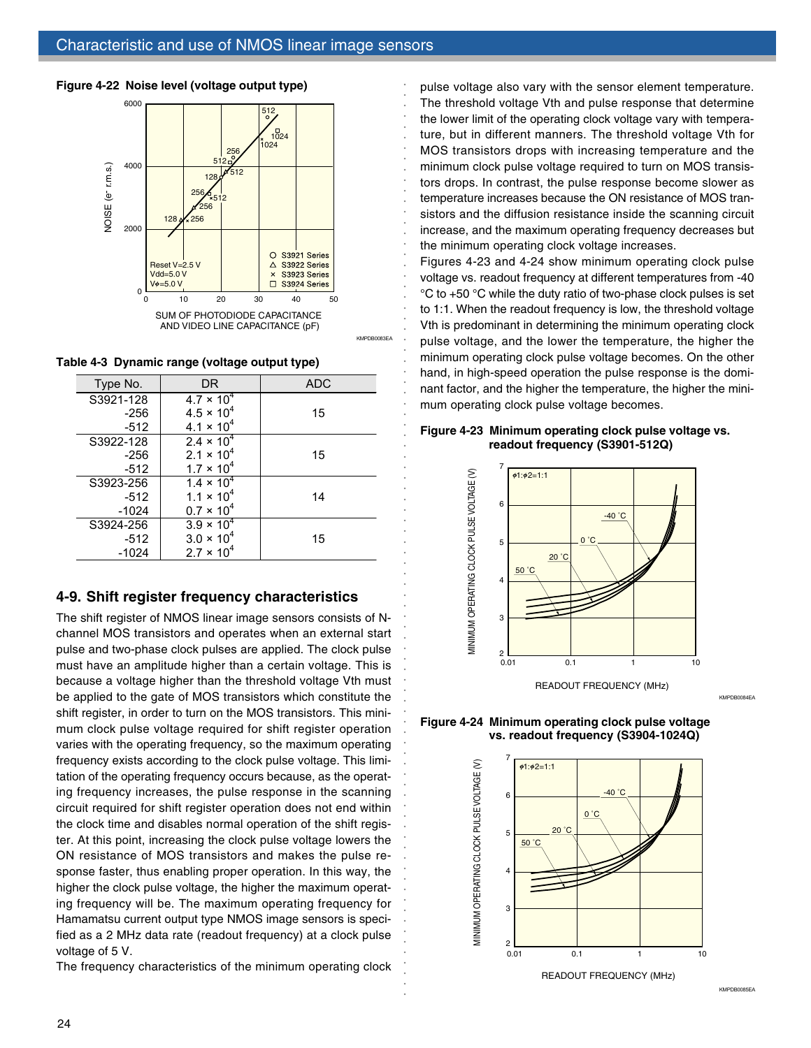**Figure 4-22 Noise level (voltage output type)**

**Table 4-3 Dynamic range (voltage output type)**

| Type No. | DR | ADC |
|---|---|---|
| S3921-128 | $4.7 \times 10^4$ | |
| -256 | $4.5 \times 10^4$ | 15 |
| -512 | $4.1 \times 10^4$ | |
| S3922-128 | $2.4 \times 10^4$ | |
| -256 | $2.1 \times 10^4$ | 15 |
| -512 | $1.7 \times 10^4$ | |
| S3923-256 | $1.4 \times 10^4$ | |
| -512 | $1.1 \times 10^4$ | 14 |
| -1024 | $0.7 \times 10^4$ | |
| S3924-256 | $3.9 \times 10^4$ | |
| -512 | $3.0 \times 10^4$ | 15 |
| -1024 | $2.7 \times 10^4$ | |

## 4-9. Shift register frequency characteristics

The shift register of NMOS linear image sensors consists of N-channel MOS transistors and operates when an external start pulse and two-phase clock pulses are applied. The clock pulse must have an amplitude higher than a certain voltage. This is because a voltage higher than the threshold voltage Vth must be applied to the gate of MOS transistors which constitute the shift register, in order to turn on the MOS transistors. This minimum clock pulse voltage required for shift register operation varies with the operating frequency, so the maximum operating frequency exists according to the clock pulse voltage. This limitation of the operating frequency occurs because, as the operating frequency increases, the pulse response in the scanning circuit required for shift register operation does not end within the clock time and disables normal operation of the shift register. At this point, increasing the clock pulse voltage lowers the ON resistance of MOS transistors and makes the pulse response faster, thus enabling proper operation. In this way, the higher the clock pulse voltage, the higher the maximum operating frequency will be. The maximum operating frequency for Hamamatsu current output type NMOS image sensors is specified as a 2 MHz data rate (readout frequency) at a clock pulse voltage of 5 V.

The frequency characteristics of the minimum operating clock pulse voltage also vary with the sensor element temperature. The threshold voltage Vth and pulse response that determine the lower limit of the operating clock voltage vary with temperature, but in different manners. The threshold voltage Vth for MOS transistors drops with increasing temperature and the minimum clock pulse voltage required to turn on MOS transistors drops. In contrast, the pulse response become slower as temperature increases because the ON resistance of MOS transistors and the diffusion resistance inside the scanning circuit increase, and the maximum operating frequency decreases but the minimum operating clock voltage increases.

Figures 4-23 and 4-24 show minimum operating clock pulse voltage vs. readout frequency at different temperatures from -40 °C to +50 °C while the duty ratio of two-phase clock pulses is set to 1:1. When the readout frequency is low, the threshold voltage Vth is predominant in determining the minimum operating clock pulse voltage, and the lower the temperature, the higher the minimum operating clock pulse voltage becomes. On the other hand, in high-speed operation the pulse response is the dominant factor, and the higher the temperature, the higher the minimum operating clock pulse voltage becomes.

**Figure 4-23 Minimum operating clock pulse voltage vs. readout frequency (S3901-512Q)**

**Figure 4-24 Minimum operating clock pulse voltage vs. readout frequency (S3904-1024Q)**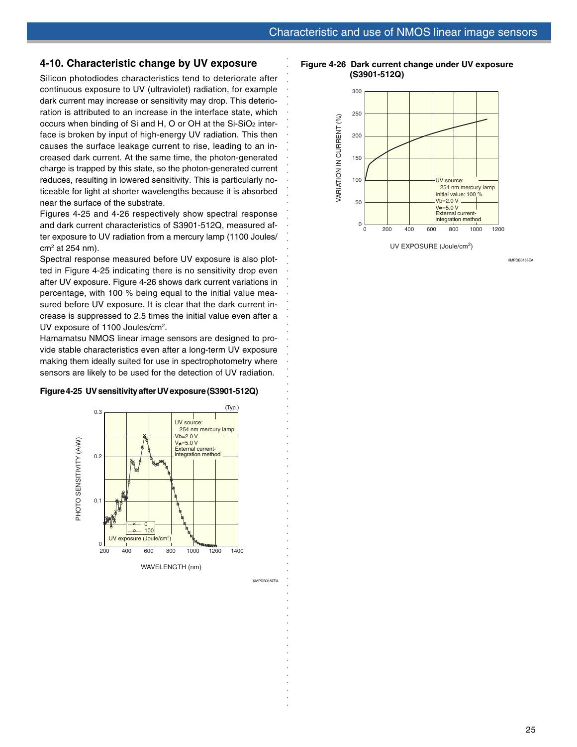## 4-10. Characteristic change by UV exposure

Silicon photodiodes characteristics tend to deteriorate after continuous exposure to UV (ultraviolet) radiation, for example dark current may increase or sensitivity may drop. This deterioration is attributed to an increase in the interface state, which occurs when binding of Si and H, O or OH at the Si-$SiO_2$ interface is broken by input of high-energy UV radiation. This then causes the surface leakage current to rise, leading to an increased dark current. At the same time, the photon-generated charge is trapped by this state, so the photon-generated current reduces, resulting in lowered sensitivity. This is particularly noticeable for light at shorter wavelengths because it is absorbed near the surface of the substrate.

Figures 4-25 and 4-26 respectively show spectral response and dark current characteristics of S3901-512Q, measured after exposure to UV radiation from a mercury lamp (1100 Joules/$cm^2$ at 254 nm).

Spectral response measured before UV exposure is also plotted in Figure 4-25 indicating there is no sensitivity drop even after UV exposure. Figure 4-26 shows dark current variations in percentage, with 100 % being equal to the initial value measured before UV exposure. It is clear that the dark current increase is suppressed to 2.5 times the initial value even after a UV exposure of 1100 Joules/$cm^2$.

Hamamatsu NMOS linear image sensors are designed to provide stable characteristics even after a long-term UV exposure making them ideally suited for use in spectrophotometry where sensors are likely to be used for the detection of UV radiation.

**Figure 4-25 UV sensitivity after UV exposure (S3901-512Q)**

**Figure 4-26 Dark current change under UV exposure (S3901-512Q)**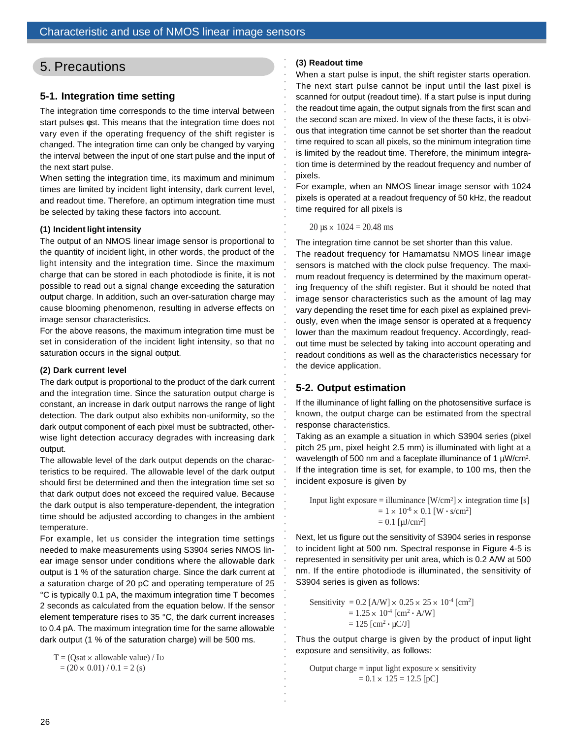## 5. Precautions

### 5-1. Integration time setting

The integration time corresponds to the time interval between start pulses φst. This means that the integration time does not vary even if the operating frequency of the shift register is changed. The integration time can only be changed by varying the interval between the input of one start pulse and the input of the next start pulse.

When setting the integration time, its maximum and minimum times are limited by incident light intensity, dark current level, and readout time. Therefore, an optimum integration time must be selected by taking these factors into account.

**(1) Incident light intensity**

The output of an NMOS linear image sensor is proportional to the quantity of incident light, in other words, the product of the light intensity and the integration time. Since the maximum charge that can be stored in each photodiode is finite, it is not possible to read out a signal change exceeding the saturation output charge. In addition, such an over-saturation charge may cause blooming phenomenon, resulting in adverse effects on image sensor characteristics.

For the above reasons, the maximum integration time must be set in consideration of the incident light intensity, so that no saturation occurs in the signal output.

**(2) Dark current level**

The dark output is proportional to the product of the dark current and the integration time. Since the saturation output charge is constant, an increase in dark output narrows the range of light detection. The dark output also exhibits non-uniformity, so the dark output component of each pixel must be subtracted, otherwise light detection accuracy degrades with increasing dark output.

The allowable level of the dark output depends on the characteristics to be required. The allowable level of the dark output should first be determined and then the integration time set so that dark output does not exceed the required value. Because the dark output is also temperature-dependent, the integration time should be adjusted according to changes in the ambient temperature.

For example, let us consider the integration time settings needed to make measurements using S3904 series NMOS linear image sensor under conditions where the allowable dark output is 1 % of the saturation charge. Since the dark current at a saturation charge of 20 pC and operating temperature of 25 °C is typically 0.1 pA, the maximum integration time T becomes 2 seconds as calculated from the equation below. If the sensor element temperature rises to 35 °C, the dark current increases to 0.4 pA. The maximum integration time for the same allowable dark output (1 % of the saturation charge) will be 500 ms.

$$
\begin{aligned}
T &= (Q_{sat} \times \text{allowable value}) / I_D \\
&= (20 \times 0.01) / 0.1 = 2 \text{ (s)}
\end{aligned}
$$

**(3) Readout time**

When a start pulse is input, the shift register starts operation. The next start pulse cannot be input until the last pixel is scanned for output (readout time). If a start pulse is input during the readout time again, the output signals from the first scan and the second scan are mixed. In view of the these facts, it is obvious that integration time cannot be set shorter than the readout time required to scan all pixels, so the minimum integration time is limited by the readout time. Therefore, the minimum integration time is determined by the readout frequency and number of pixels.

For example, when an NMOS linear image sensor with 1024 pixels is operated at a readout frequency of 50 kHz, the readout time required for all pixels is

$$20 \text{ µs} \times 1024 = 20.48 \text{ ms}$$

The integration time cannot be set shorter than this value.

The readout frequency for Hamamatsu NMOS linear image sensors is matched with the clock pulse frequency. The maximum readout frequency is determined by the maximum operating frequency of the shift register. But it should be noted that image sensor characteristics such as the amount of lag may vary depending the reset time for each pixel as explained previously, even when the image sensor is operated at a frequency lower than the maximum readout frequency. Accordingly, readout time must be selected by taking into account operating and readout conditions as well as the characteristics necessary for the device application.

### 5-2. Output estimation

If the illuminance of light falling on the photosensitive surface is known, the output charge can be estimated from the spectral response characteristics.

Taking as an example a situation in which S3904 series (pixel pitch 25 µm, pixel height 2.5 mm) is illuminated with light at a wavelength of 500 nm and a faceplate illuminance of 1 µW/cm². If the integration time is set, for example, to 100 ms, then the incident exposure is given by

$$
\begin{aligned}
\text{Input light exposure} &= \text{illuminance [W/cm}^2] \times \text{integration time [s]} \\
&= 1 \times 10^{-6} \times 0.1 \text{ [W} \cdot \text{s/cm}^2] \\
&= 0.1 \text{ [µJ/cm}^2]
\end{aligned}
$$

Next, let us figure out the sensitivity of S3904 series in response to incident light at 500 nm. Spectral response in Figure 4-5 is represented in sensitivity per unit area, which is 0.2 A/W at 500 nm. If the entire photodiode is illuminated, the sensitivity of S3904 series is given as follows:

$$
\begin{aligned}
\text{Sensitivity} &= 0.2 \text{ [A/W]} \times 0.25 \times 25 \times 10^{-4} \text{ [cm}^2] \\
&= 1.25 \times 10^{-4} \text{ [cm}^2 \cdot \text{A/W]} \\
&= 125 \text{ [cm}^2 \cdot \text{µC/J]}
\end{aligned}
$$

Thus the output charge is given by the product of input light exposure and sensitivity, as follows:

$$
\begin{aligned}
\text{Output charge} &= \text{input light exposure} \times \text{sensitivity} \\
&= 0.1 \times 125 = 12.5 \text{ [pC]}
\end{aligned}
$$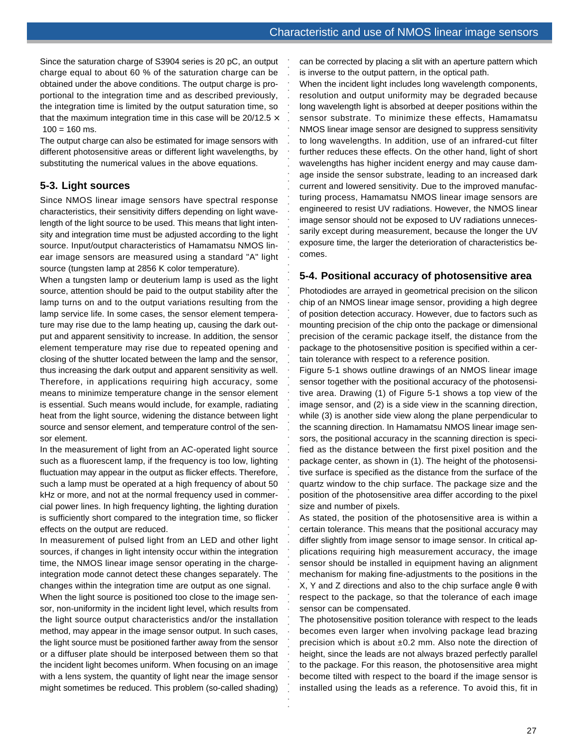Since the saturation charge of S3904 series is 20 pC, an output charge equal to about 60 % of the saturation charge can be obtained under the above conditions. The output charge is proportional to the integration time and as described previously, the integration time is limited by the output saturation time, so that the maximum integration time in this case will be 20/12.5 × 100 = 160 ms.

The output charge can also be estimated for image sensors with different photosensitive areas or different light wavelengths, by substituting the numerical values in the above equations.

## 5-3. Light sources

Since NMOS linear image sensors have spectral response characteristics, their sensitivity differs depending on light wavelength of the light source to be used. This means that light intensity and integration time must be adjusted according to the light source. Input/output characteristics of Hamamatsu NMOS linear image sensors are measured using a standard "A" light source (tungsten lamp at 2856 K color temperature).

When a tungsten lamp or deuterium lamp is used as the light source, attention should be paid to the output stability after the lamp turns on and to the output variations resulting from the lamp service life. In some cases, the sensor element temperature may rise due to the lamp heating up, causing the dark output and apparent sensitivity to increase. In addition, the sensor element temperature may rise due to repeated opening and closing of the shutter located between the lamp and the sensor, thus increasing the dark output and apparent sensitivity as well. Therefore, in applications requiring high accuracy, some means to minimize temperature change in the sensor element is essential. Such means would include, for example, radiating heat from the light source, widening the distance between light source and sensor element, and temperature control of the sensor element.

In the measurement of light from an AC-operated light source such as a fluorescent lamp, if the frequency is too low, lighting fluctuation may appear in the output as flicker effects. Therefore, such a lamp must be operated at a high frequency of about 50 kHz or more, and not at the normal frequency used in commercial power lines. In high frequency lighting, the lighting duration is sufficiently short compared to the integration time, so flicker effects on the output are reduced.

In measurement of pulsed light from an LED and other light sources, if changes in light intensity occur within the integration time, the NMOS linear image sensor operating in the charge-integration mode cannot detect these changes separately. The changes within the integration time are output as one signal.

When the light source is positioned too close to the image sensor, non-uniformity in the incident light level, which results from the light source output characteristics and/or the installation method, may appear in the image sensor output. In such cases, the light source must be positioned farther away from the sensor or a diffuser plate should be interposed between them so that the incident light becomes uniform. When focusing on an image with a lens system, the quantity of light near the image sensor might sometimes be reduced. This problem (so-called shading) can be corrected by placing a slit with an aperture pattern which is inverse to the output pattern, in the optical path.

When the incident light includes long wavelength components, resolution and output uniformity may be degraded because long wavelength light is absorbed at deeper positions within the sensor substrate. To minimize these effects, Hamamatsu NMOS linear image sensor are designed to suppress sensitivity to long wavelengths. In addition, use of an infrared-cut filter further reduces these effects. On the other hand, light of short wavelengths has higher incident energy and may cause damage inside the sensor substrate, leading to an increased dark current and lowered sensitivity. Due to the improved manufacturing process, Hamamatsu NMOS linear image sensors are engineered to resist UV radiations. However, the NMOS linear image sensor should not be exposed to UV radiations unnecessarily except during measurement, because the longer the UV exposure time, the larger the deterioration of characteristics becomes.

## 5-4. Positional accuracy of photosensitive area

Photodiodes are arrayed in geometrical precision on the silicon chip of an NMOS linear image sensor, providing a high degree of position detection accuracy. However, due to factors such as mounting precision of the chip onto the package or dimensional precision of the ceramic package itself, the distance from the package to the photosensitive position is specified within a certain tolerance with respect to a reference position.

Figure 5-1 shows outline drawings of an NMOS linear image sensor together with the positional accuracy of the photosensitive area. Drawing (1) of Figure 5-1 shows a top view of the image sensor, and (2) is a side view in the scanning direction, while (3) is another side view along the plane perpendicular to the scanning direction. In Hamamatsu NMOS linear image sensors, the positional accuracy in the scanning direction is specified as the distance between the first pixel position and the package center, as shown in (1). The height of the photosensitive surface is specified as the distance from the surface of the quartz window to the chip surface. The package size and the position of the photosensitive area differ according to the pixel size and number of pixels.

As stated, the position of the photosensitive area is within a certain tolerance. This means that the positional accuracy may differ slightly from image sensor to image sensor. In critical applications requiring high measurement accuracy, the image sensor should be installed in equipment having an alignment mechanism for making fine-adjustments to the positions in the X, Y and Z directions and also to the chip surface angle θ with respect to the package, so that the tolerance of each image sensor can be compensated.

The photosensitive position tolerance with respect to the leads becomes even larger when involving package lead brazing precision which is about ±0.2 mm. Also note the direction of height, since the leads are not always brazed perfectly parallel to the package. For this reason, the photosensitive area might become tilted with respect to the board if the image sensor is installed using the leads as a reference. To avoid this, fit in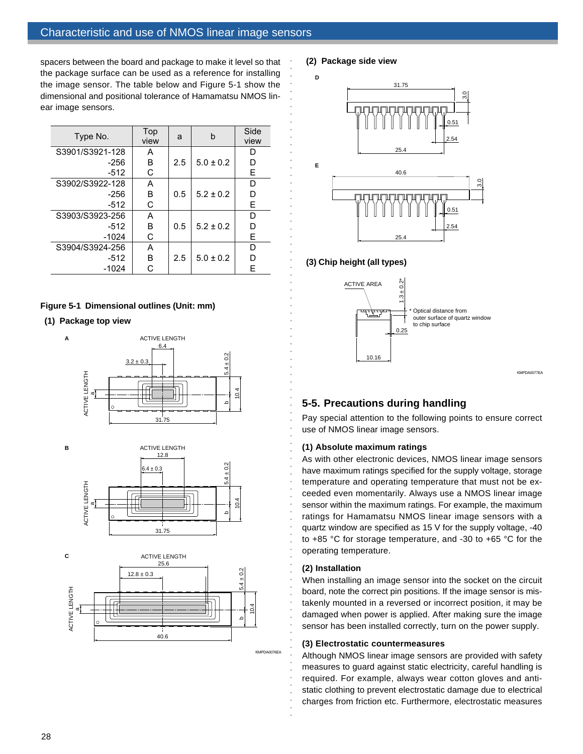spacers between the board and package to make it level so that the package surface can be used as a reference for installing the image sensor. The table below and Figure 5-1 show the dimensional and positional tolerance of Hamamatsu NMOS linear image sensors.

| Type No. | Top view | a | b | Side view |
|---|---|---|---|---|
| S3901/S3921-128 | A | 2.5 | 5.0 ± 0.2 | D |
| -256 | B | | | D |
| -512 | C | | | E |
| S3902/S3922-128 | A | 0.5 | 5.2 ± 0.2 | D |
| -256 | B | | | D |
| -512 | C | | | E |
| S3903/S3923-256 | A | 0.5 | 5.2 ± 0.2 | D |
| -512 | B | | | D |
| -1024 | C | | | E |
| S3904/S3924-256 | A | 2.5 | 5.0 ± 0.2 | D |
| -512 | B | | | D |
| -1024 | C | | | E |

**Figure 5-1 Dimensional outlines (Unit: mm)**

**(1) Package top view**

**(2) Package side view**

**(3) Chip height (all types)**

## 5-5. Precautions during handling

Pay special attention to the following points to ensure correct use of NMOS linear image sensors.

### (1) Absolute maximum ratings

As with other electronic devices, NMOS linear image sensors have maximum ratings specified for the supply voltage, storage temperature and operating temperature that must not be exceeded even momentarily. Always use a NMOS linear image sensor within the maximum ratings. For example, the maximum ratings for Hamamatsu NMOS linear image sensors with a quartz window are specified as 15 V for the supply voltage, -40 to +85 °C for storage temperature, and -30 to +65 °C for the operating temperature.

### (2) Installation

When installing an image sensor into the socket on the circuit board, note the correct pin positions. If the image sensor is mistakenly mounted in a reversed or incorrect position, it may be damaged when power is applied. After making sure the image sensor has been installed correctly, turn on the power supply.

### (3) Electrostatic countermeasures

Although NMOS linear image sensors are provided with safety measures to guard against static electricity, careful handling is required. For example, always wear cotton gloves and anti-static clothing to prevent electrostatic damage due to electrical charges from friction etc. Furthermore, electrostatic measures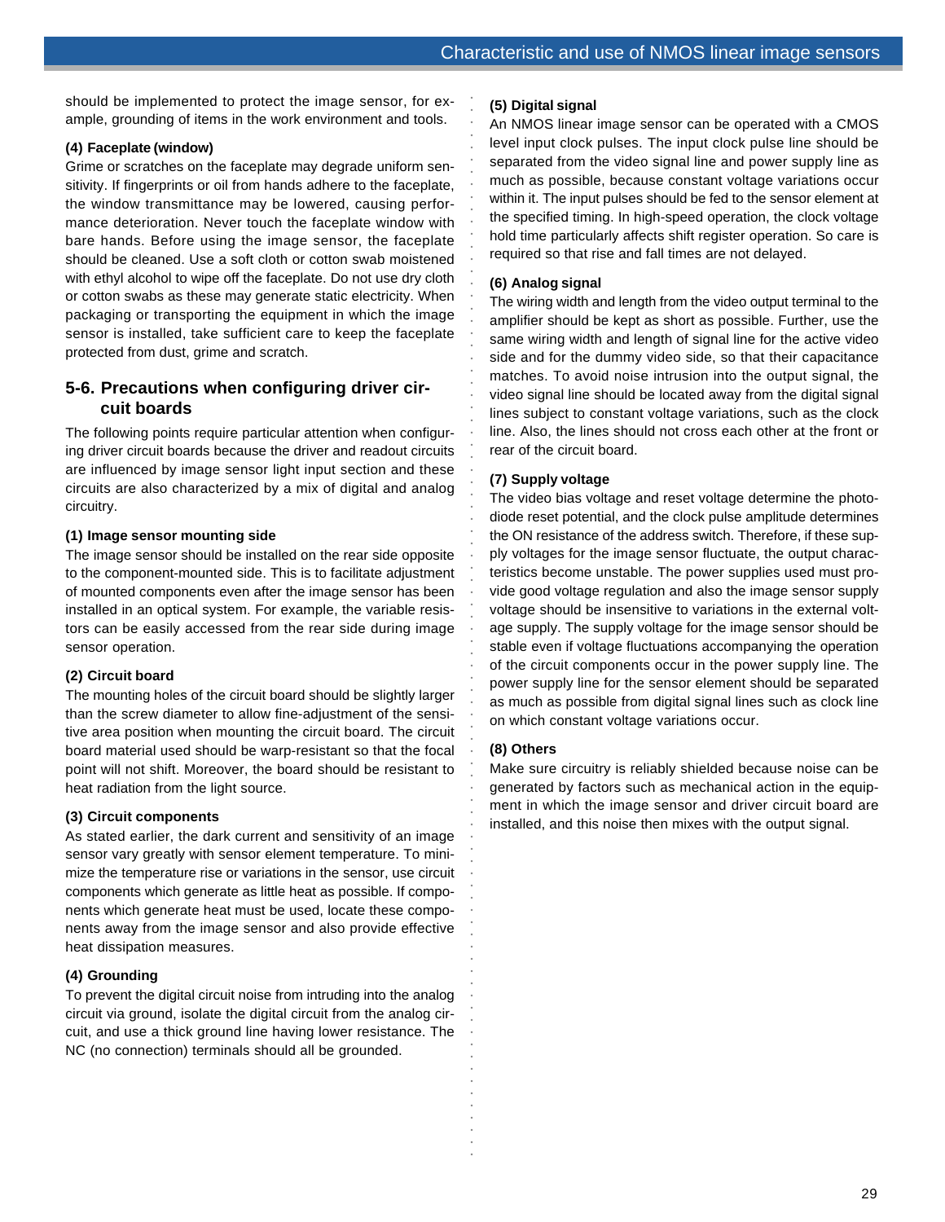should be implemented to protect the image sensor, for example, grounding of items in the work environment and tools.

**(4) Faceplate (window)**

Grime or scratches on the faceplate may degrade uniform sensitivity. If fingerprints or oil from hands adhere to the faceplate, the window transmittance may be lowered, causing performance deterioration. Never touch the faceplate window with bare hands. Before using the image sensor, the faceplate should be cleaned. Use a soft cloth or cotton swab moistened with ethyl alcohol to wipe off the faceplate. Do not use dry cloth or cotton swabs as these may generate static electricity. When packaging or transporting the equipment in which the image sensor is installed, take sufficient care to keep the faceplate protected from dust, grime and scratch.

## 5-6. Precautions when configuring driver circuit boards

The following points require particular attention when configuring driver circuit boards because the driver and readout circuits are influenced by image sensor light input section and these circuits are also characterized by a mix of digital and analog circuitry.

**(1) Image sensor mounting side**

The image sensor should be installed on the rear side opposite to the component-mounted side. This is to facilitate adjustment of mounted components even after the image sensor has been installed in an optical system. For example, the variable resistors can be easily accessed from the rear side during image sensor operation.

**(2) Circuit board**

The mounting holes of the circuit board should be slightly larger than the screw diameter to allow fine-adjustment of the sensitive area position when mounting the circuit board. The circuit board material used should be warp-resistant so that the focal point will not shift. Moreover, the board should be resistant to heat radiation from the light source.

**(3) Circuit components**

As stated earlier, the dark current and sensitivity of an image sensor vary greatly with sensor element temperature. To minimize the temperature rise or variations in the sensor, use circuit components which generate as little heat as possible. If components which generate heat must be used, locate these components away from the image sensor and also provide effective heat dissipation measures.

**(4) Grounding**

To prevent the digital circuit noise from intruding into the analog circuit via ground, isolate the digital circuit from the analog circuit, and use a thick ground line having lower resistance. The NC (no connection) terminals should all be grounded.

**(5) Digital signal**

An NMOS linear image sensor can be operated with a CMOS level input clock pulses. The input clock pulse line should be separated from the video signal line and power supply line as much as possible, because constant voltage variations occur within it. The input pulses should be fed to the sensor element at the specified timing. In high-speed operation, the clock voltage hold time particularly affects shift register operation. So care is required so that rise and fall times are not delayed.

**(6) Analog signal**

The wiring width and length from the video output terminal to the amplifier should be kept as short as possible. Further, use the same wiring width and length of signal line for the active video side and for the dummy video side, so that their capacitance matches. To avoid noise intrusion into the output signal, the video signal line should be located away from the digital signal lines subject to constant voltage variations, such as the clock line. Also, the lines should not cross each other at the front or rear of the circuit board.

**(7) Supply voltage**

The video bias voltage and reset voltage determine the photodiode reset potential, and the clock pulse amplitude determines the ON resistance of the address switch. Therefore, if these supply voltages for the image sensor fluctuate, the output characteristics become unstable. The power supplies used must provide good voltage regulation and also the image sensor supply voltage should be insensitive to variations in the external voltage supply. The supply voltage for the image sensor should be stable even if voltage fluctuations accompanying the operation of the circuit components occur in the power supply line. The power supply line for the sensor element should be separated as much as possible from digital signal lines such as clock line on which constant voltage variations occur.

**(8) Others**

Make sure circuitry is reliably shielded because noise can be generated by factors such as mechanical action in the equipment in which the image sensor and driver circuit board are installed, and this noise then mixes with the output signal.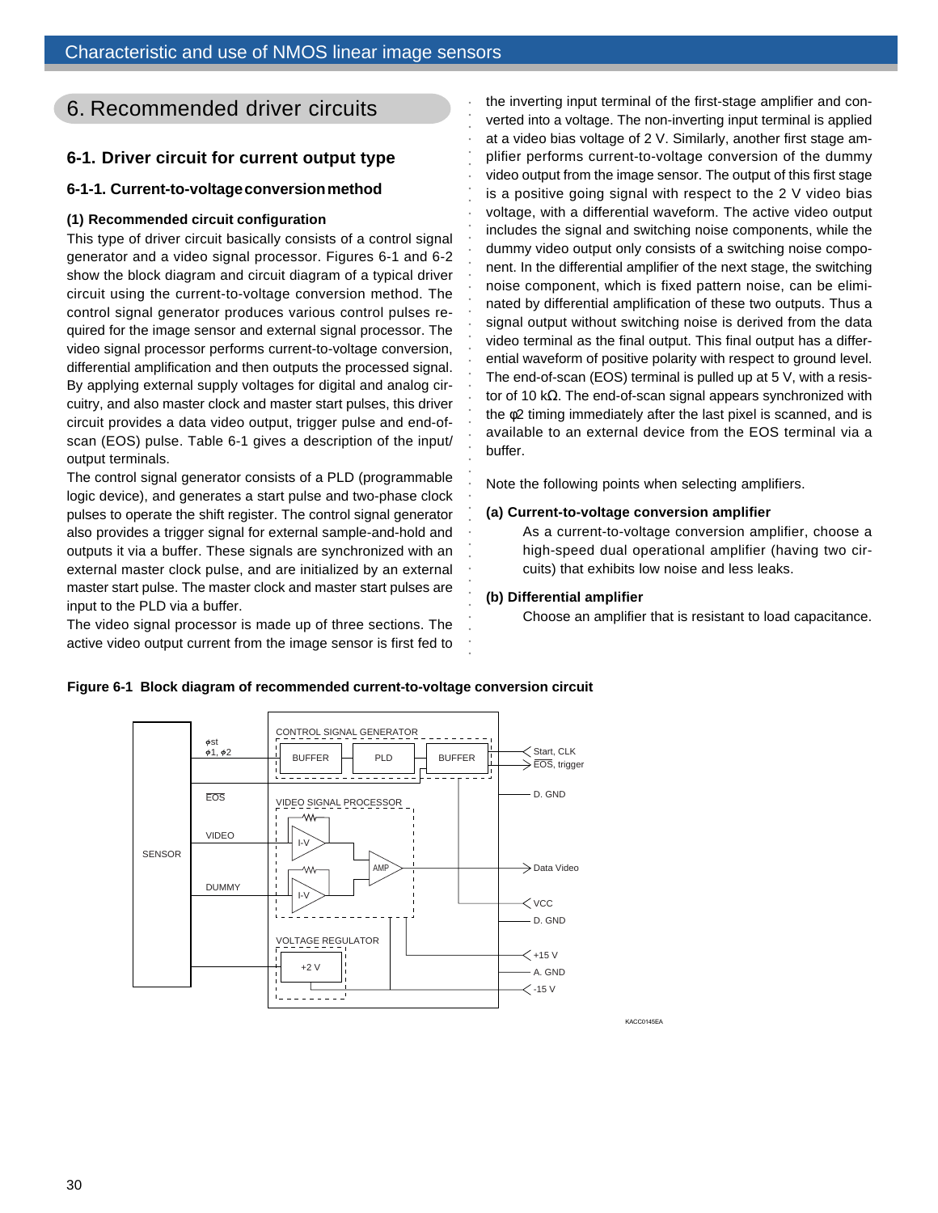## 6. Recommended driver circuits

### 6-1. Driver circuit for current output type

#### 6-1-1. Current-to-voltage conversion method

**(1) Recommended circuit configuration**

This type of driver circuit basically consists of a control signal generator and a video signal processor. Figures 6-1 and 6-2 show the block diagram and circuit diagram of a typical driver circuit using the current-to-voltage conversion method. The control signal generator produces various control pulses required for the image sensor and external signal processor. The video signal processor performs current-to-voltage conversion, differential amplification and then outputs the processed signal. By applying external supply voltages for digital and analog circuitry, and also master clock and master start pulses, this driver circuit provides a data video output, trigger pulse and end-of-scan (EOS) pulse. Table 6-1 gives a description of the input/output terminals.

The control signal generator consists of a PLD (programmable logic device), and generates a start pulse and two-phase clock pulses to operate the shift register. The control signal generator also provides a trigger signal for external sample-and-hold and outputs it via a buffer. These signals are synchronized with an external master clock pulse, and are initialized by an external master start pulse. The master clock and master start pulses are input to the PLD via a buffer.

The video signal processor is made up of three sections. The active video output current from the image sensor is first fed to the inverting input terminal of the first-stage amplifier and converted into a voltage. The non-inverting input terminal is applied at a video bias voltage of 2 V. Similarly, another first stage amplifier performs current-to-voltage conversion of the dummy video output from the image sensor. The output of this first stage is a positive going signal with respect to the 2 V video bias voltage, with a differential waveform. The active video output includes the signal and switching noise components, while the dummy video output only consists of a switching noise component. In the differential amplifier of the next stage, the switching noise component, which is fixed pattern noise, can be eliminated by differential amplification of these two outputs. Thus a signal output without switching noise is derived from the data video terminal as the final output. This final output has a differential waveform of positive polarity with respect to ground level. The end-of-scan (EOS) terminal is pulled up at 5 V, with a resistor of 10 kΩ. The end-of-scan signal appears synchronized with the φ2 timing immediately after the last pixel is scanned, and is available to an external device from the EOS terminal via a buffer.

Note the following points when selecting amplifiers.

**(a) Current-to-voltage conversion amplifier**

As a current-to-voltage conversion amplifier, choose a high-speed dual operational amplifier (having two circuits) that exhibits low noise and less leaks.

**(b) Differential amplifier**

Choose an amplifier that is resistant to load capacitance.

**Figure 6-1 Block diagram of recommended current-to-voltage conversion circuit**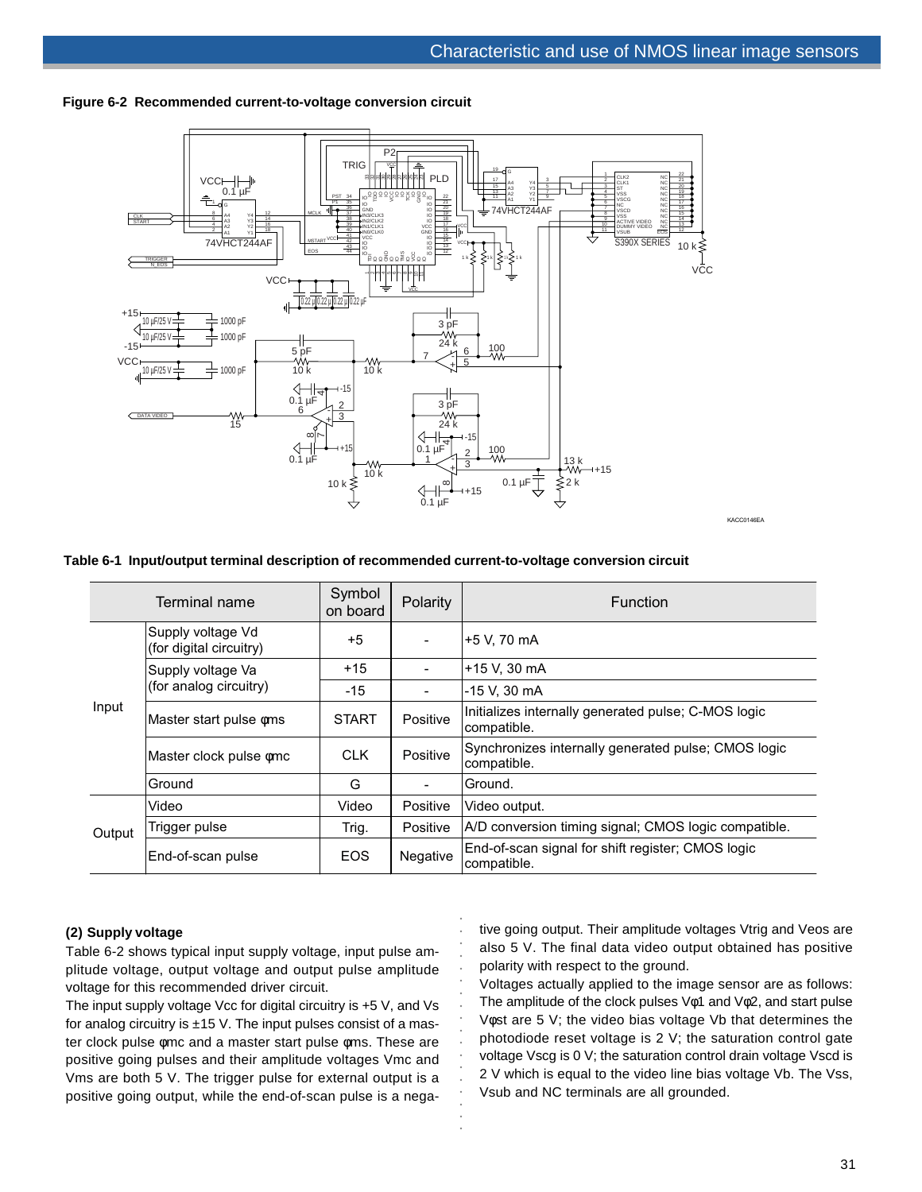**Figure 6-2 Recommended current-to-voltage conversion circuit**

**Table 6-1 Input/output terminal description of recommended current-to-voltage conversion circuit**

| | Terminal name | Symbol on board | Polarity | Function |
|---|---|---|---|---|
| Input | Supply voltage Vd (for digital circuitry) | +5 | - | +5 V, 70 mA |
| | Supply voltage Va (for analog circuitry) | +15 | - | +15 V, 30 mA |
| | | -15 | - | -15 V, 30 mA |
| | Master start pulse φms | START | Positive | Initializes internally generated pulse; C-MOS logic compatible. |
| | Master clock pulse φmc | CLK | Positive | Synchronizes internally generated pulse; CMOS logic compatible. |
| | Ground | G | - | Ground. |
| Output | Video | Video | Positive | Video output. |
| | Trigger pulse | Trig. | Positive | A/D conversion timing signal; CMOS logic compatible. |
| | End-of-scan pulse | EOS | Negative | End-of-scan signal for shift register; CMOS logic compatible. |

**(2) Supply voltage**

Table 6-2 shows typical input supply voltage, input pulse amplitude voltage, output voltage and output pulse amplitude voltage for this recommended driver circuit.

The input supply voltage Vcc for digital circuitry is +5 V, and Vs for analog circuitry is ±15 V. The input pulses consist of a master clock pulse φmc and a master start pulse φms. These are positive going pulses and their amplitude voltages Vmc and Vms are both 5 V. The trigger pulse for external output is a positive going output, while the end-of-scan pulse is a negative going output. Their amplitude voltages Vtrig and Veos are also 5 V. The final data video output obtained has positive polarity with respect to the ground.

Voltages actually applied to the image sensor are as follows: The amplitude of the clock pulses Vφ1 and Vφ2, and start pulse Vφst are 5 V; the video bias voltage Vb that determines the photodiode reset voltage is 2 V; the saturation control gate voltage Vscg is 0 V; the saturation control drain voltage Vscd is 2 V which is equal to the video line bias voltage Vb. The Vss, Vsub and NC terminals are all grounded.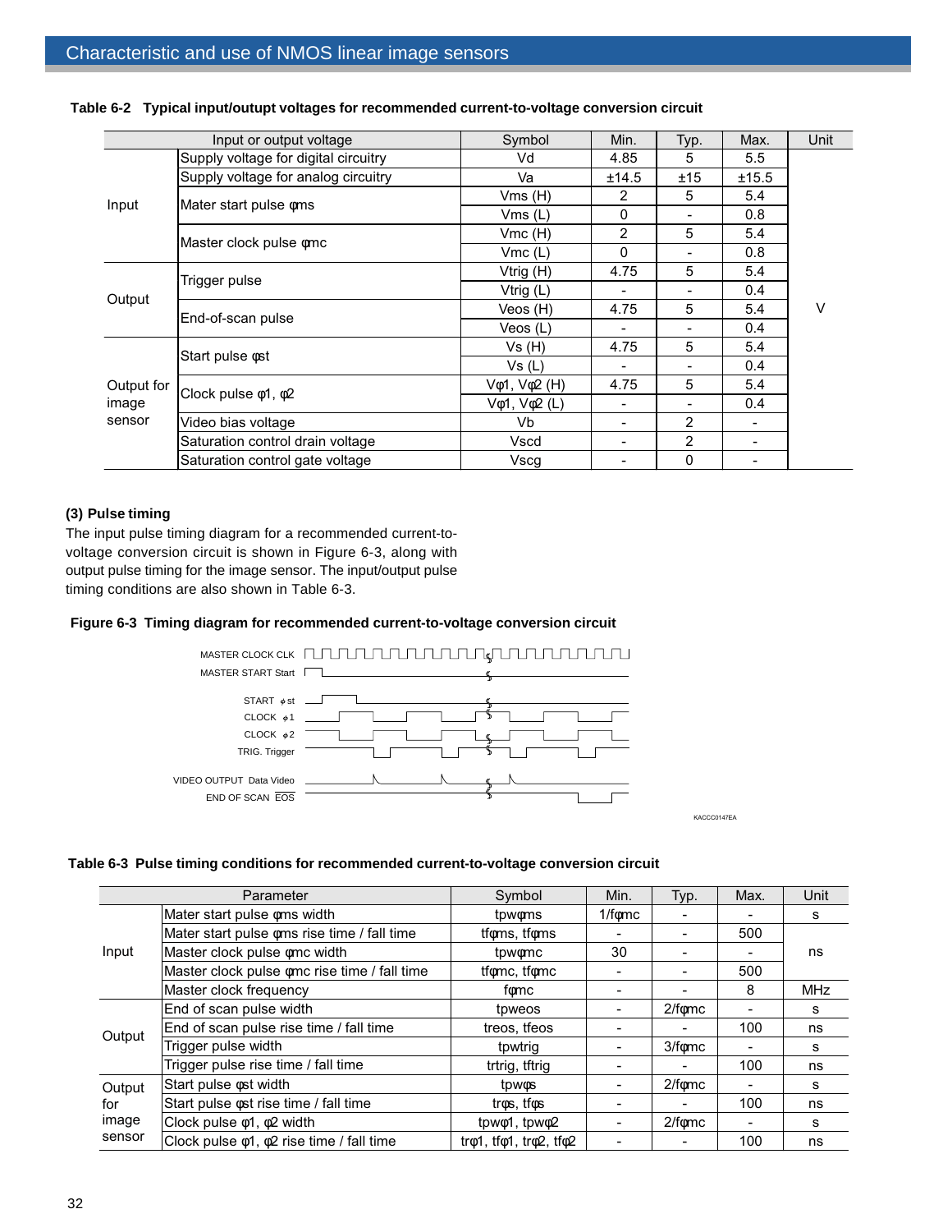**Table 6-2 Typical input/outupt voltages for recommended current-to-voltage conversion circuit**

| Input or output voltage | | Symbol | Min. | Typ. | Max. | Unit |
|---|---|---|---|---|---|---|
| Input | Supply voltage for digital circuitry | Vd | 4.85 | 5 | 5.5 | V |
| | Supply voltage for analog circuitry | Va | ±14.5 | ±15 | ±15.5 | |
| | Mater start pulse φms | Vms (H) | 2 | 5 | 5.4 | |
| | | Vms (L) | 0 | - | 0.8 | |
| | Master clock pulse φmc | Vmc (H) | 2 | 5 | 5.4 | |
| | | Vmc (L) | 0 | - | 0.8 | |
| Output | Trigger pulse | Vtrig (H) | 4.75 | 5 | 5.4 | |
| | | Vtrig (L) | - | - | 0.4 | |
| | End-of-scan pulse | Veos (H) | 4.75 | 5 | 5.4 | |
| | | Veos (L) | - | - | 0.4 | |
| Output for image sensor | Start pulse φst | Vs (H) | 4.75 | 5 | 5.4 | |
| | | Vs (L) | - | - | 0.4 | |
| | Clock pulse φ1, φ2 | Vφ1, Vφ2 (H) | 4.75 | 5 | 5.4 | |
| | | Vφ1, Vφ2 (L) | - | - | 0.4 | |
| | Video bias voltage | Vb | - | 2 | - | |
| | Saturation control drain voltage | Vscd | - | 2 | - | |
| | Saturation control gate voltage | Vscg | - | 0 | - | |

**(3) Pulse timing**

The input pulse timing diagram for a recommended current-to-voltage conversion circuit is shown in Figure 6-3, along with output pulse timing for the image sensor. The input/output pulse timing conditions are also shown in Table 6-3.

**Figure 6-3 Timing diagram for recommended current-to-voltage conversion circuit**

MASTER CLOCK CLK
MASTER START Start
START φst
CLOCK φ1
CLOCK φ2
TRIG. Trigger
VIDEO OUTPUT Data Video
END OF SCAN EOS

KACCC0147EA

**Table 6-3 Pulse timing conditions for recommended current-to-voltage conversion circuit**

| Parameter | | Symbol | Min. | Typ. | Max. | Unit |
|---|---|---|---|---|---|---|
| Input | Mater start pulse φms width | tpwφms | 1/fφmc | - | - | s |
| | Mater start pulse φms rise time / fall time | tfφms, tfφms | - | - | 500 | ns |
| | Master clock pulse φmc width | tpwφmc | 30 | - | - | ns |
| | Master clock pulse φmc rise time / fall time | tfφmc, tfφmc | - | - | 500 | ns |
| | Master clock frequency | fφmc | - | - | 8 | MHz |
| Output | End of scan pulse width | tpweos | - | 2/fφmc | - | s |
| | End of scan pulse rise time / fall time | treos, tfeos | - | - | 100 | ns |
| | Trigger pulse width | tpwtrig | - | 3/fφmc | - | s |
| | Trigger pulse rise time / fall time | trtrig, tftrig | - | - | 100 | ns |
| Output for image sensor | Start pulse φst width | tpwφs | - | 2/fφmc | - | s |
| | Start pulse φst rise time / fall time | trφs, tfφs | - | - | 100 | ns |
| | Clock pulse φ1, φ2 width | tpwφ1, tpwφ2 | - | 2/fφmc | - | s |
| | Clock pulse φ1, φ2 rise time / fall time | trφ1, tfφ1, trφ2, tfφ2 | - | - | 100 | ns |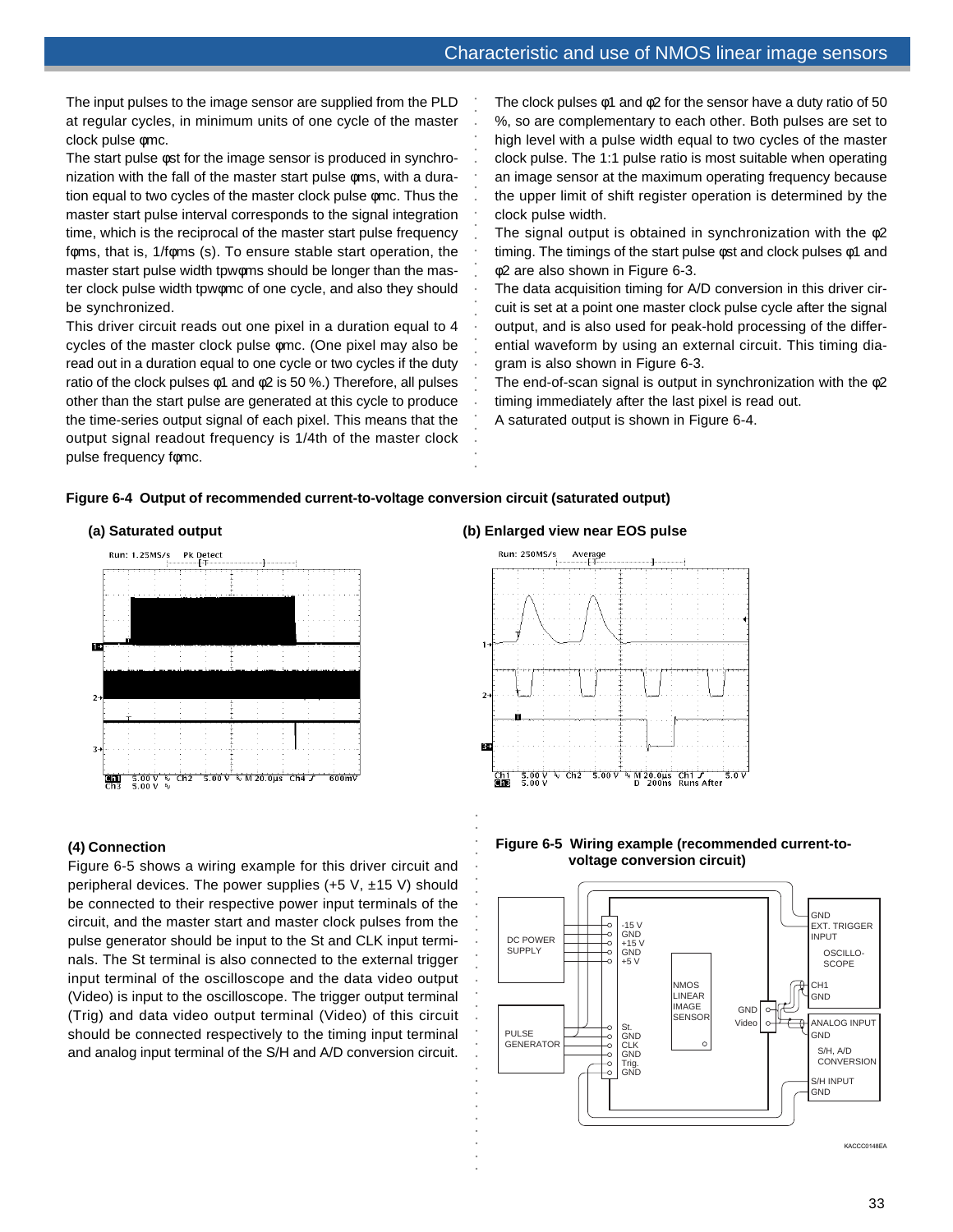The input pulses to the image sensor are supplied from the PLD at regular cycles, in minimum units of one cycle of the master clock pulse φmc.

The start pulse φst for the image sensor is produced in synchronization with the fall of the master start pulse φms, with a duration equal to two cycles of the master clock pulse φmc. Thus the master start pulse interval corresponds to the signal integration time, which is the reciprocal of the master start pulse frequency fφms, that is, 1/fφms (s). To ensure stable start operation, the master start pulse width tpwφms should be longer than the master clock pulse width tpwφmc of one cycle, and also they should be synchronized.

This driver circuit reads out one pixel in a duration equal to 4 cycles of the master clock pulse φmc. (One pixel may also be read out in a duration equal to one cycle or two cycles if the duty ratio of the clock pulses φ1 and φ2 is 50 %.) Therefore, all pulses other than the start pulse are generated at this cycle to produce the time-series output signal of each pixel. This means that the output signal readout frequency is 1/4th of the master clock pulse frequency fφmc.

The clock pulses φ1 and φ2 for the sensor have a duty ratio of 50 %, so are complementary to each other. Both pulses are set to high level with a pulse width equal to two cycles of the master clock pulse. The 1:1 pulse ratio is most suitable when operating an image sensor at the maximum operating frequency because the upper limit of shift register operation is determined by the clock pulse width.

The signal output is obtained in synchronization with the φ2 timing. The timings of the start pulse φst and clock pulses φ1 and φ2 are also shown in Figure 6-3.

The data acquisition timing for A/D conversion in this driver circuit is set at a point one master clock pulse cycle after the signal output, and is also used for peak-hold processing of the differential waveform by using an external circuit. This timing diagram is also shown in Figure 6-3.

The end-of-scan signal is output in synchronization with the φ2 timing immediately after the last pixel is read out.

A saturated output is shown in Figure 6-4.

**Figure 6-4 Output of recommended current-to-voltage conversion circuit (saturated output)**

**(a) Saturated output**

**(b) Enlarged view near EOS pulse**

### (4) Connection

Figure 6-5 shows a wiring example for this driver circuit and peripheral devices. The power supplies (+5 V, ±15 V) should be connected to their respective power input terminals of the circuit, and the master start and master clock pulses from the pulse generator should be input to the St and CLK input terminals. The St terminal is also connected to the external trigger input terminal of the oscilloscope and the data video output (Video) is input to the oscilloscope. The trigger output terminal (Trig) and data video output terminal (Video) of this circuit should be connected respectively to the timing input terminal and analog input terminal of the S/H and A/D conversion circuit.

**Figure 6-5 Wiring example (recommended current-to-voltage conversion circuit)**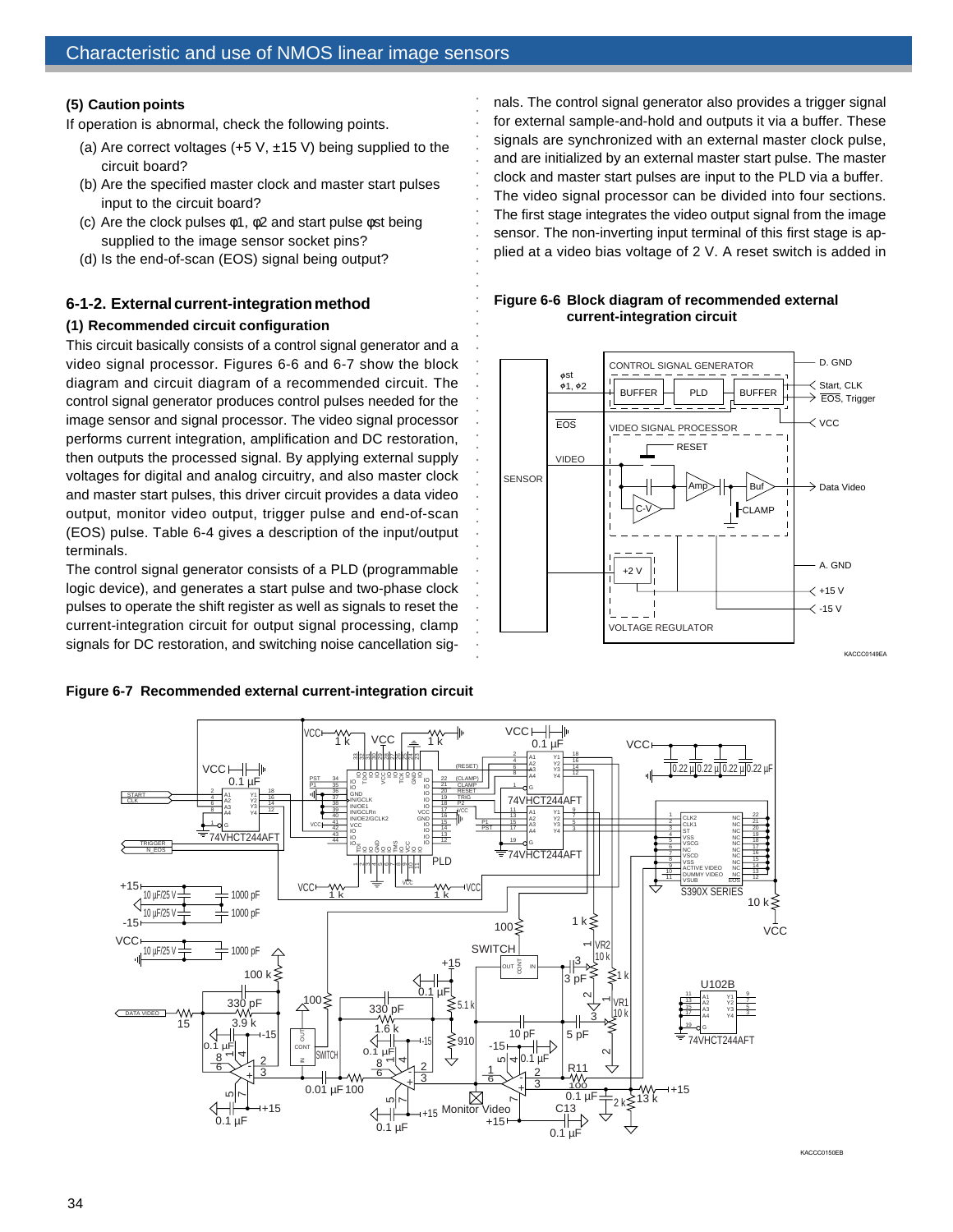**(5) Caution points**

If operation is abnormal, check the following points.

(a) Are correct voltages (+5 V, ±15 V) being supplied to the circuit board?

(b) Are the specified master clock and master start pulses input to the circuit board?

(c) Are the clock pulses φ1, φ2 and start pulse φst being supplied to the image sensor socket pins?

(d) Is the end-of-scan (EOS) signal being output?

## 6-1-2. External current-integration method

### (1) Recommended circuit configuration

This circuit basically consists of a control signal generator and a video signal processor. Figures 6-6 and 6-7 show the block diagram and circuit diagram of a recommended circuit. The control signal generator produces control pulses needed for the image sensor and signal processor. The video signal processor performs current integration, amplification and DC restoration, then outputs the processed signal. By applying external supply voltages for digital and analog circuitry, and also master clock and master start pulses, this driver circuit provides a data video output, monitor video output, trigger pulse and end-of-scan (EOS) pulse. Table 6-4 gives a description of the input/output terminals.

The control signal generator consists of a PLD (programmable logic device), and generates a start pulse and two-phase clock pulses to operate the shift register as well as signals to reset the current-integration circuit for output signal processing, clamp signals for DC restoration, and switching noise cancellation signals. The control signal generator also provides a trigger signal for external sample-and-hold and outputs it via a buffer. These signals are synchronized with an external master clock pulse, and are initialized by an external master start pulse. The master clock and master start pulses are input to the PLD via a buffer.

The video signal processor can be divided into four sections. The first stage integrates the video output signal from the image sensor. The non-inverting input terminal of this first stage is applied at a video bias voltage of 2 V. A reset switch is added in

**Figure 6-6 Block diagram of recommended external current-integration circuit**

**Figure 6-7 Recommended external current-integration circuit**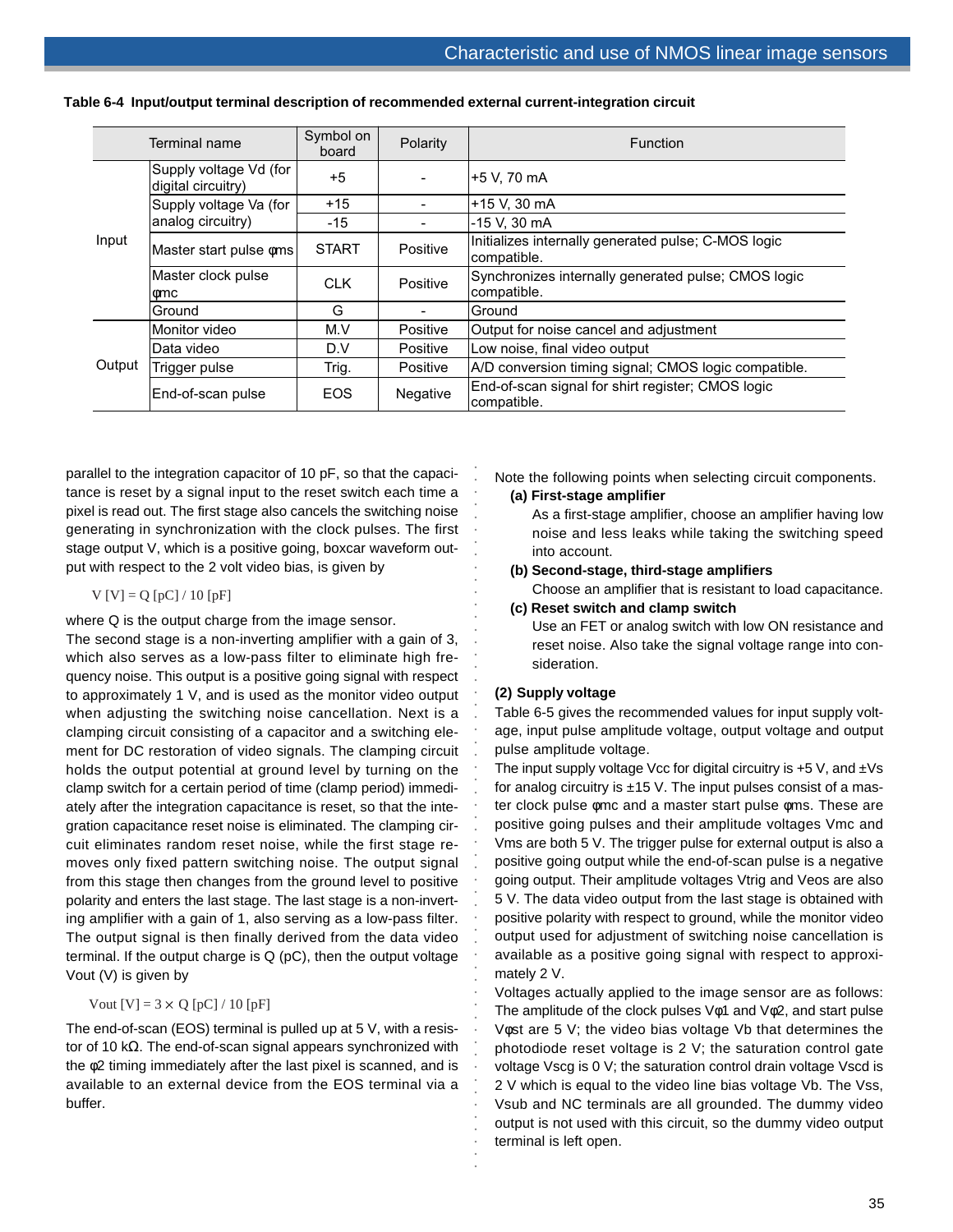**Table 6-4 Input/output terminal description of recommended external current-integration circuit**

| | Terminal name | Symbol on board | Polarity | Function |
|---|---|---|---|---|
| Input | Supply voltage Vd (for digital circuitry) | +5 | - | +5 V, 70 mA |
| | Supply voltage Va (for analog circuitry) | +15 | - | +15 V, 30 mA |
| | | -15 | - | -15 V, 30 mA |
| | Master start pulse φms | START | Positive | Initializes internally generated pulse; C-MOS logic compatible. |
| | Master clock pulse φmc | CLK | Positive | Synchronizes internally generated pulse; CMOS logic compatible. |
| | Ground | G | - | Ground |
| Output | Monitor video | M.V | Positive | Output for noise cancel and adjustment |
| | Data video | D.V | Positive | Low noise, final video output |
| | Trigger pulse | Trig. | Positive | A/D conversion timing signal; CMOS logic compatible. |
| | End-of-scan pulse | EOS | Negative | End-of-scan signal for shirt register; CMOS logic compatible. |

parallel to the integration capacitor of 10 pF, so that the capacitance is reset by a signal input to the reset switch each time a pixel is read out. The first stage also cancels the switching noise generating in synchronization with the clock pulses. The first stage output V, which is a positive going, boxcar waveform output with respect to the 2 volt video bias, is given by

$$V\ [V] = Q\ [pC] / 10\ [pF]$$

where Q is the output charge from the image sensor.

The second stage is a non-inverting amplifier with a gain of 3, which also serves as a low-pass filter to eliminate high frequency noise. This output is a positive going signal with respect to approximately 1 V, and is used as the monitor video output when adjusting the switching noise cancellation. Next is a clamping circuit consisting of a capacitor and a switching element for DC restoration of video signals. The clamping circuit holds the output potential at ground level by turning on the clamp switch for a certain period of time (clamp period) immediately after the integration capacitance is reset, so that the integration capacitance reset noise is eliminated. The clamping circuit eliminates random reset noise, while the first stage removes only fixed pattern switching noise. The output signal from this stage then changes from the ground level to positive polarity and enters the last stage. The last stage is a non-inverting amplifier with a gain of 1, also serving as a low-pass filter. The output signal is then finally derived from the data video terminal. If the output charge is Q (pC), then the output voltage Vout (V) is given by

$$V_{out}\ [V] = 3 \times Q\ [pC] / 10\ [pF]$$

The end-of-scan (EOS) terminal is pulled up at 5 V, with a resistor of 10 kΩ. The end-of-scan signal appears synchronized with the φ2 timing immediately after the last pixel is scanned, and is available to an external device from the EOS terminal via a buffer.

Note the following points when selecting circuit components.

**(a) First-stage amplifier**

As a first-stage amplifier, choose an amplifier having low noise and less leaks while taking the switching speed into account.

**(b) Second-stage, third-stage amplifiers**

Choose an amplifier that is resistant to load capacitance.

**(c) Reset switch and clamp switch**

Use an FET or analog switch with low ON resistance and reset noise. Also take the signal voltage range into consideration.

**(2) Supply voltage**

Table 6-5 gives the recommended values for input supply voltage, input pulse amplitude voltage, output voltage and output pulse amplitude voltage.

The input supply voltage Vcc for digital circuitry is +5 V, and ±Vs for analog circuitry is ±15 V. The input pulses consist of a master clock pulse φmc and a master start pulse φms. These are positive going pulses and their amplitude voltages Vmc and Vms are both 5 V. The trigger pulse for external output is also a positive going output while the end-of-scan pulse is a negative going output. Their amplitude voltages Vtrig and Veos are also 5 V. The data video output from the last stage is obtained with positive polarity with respect to ground, while the monitor video output used for adjustment of switching noise cancellation is available as a positive going signal with respect to approximately 2 V.

Voltages actually applied to the image sensor are as follows: The amplitude of the clock pulses Vφ1 and Vφ2, and start pulse Vφst are 5 V; the video bias voltage Vb that determines the photodiode reset voltage is 2 V; the saturation control gate voltage Vscg is 0 V; the saturation control drain voltage Vscd is 2 V which is equal to the video line bias voltage Vb. The Vss, Vsub and NC terminals are all grounded. The dummy video output is not used with this circuit, so the dummy video output terminal is left open.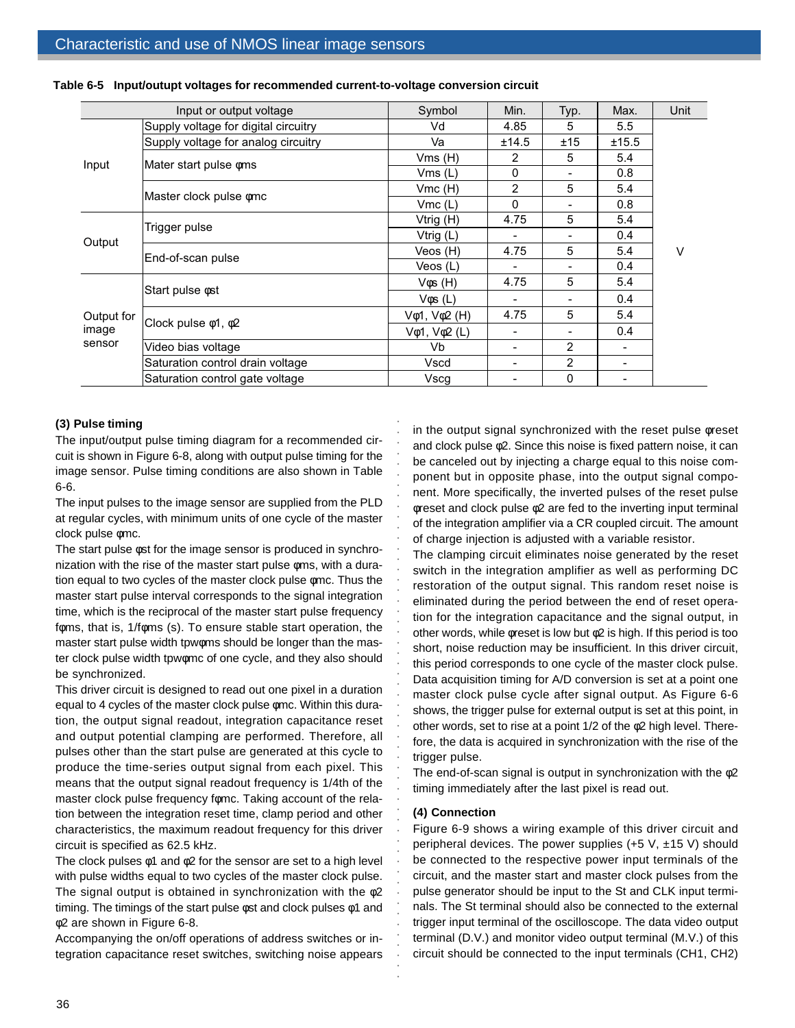**Table 6-5 Input/outupt voltages for recommended current-to-voltage conversion circuit**

| Input or output voltage | | Symbol | Min. | Typ. | Max. | Unit |
|---|---|---|---|---|---|---|
| Input | Supply voltage for digital circuitry | Vd | 4.85 | 5 | 5.5 | V |
| | Supply voltage for analog circuitry | Va | ±14.5 | ±15 | ±15.5 | |
| | Mater start pulse φms | Vms (H) | 2 | 5 | 5.4 | |
| | | Vms (L) | 0 | - | 0.8 | |
| | Master clock pulse φmc | Vmc (H) | 2 | 5 | 5.4 | |
| | | Vmc (L) | 0 | - | 0.8 | |
| Output | Trigger pulse | Vtrig (H) | 4.75 | 5 | 5.4 | |
| | | Vtrig (L) | - | - | 0.4 | |
| | End-of-scan pulse | Veos (H) | 4.75 | 5 | 5.4 | |
| | | Veos (L) | - | - | 0.4 | |
| Output for image sensor | Start pulse φst | Vφs (H) | 4.75 | 5 | 5.4 | |
| | | Vφs (L) | - | - | 0.4 | |
| | Clock pulse φ1, φ2 | Vφ1, Vφ2 (H) | 4.75 | 5 | 5.4 | |
| | | Vφ1, Vφ2 (L) | - | - | 0.4 | |
| | Video bias voltage | Vb | - | 2 | - | |
| | Saturation control drain voltage | Vscd | - | 2 | - | |
| | Saturation control gate voltage | Vscg | - | 0 | - | |

**(3) Pulse timing**

The input/output pulse timing diagram for a recommended circuit is shown in Figure 6-8, along with output pulse timing for the image sensor. Pulse timing conditions are also shown in Table 6-6.

The input pulses to the image sensor are supplied from the PLD at regular cycles, with minimum units of one cycle of the master clock pulse φmc.

The start pulse φst for the image sensor is produced in synchronization with the rise of the master start pulse φms, with a duration equal to two cycles of the master clock pulse φmc. Thus the master start pulse interval corresponds to the signal integration time, which is the reciprocal of the master start pulse frequency fφms, that is, 1/fφms (s). To ensure stable start operation, the master start pulse width tpwφms should be longer than the master clock pulse width tpwφmc of one cycle, and they also should be synchronized.

This driver circuit is designed to read out one pixel in a duration equal to 4 cycles of the master clock pulse φmc. Within this duration, the output signal readout, integration capacitance reset and output potential clamping are performed. Therefore, all pulses other than the start pulse are generated at this cycle to produce the time-series output signal from each pixel. This means that the output signal readout frequency is 1/4th of the master clock pulse frequency fφmc. Taking account of the relation between the integration reset time, clamp period and other characteristics, the maximum readout frequency for this driver circuit is specified as 62.5 kHz.

The clock pulses φ1 and φ2 for the sensor are set to a high level with pulse widths equal to two cycles of the master clock pulse. The signal output is obtained in synchronization with the φ2 timing. The timings of the start pulse φst and clock pulses φ1 and φ2 are shown in Figure 6-8.

Accompanying the on/off operations of address switches or integration capacitance reset switches, switching noise appears in the output signal synchronized with the reset pulse φreset and clock pulse φ2. Since this noise is fixed pattern noise, it can be canceled out by injecting a charge equal to this noise component but in opposite phase, into the output signal component. More specifically, the inverted pulses of the reset pulse φreset and clock pulse φ2 are fed to the inverting input terminal of the integration amplifier via a CR coupled circuit. The amount of charge injection is adjusted with a variable resistor.

The clamping circuit eliminates noise generated by the reset switch in the integration amplifier as well as performing DC restoration of the output signal. This random reset noise is eliminated during the period between the end of reset operation for the integration capacitance and the signal output, in other words, while φreset is low but φ2 is high. If this period is too short, noise reduction may be insufficient. In this driver circuit, this period corresponds to one cycle of the master clock pulse.

Data acquisition timing for A/D conversion is set at a point one master clock pulse cycle after signal output. As Figure 6-6 shows, the trigger pulse for external output is set at this point, in other words, set to rise at a point 1/2 of the φ2 high level. Therefore, the data is acquired in synchronization with the rise of the trigger pulse.

The end-of-scan signal is output in synchronization with the φ2 timing immediately after the last pixel is read out.

**(4) Connection**

Figure 6-9 shows a wiring example of this driver circuit and peripheral devices. The power supplies (+5 V, ±15 V) should be connected to the respective power input terminals of the circuit, and the master start and master clock pulses from the pulse generator should be input to the St and CLK input terminals. The St terminal should also be connected to the external trigger input terminal of the oscilloscope. The data video output terminal (D.V.) and monitor video output terminal (M.V.) of this circuit should be connected to the input terminals (CH1, CH2)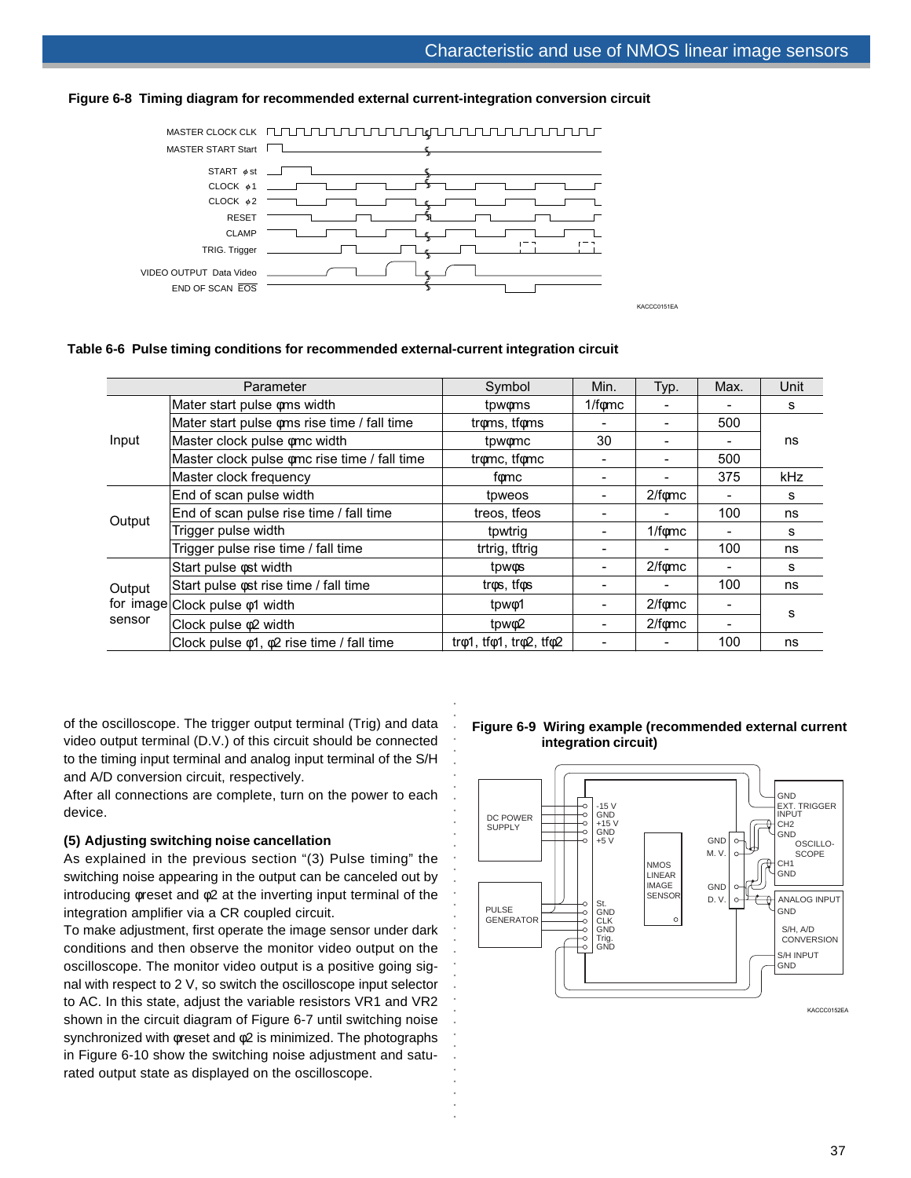**Figure 6-8 Timing diagram for recommended external current-integration conversion circuit**

**Table 6-6 Pulse timing conditions for recommended external-current integration circuit**

| Parameter | | Symbol | Min. | Typ. | Max. | Unit |
|---|---|---|---|---|---|---|
| Input | Mater start pulse φms width | tpwφms | 1/fφmc | - | - | s |
| | Mater start pulse φms rise time / fall time | trφms, tfφms | - | - | 500 | ns |
| | Master clock pulse φmc width | tpwφmc | 30 | - | - | ns |
| | Master clock pulse φmc rise time / fall time | trφmc, tfφmc | - | - | 500 | ns |
| | Master clock frequency | fφmc | - | - | 375 | kHz |
| Output | End of scan pulse width | tpweos | - | 2/fφmc | - | s |
| | End of scan pulse rise time / fall time | treos, tfeos | - | - | 100 | ns |
| | Trigger pulse width | tpwtrig | - | 1/fφmc | - | s |
| | Trigger pulse rise time / fall time | trtrig, tftrig | - | - | 100 | ns |
| Output for image sensor | Start pulse φst width | tpwφs | - | 2/fφmc | - | s |
| | Start pulse φst rise time / fall time | trφs, tfφs | - | - | 100 | ns |
| | Clock pulse φ1 width | tpwφ1 | - | 2/fφmc | - | s |
| | Clock pulse φ2 width | tpwφ2 | - | 2/fφmc | - | s |
| | Clock pulse φ1, φ2 rise time / fall time | trφ1, tfφ1, trφ2, tfφ2 | - | - | 100 | ns |

of the oscilloscope. The trigger output terminal (Trig) and data video output terminal (D.V.) of this circuit should be connected to the timing input terminal and analog input terminal of the S/H and A/D conversion circuit, respectively.

After all connections are complete, turn on the power to each device.

### (5) Adjusting switching noise cancellation

As explained in the previous section "(3) Pulse timing" the switching noise appearing in the output can be canceled out by introducing φreset and φ2 at the inverting input terminal of the integration amplifier via a CR coupled circuit.

To make adjustment, first operate the image sensor under dark conditions and then observe the monitor video output on the oscilloscope. The monitor video output is a positive going signal with respect to 2 V, so switch the oscilloscope input selector to AC. In this state, adjust the variable resistors VR1 and VR2 shown in the circuit diagram of Figure 6-7 until switching noise synchronized with φreset and φ2 is minimized. The photographs in Figure 6-10 show the switching noise adjustment and saturated output state as displayed on the oscilloscope.

**Figure 6-9 Wiring example (recommended external current integration circuit)**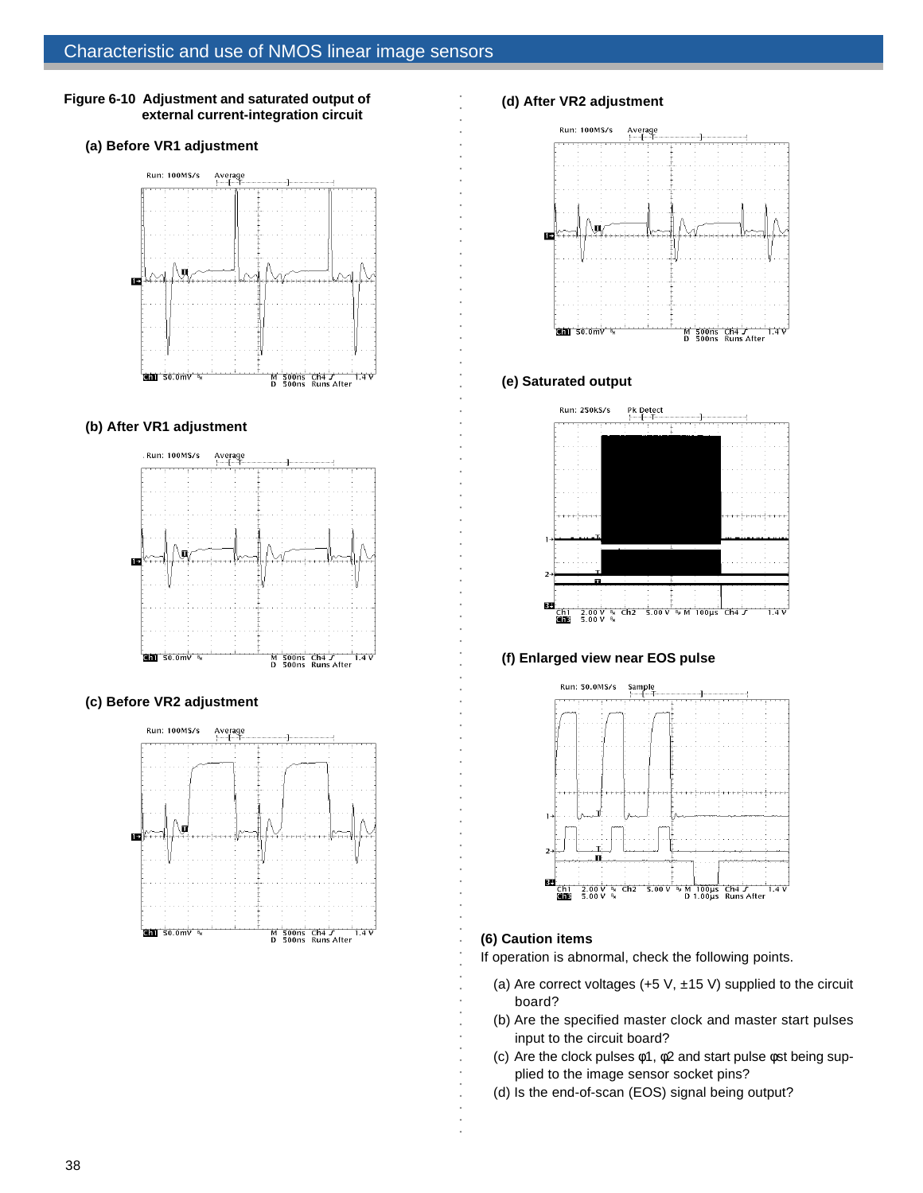**Figure 6-10 Adjustment and saturated output of external current-integration circuit**

**(a) Before VR1 adjustment**

**(b) After VR1 adjustment**

**(c) Before VR2 adjustment**

**(d) After VR2 adjustment**

**(e) Saturated output**

**(f) Enlarged view near EOS pulse**

### (6) Caution items

If operation is abnormal, check the following points.

(a) Are correct voltages (+5 V, ±15 V) supplied to the circuit board?

(b) Are the specified master clock and master start pulses input to the circuit board?

(c) Are the clock pulses φ1, φ2 and start pulse φst being supplied to the image sensor socket pins?

(d) Is the end-of-scan (EOS) signal being output?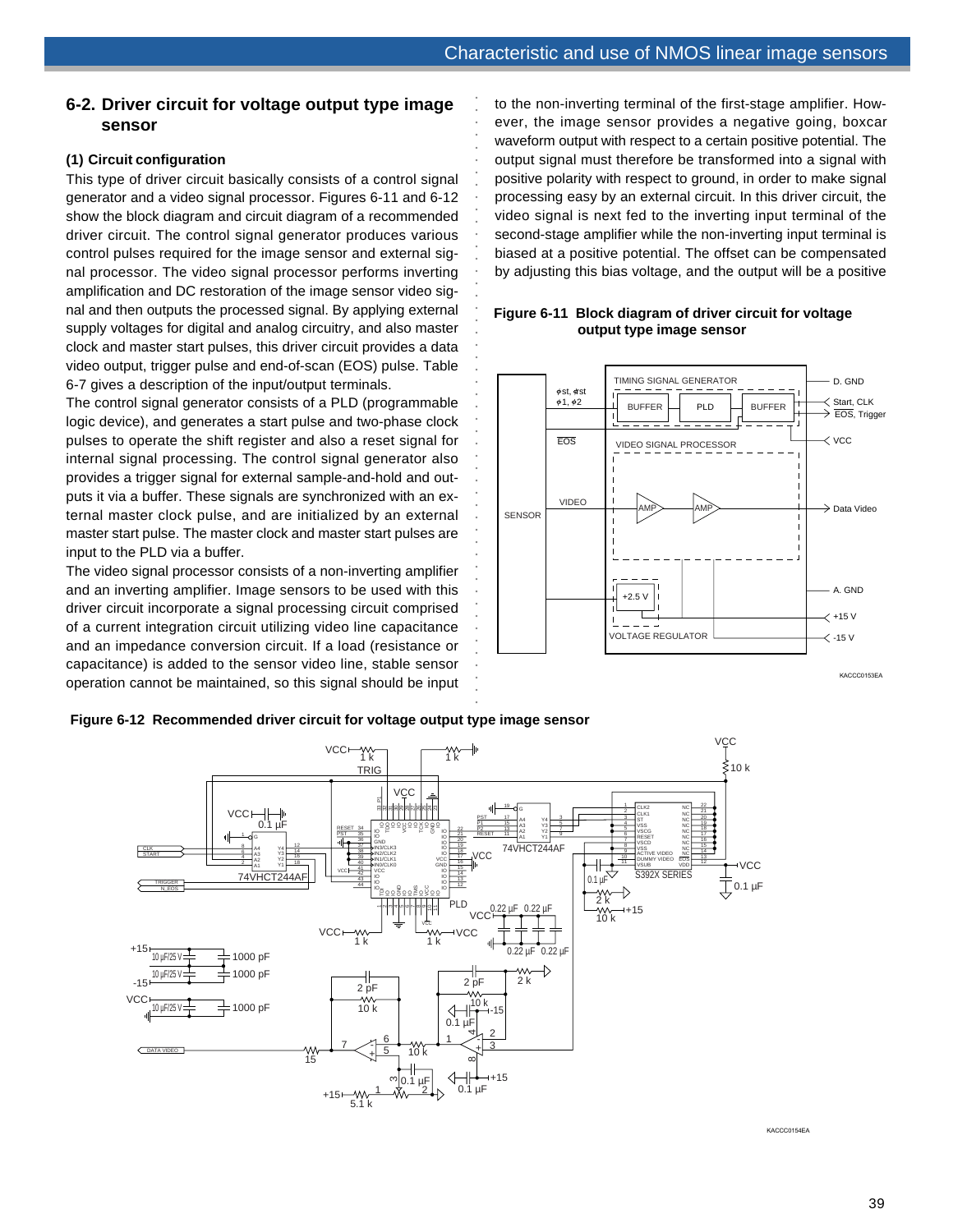## 6-2. Driver circuit for voltage output type image sensor

### (1) Circuit configuration

This type of driver circuit basically consists of a control signal generator and a video signal processor. Figures 6-11 and 6-12 show the block diagram and circuit diagram of a recommended driver circuit. The control signal generator produces various control pulses required for the image sensor and external signal processor. The video signal processor performs inverting amplification and DC restoration of the image sensor video signal and then outputs the processed signal. By applying external supply voltages for digital and analog circuitry, and also master clock and master start pulses, this driver circuit provides a data video output, trigger pulse and end-of-scan (EOS) pulse. Table 6-7 gives a description of the input/output terminals.

The control signal generator consists of a PLD (programmable logic device), and generates a start pulse and two-phase clock pulses to operate the shift register and also a reset signal for internal signal processing. The control signal generator also provides a trigger signal for external sample-and-hold and outputs it via a buffer. These signals are synchronized with an external master clock pulse, and are initialized by an external master start pulse. The master clock and master start pulses are input to the PLD via a buffer.

The video signal processor consists of a non-inverting amplifier and an inverting amplifier. Image sensors to be used with this driver circuit incorporate a signal processing circuit comprised of a current integration circuit utilizing video line capacitance and an impedance conversion circuit. If a load (resistance or capacitance) is added to the sensor video line, stable sensor operation cannot be maintained, so this signal should be input to the non-inverting terminal of the first-stage amplifier. However, the image sensor provides a negative going, boxcar waveform output with respect to a certain positive potential. The output signal must therefore be transformed into a signal with positive polarity with respect to ground, in order to make signal processing easy by an external circuit. In this driver circuit, the video signal is next fed to the inverting input terminal of the second-stage amplifier while the non-inverting input terminal is biased at a positive potential. The offset can be compensated by adjusting this bias voltage, and the output will be a positive

**Figure 6-11 Block diagram of driver circuit for voltage output type image sensor**

**Figure 6-12 Recommended driver circuit for voltage output type image sensor**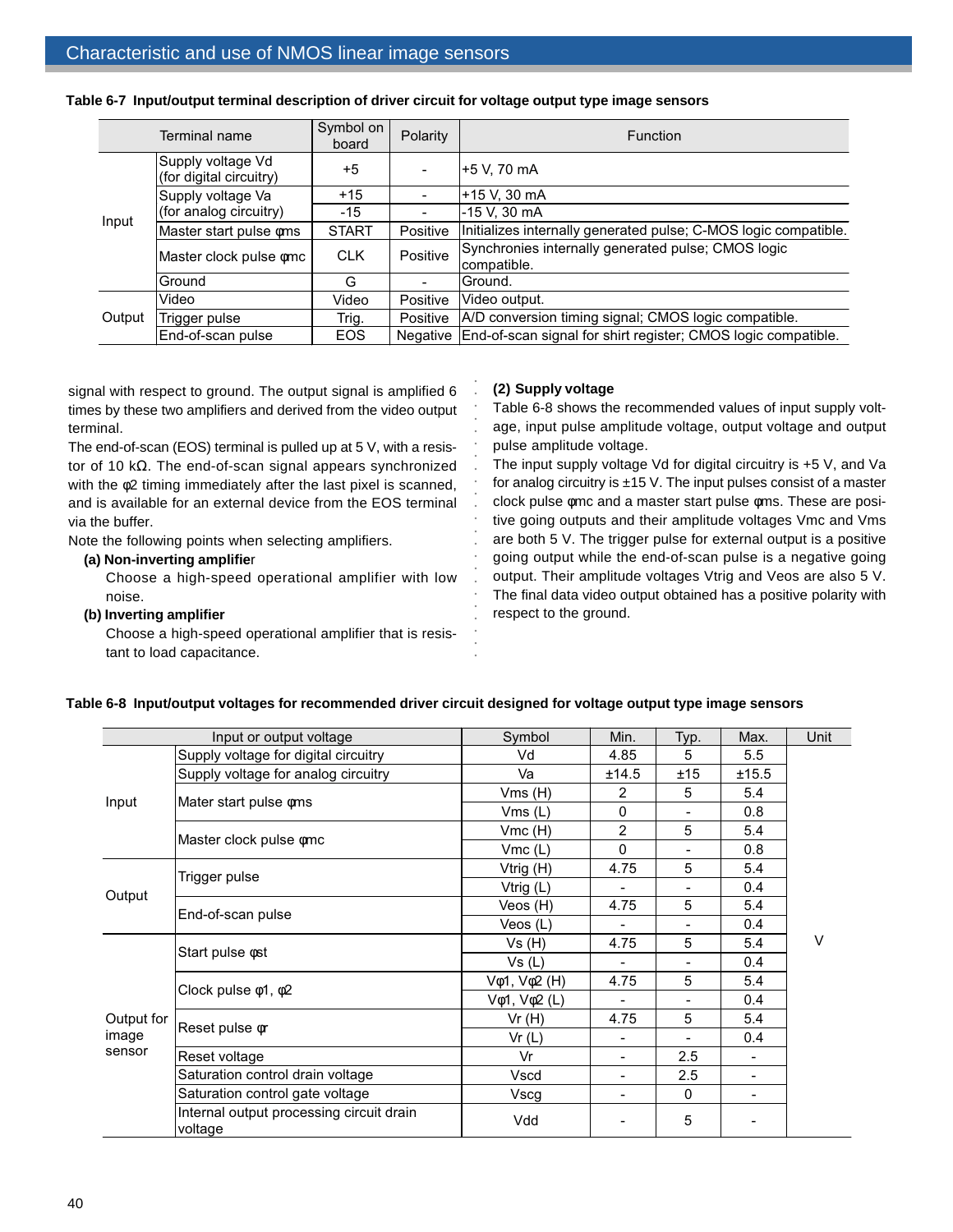**Table 6-7 Input/output terminal description of driver circuit for voltage output type image sensors**

| Terminal name | | Symbol on board | Polarity | Function |
|---|---|---|---|---|
| Input | Supply voltage Vd (for digital circuitry) | +5 | - | +5 V, 70 mA |
| | Supply voltage Va (for analog circuitry) | +15 | - | +15 V, 30 mA |
| | | -15 | - | -15 V, 30 mA |
| | Master start pulse φms | START | Positive | Initializes internally generated pulse; C-MOS logic compatible. |
| | Master clock pulse φmc | CLK | Positive | Synchronies internally generated pulse; CMOS logic compatible. |
| | Ground | G | - | Ground. |
| Output | Video | Video | Positive | Video output. |
| | Trigger pulse | Trig. | Positive | A/D conversion timing signal; CMOS logic compatible. |
| | End-of-scan pulse | EOS | Negative | End-of-scan signal for shirt register; CMOS logic compatible. |

signal with respect to ground. The output signal is amplified 6 times by these two amplifiers and derived from the video output terminal.

The end-of-scan (EOS) terminal is pulled up at 5 V, with a resistor of 10 kΩ. The end-of-scan signal appears synchronized with the φ2 timing immediately after the last pixel is scanned, and is available for an external device from the EOS terminal via the buffer.

Note the following points when selecting amplifiers.

**(a) Non-inverting amplifier**

Choose a high-speed operational amplifier with low noise.

**(b) Inverting amplifier**

Choose a high-speed operational amplifier that is resistant to load capacitance.

**(2) Supply voltage**

Table 6-8 shows the recommended values of input supply voltage, input pulse amplitude voltage, output voltage and output pulse amplitude voltage.

The input supply voltage Vd for digital circuitry is +5 V, and Va for analog circuitry is ±15 V. The input pulses consist of a master clock pulse φmc and a master start pulse φms. These are positive going outputs and their amplitude voltages Vmc and Vms are both 5 V. The trigger pulse for external output is a positive going output while the end-of-scan pulse is a negative going output. Their amplitude voltages Vtrig and Veos are also 5 V. The final data video output obtained has a positive polarity with respect to the ground.

**Table 6-8 Input/output voltages for recommended driver circuit designed for voltage output type image sensors**

| Input or output voltage | | Symbol | Min. | Typ. | Max. | Unit |
|---|---|---|---|---|---|---|
| Input | Supply voltage for digital circuitry | Vd | 4.85 | 5 | 5.5 | V |
| | Supply voltage for analog circuitry | Va | ±14.5 | ±15 | ±15.5 | |
| | Mater start pulse φms | Vms (H) | 2 | 5 | 5.4 | |
| | | Vms (L) | 0 | - | 0.8 | |
| | Master clock pulse φmc | Vmc (H) | 2 | 5 | 5.4 | |
| | | Vmc (L) | 0 | - | 0.8 | |
| Output | Trigger pulse | Vtrig (H) | 4.75 | 5 | 5.4 | |
| | | Vtrig (L) | - | - | 0.4 | |
| | End-of-scan pulse | Veos (H) | 4.75 | 5 | 5.4 | |
| | | Veos (L) | - | - | 0.4 | |
| Output for image sensor | Start pulse φst | Vs (H) | 4.75 | 5 | 5.4 | |
| | | Vs (L) | - | - | 0.4 | |
| | Clock pulse φ1, φ2 | Vφ1, Vφ2 (H) | 4.75 | 5 | 5.4 | |
| | | Vφ1, Vφ2 (L) | - | - | 0.4 | |
| | Reset pulse φr | Vr (H) | 4.75 | 5 | 5.4 | |
| | | Vr (L) | - | - | 0.4 | |
| | Reset voltage | Vr | - | 2.5 | - | |
| | Saturation control drain voltage | Vscd | - | 2.5 | - | |
| | Saturation control gate voltage | Vscg | - | 0 | - | |
| | Internal output processing circuit drain voltage | Vdd | - | 5 | - | |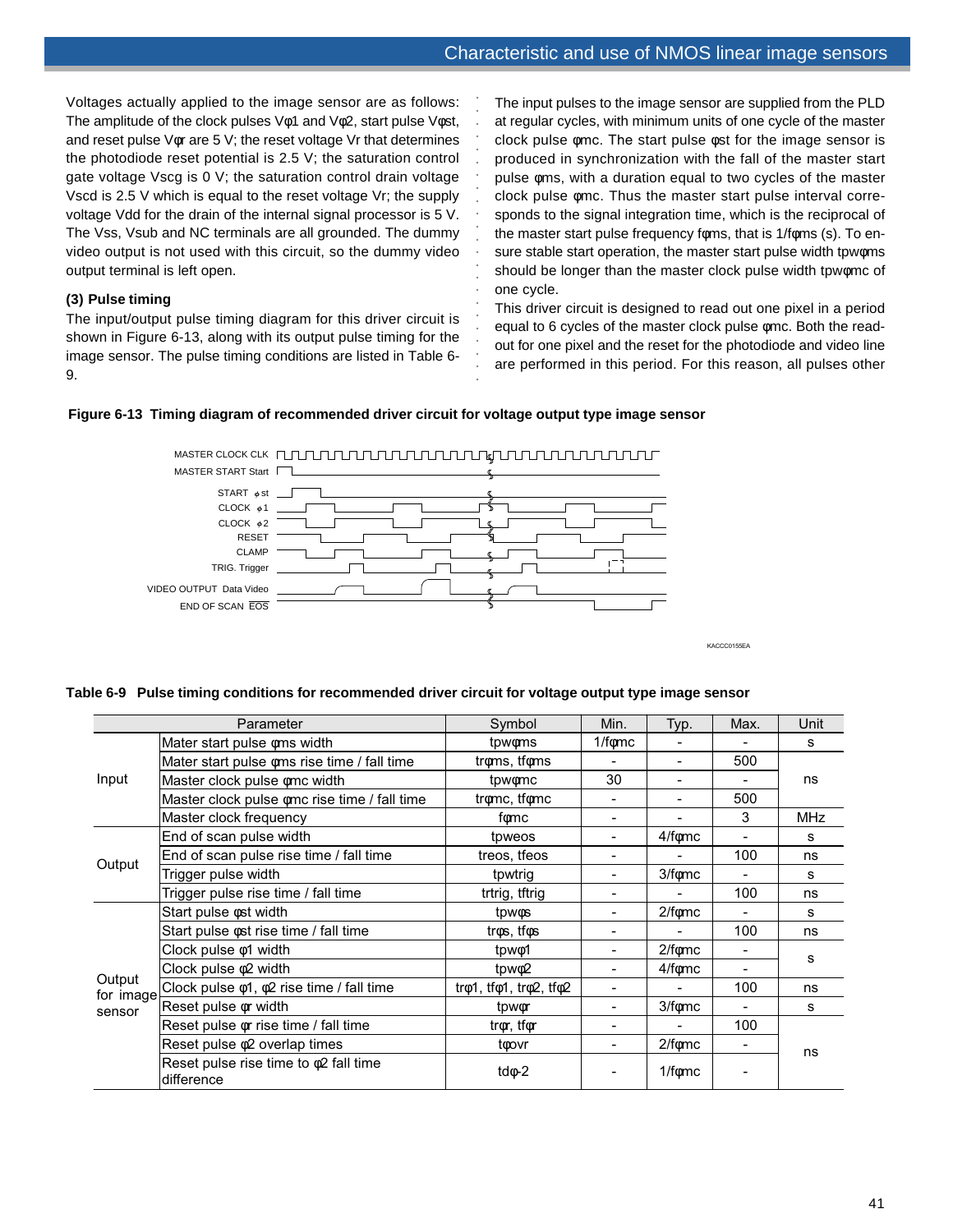Voltages actually applied to the image sensor are as follows: The amplitude of the clock pulses Vφ1 and Vφ2, start pulse Vφst, and reset pulse Vφr are 5 V; the reset voltage Vr that determines the photodiode reset potential is 2.5 V; the saturation control gate voltage Vscg is 0 V; the saturation control drain voltage Vscd is 2.5 V which is equal to the reset voltage Vr; the supply voltage Vdd for the drain of the internal signal processor is 5 V. The Vss, Vsub and NC terminals are all grounded. The dummy video output is not used with this circuit, so the dummy video output terminal is left open.

### (3) Pulse timing

The input/output pulse timing diagram for this driver circuit is shown in Figure 6-13, along with its output pulse timing for the image sensor. The pulse timing conditions are listed in Table 6-9.

The input pulses to the image sensor are supplied from the PLD at regular cycles, with minimum units of one cycle of the master clock pulse φmc. The start pulse φst for the image sensor is produced in synchronization with the fall of the master start pulse φms, with a duration equal to two cycles of the master clock pulse φmc. Thus the master start pulse interval corresponds to the signal integration time, which is the reciprocal of the master start pulse frequency fφms, that is 1/fφms (s). To ensure stable start operation, the master start pulse width tpwφms should be longer than the master clock pulse width tpwφmc of one cycle.

This driver circuit is designed to read out one pixel in a period equal to 6 cycles of the master clock pulse φmc. Both the readout for one pixel and the reset for the photodiode and video line are performed in this period. For this reason, all pulses other

**Figure 6-13 Timing diagram of recommended driver circuit for voltage output type image sensor**

MASTER CLOCK CLK
MASTER START Start
START φst
CLOCK φ1
CLOCK φ2
RESET
CLAMP
TRIG. Trigger
VIDEO OUTPUT Data Video
END OF SCAN $\overline{EOS}$

KACCC0155EA

**Table 6-9 Pulse timing conditions for recommended driver circuit for voltage output type image sensor**

| | Parameter | Symbol | Min. | Typ. | Max. | Unit |
|---|---|---|---|---|---|---|
| Input | Mater start pulse φms width | tpwφms | 1/fφmc | - | - | s |
| | Mater start pulse φms rise time / fall time | trφms, tfφms | - | - | 500 | ns |
| | Master clock pulse φmc width | tpwφmc | 30 | - | - | ns |
| | Master clock pulse φmc rise time / fall time | trφmc, tfφmc | - | - | 500 | ns |
| | Master clock frequency | fφmc | - | - | 3 | MHz |
| Output | End of scan pulse width | tpweos | - | 4/fφmc | - | s |
| | End of scan pulse rise time / fall time | treos, tfeos | - | - | 100 | ns |
| | Trigger pulse width | tpwtrig | - | 3/fφmc | - | s |
| | Trigger pulse rise time / fall time | trtrig, tftrig | - | - | 100 | ns |
| Output for image sensor | Start pulse φst width | tpwφs | - | 2/fφmc | - | s |
| | Start pulse φst rise time / fall time | trφs, tfφs | - | - | 100 | ns |
| | Clock pulse φ1 width | tpwφ1 | - | 2/fφmc | - | s |
| | Clock pulse φ2 width | tpwφ2 | - | 4/fφmc | - | s |
| | Clock pulse φ1, φ2 rise time / fall time | trφ1, tfφ1, trφ2, tfφ2 | - | - | 100 | ns |
| | Reset pulse φr width | tpwφr | - | 3/fφmc | - | s |
| | Reset pulse φr rise time / fall time | trφr, tfφr | - | - | 100 | ns |
| | Reset pulse φ2 overlap times | tφovr | - | 2/fφmc | - | ns |
| | Reset pulse rise time to φ2 fall time difference | tdφ-2 | - | 1/fφmc | - | ns |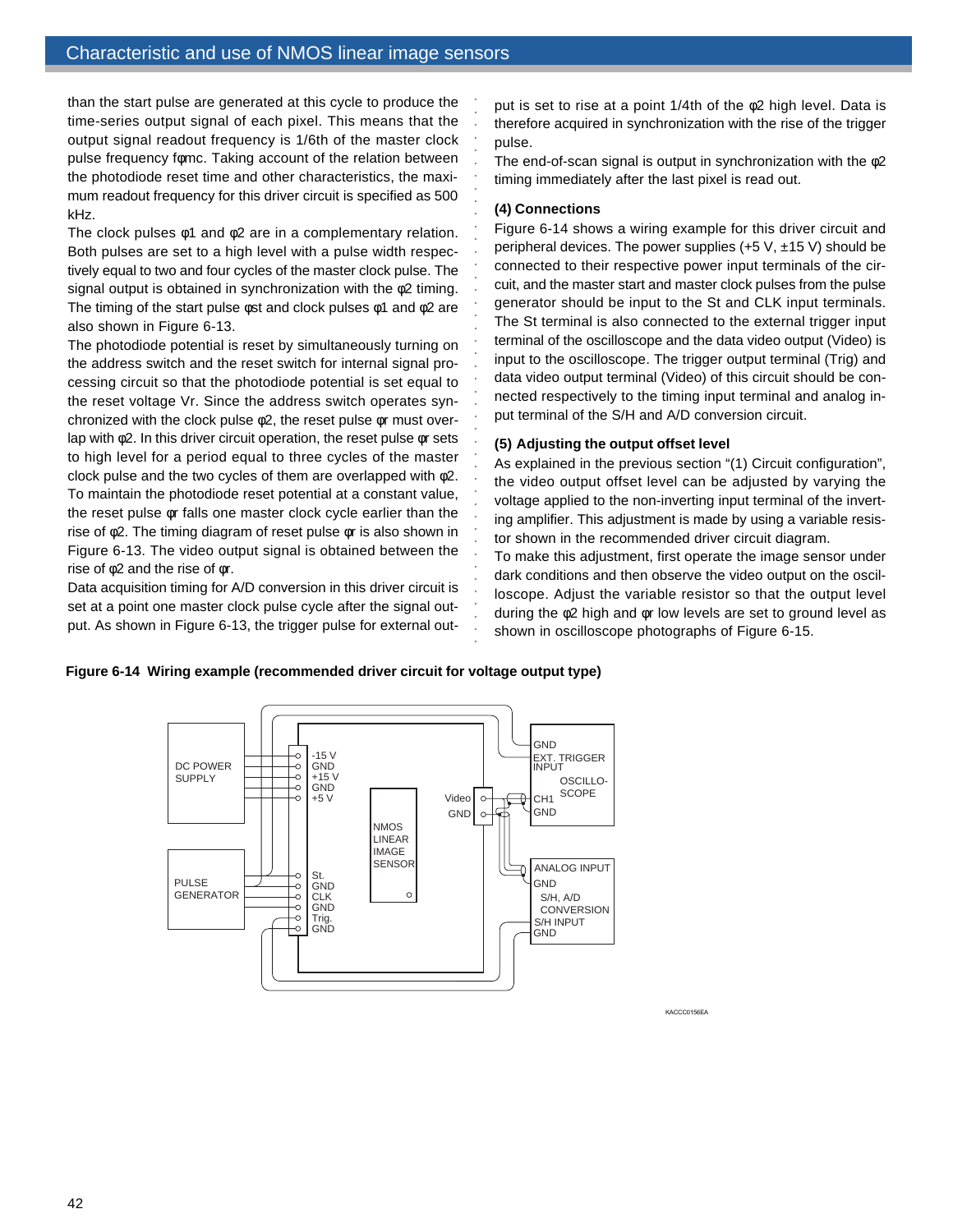than the start pulse are generated at this cycle to produce the time-series output signal of each pixel. This means that the output signal readout frequency is 1/6th of the master clock pulse frequency fφmc. Taking account of the relation between the photodiode reset time and other characteristics, the maximum readout frequency for this driver circuit is specified as 500 kHz.

The clock pulses φ1 and φ2 are in a complementary relation. Both pulses are set to a high level with a pulse width respectively equal to two and four cycles of the master clock pulse. The signal output is obtained in synchronization with the φ2 timing. The timing of the start pulse φst and clock pulses φ1 and φ2 are also shown in Figure 6-13.

The photodiode potential is reset by simultaneously turning on the address switch and the reset switch for internal signal processing circuit so that the photodiode potential is set equal to the reset voltage Vr. Since the address switch operates synchronized with the clock pulse φ2, the reset pulse φr must overlap with φ2. In this driver circuit operation, the reset pulse φr sets to high level for a period equal to three cycles of the master clock pulse and the two cycles of them are overlapped with φ2. To maintain the photodiode reset potential at a constant value, the reset pulse φr falls one master clock cycle earlier than the rise of φ2. The timing diagram of reset pulse φr is also shown in Figure 6-13. The video output signal is obtained between the rise of φ2 and the rise of φr.

Data acquisition timing for A/D conversion in this driver circuit is set at a point one master clock pulse cycle after the signal output. As shown in Figure 6-13, the trigger pulse for external output is set to rise at a point 1/4th of the φ2 high level. Data is therefore acquired in synchronization with the rise of the trigger pulse.

The end-of-scan signal is output in synchronization with the φ2 timing immediately after the last pixel is read out.

### (4) Connections

Figure 6-14 shows a wiring example for this driver circuit and peripheral devices. The power supplies (+5 V, ±15 V) should be connected to their respective power input terminals of the circuit, and the master start and master clock pulses from the pulse generator should be input to the St and CLK input terminals. The St terminal is also connected to the external trigger input terminal of the oscilloscope and the data video output (Video) is input to the oscilloscope. The trigger output terminal (Trig) and data video output terminal (Video) of this circuit should be connected respectively to the timing input terminal and analog input terminal of the S/H and A/D conversion circuit.

### (5) Adjusting the output offset level

As explained in the previous section "(1) Circuit configuration", the video output offset level can be adjusted by varying the voltage applied to the non-inverting input terminal of the inverting amplifier. This adjustment is made by using a variable resistor shown in the recommended driver circuit diagram.

To make this adjustment, first operate the image sensor under dark conditions and then observe the video output on the oscilloscope. Adjust the variable resistor so that the output level during the φ2 high and φr low levels are set to ground level as shown in oscilloscope photographs of Figure 6-15.

**Figure 6-14 Wiring example (recommended driver circuit for voltage output type)**

DC POWER SUPPLY — -15 V, GND, +15 V, GND, +5 V

PULSE GENERATOR — St., GND, CLK, GND, Trig., GND

NMOS LINEAR IMAGE SENSOR — Video, GND

OSCILLOSCOPE — GND, EXT. TRIGGER INPUT, CH1, GND

S/H, A/D CONVERSION — ANALOG INPUT, GND, S/H INPUT, GND

KACCC0156EA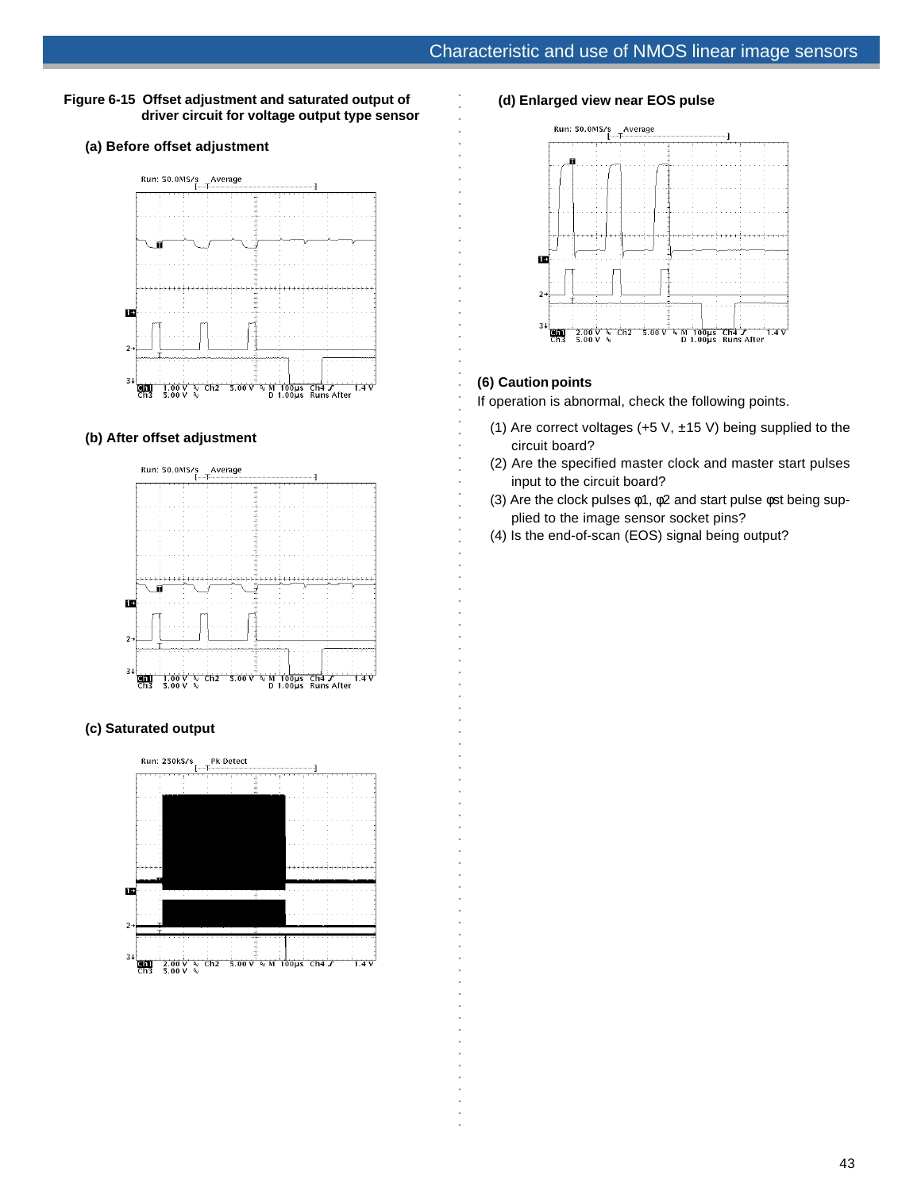**Figure 6-15 Offset adjustment and saturated output of driver circuit for voltage output type sensor**

**(a) Before offset adjustment**

**(b) After offset adjustment**

**(c) Saturated output**

**(d) Enlarged view near EOS pulse**

### (6) Caution points

If operation is abnormal, check the following points.

(1) Are correct voltages (+5 V, ±15 V) being supplied to the circuit board?

(2) Are the specified master clock and master start pulses input to the circuit board?

(3) Are the clock pulses φ1, φ2 and start pulse φst being supplied to the image sensor socket pins?

(4) Is the end-of-scan (EOS) signal being output?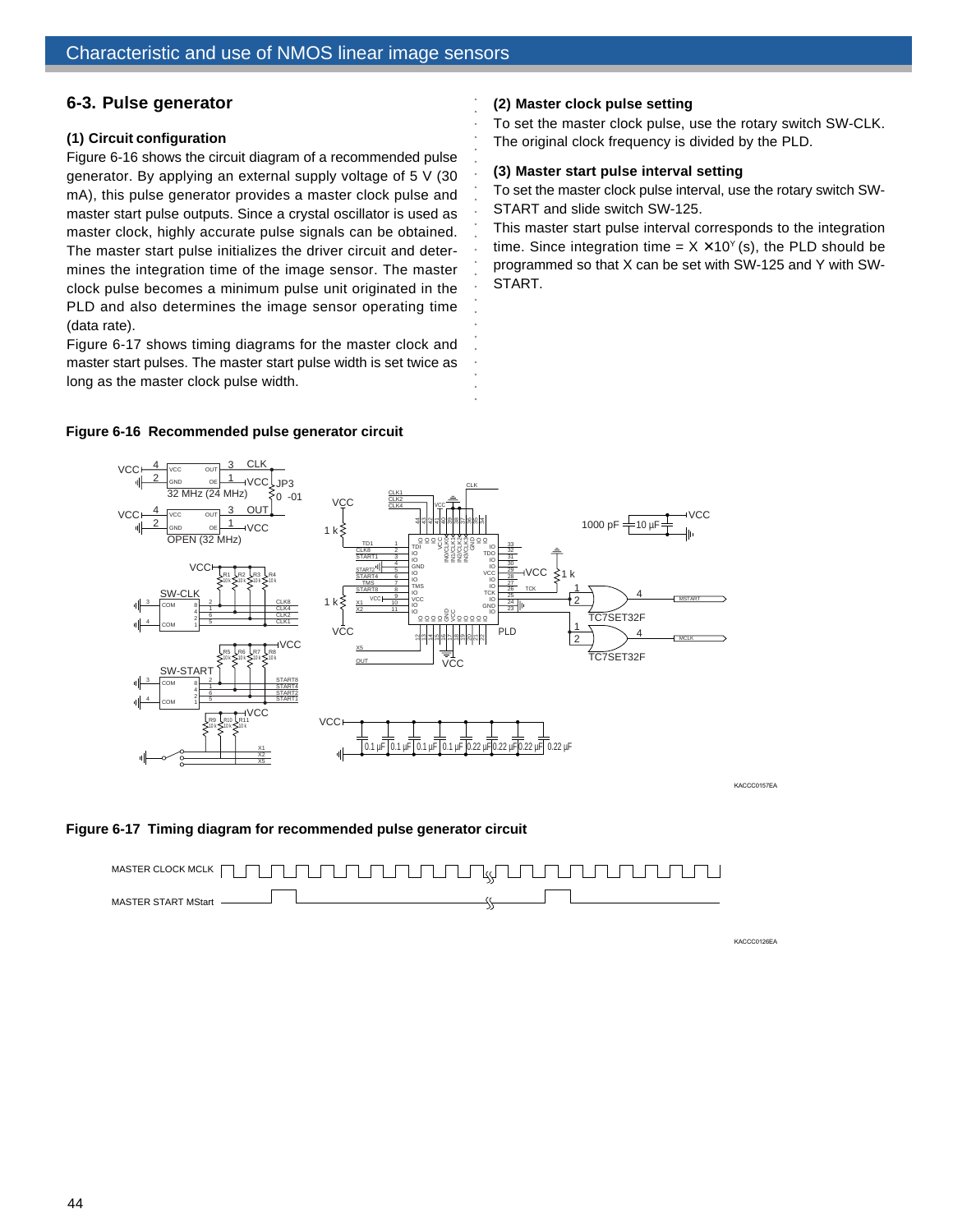## 6-3. Pulse generator

### (1) Circuit configuration

Figure 6-16 shows the circuit diagram of a recommended pulse generator. By applying an external supply voltage of 5 V (30 mA), this pulse generator provides a master clock pulse and master start pulse outputs. Since a crystal oscillator is used as master clock, highly accurate pulse signals can be obtained. The master start pulse initializes the driver circuit and determines the integration time of the image sensor. The master clock pulse becomes a minimum pulse unit originated in the PLD and also determines the image sensor operating time (data rate).

Figure 6-17 shows timing diagrams for the master clock and master start pulses. The master start pulse width is set twice as long as the master clock pulse width.

### (2) Master clock pulse setting

To set the master clock pulse, use the rotary switch SW-CLK. The original clock frequency is divided by the PLD.

### (3) Master start pulse interval setting

To set the master clock pulse interval, use the rotary switch SW-START and slide switch SW-125.

This master start pulse interval corresponds to the integration time. Since integration time = X × $10^{Y}$ (s), the PLD should be programmed so that X can be set with SW-125 and Y with SW-START.

**Figure 6-16 Recommended pulse generator circuit**

KACCC0157EA

**Figure 6-17 Timing diagram for recommended pulse generator circuit**

KACCC0126EA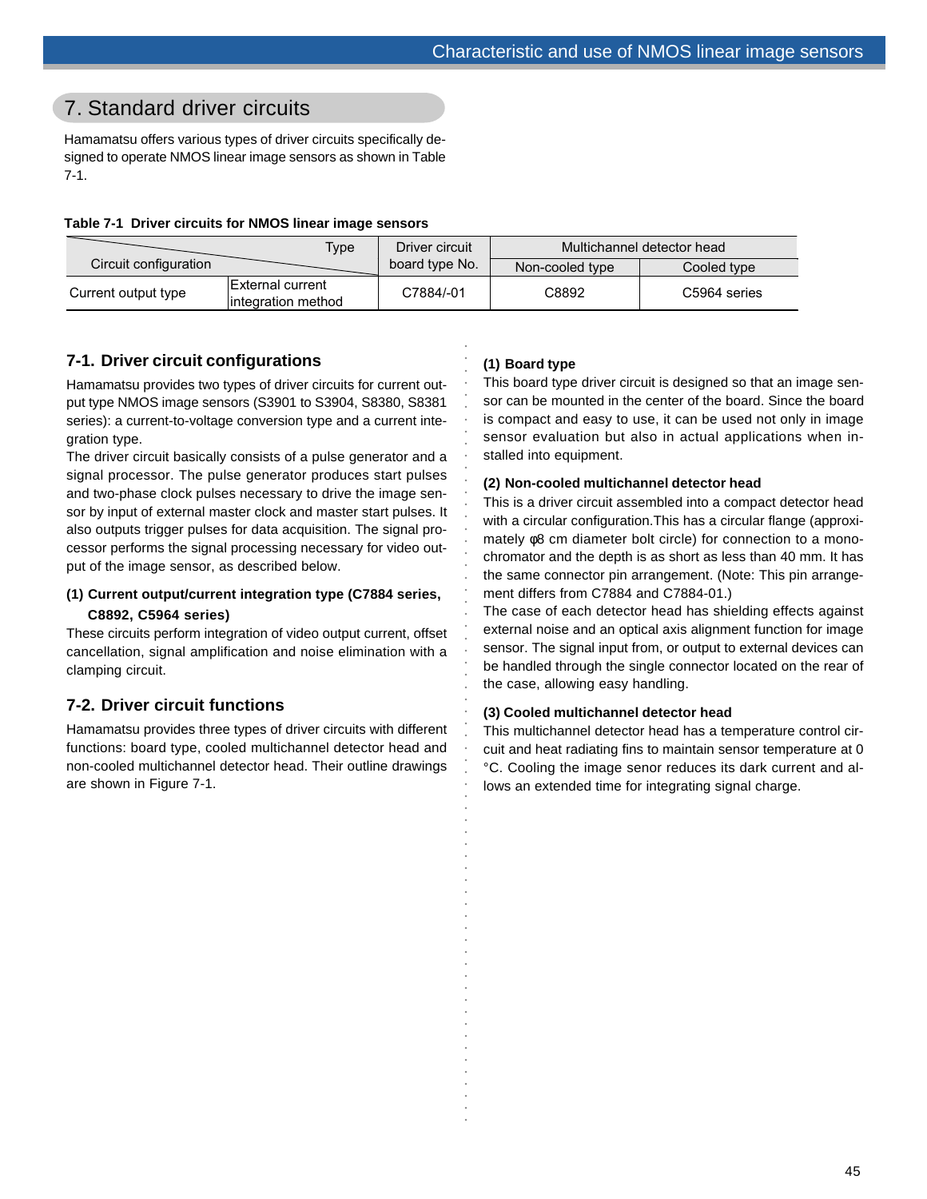# 7. Standard driver circuits

Hamamatsu offers various types of driver circuits specifically designed to operate NMOS linear image sensors as shown in Table 7-1.

**Table 7-1 Driver circuits for NMOS linear image sensors**

| Circuit configuration / Type | | Driver circuit board type No. | Multichannel detector head | |
|---|---|---|---|---|
| | | | Non-cooled type | Cooled type |
| Current output type | External current integration method | C7884/-01 | C8892 | C5964 series |

## 7-1. Driver circuit configurations

Hamamatsu provides two types of driver circuits for current output type NMOS image sensors (S3901 to S3904, S8380, S8381 series): a current-to-voltage conversion type and a current integration type.

The driver circuit basically consists of a pulse generator and a signal processor. The pulse generator produces start pulses and two-phase clock pulses necessary to drive the image sensor by input of external master clock and master start pulses. It also outputs trigger pulses for data acquisition. The signal processor performs the signal processing necessary for video output of the image sensor, as described below.

**(1) Current output/current integration type (C7884 series, C8892, C5964 series)**

These circuits perform integration of video output current, offset cancellation, signal amplification and noise elimination with a clamping circuit.

## 7-2. Driver circuit functions

Hamamatsu provides three types of driver circuits with different functions: board type, cooled multichannel detector head and non-cooled multichannel detector head. Their outline drawings are shown in Figure 7-1.

**(1) Board type**

This board type driver circuit is designed so that an image sensor can be mounted in the center of the board. Since the board is compact and easy to use, it can be used not only in image sensor evaluation but also in actual applications when installed into equipment.

**(2) Non-cooled multichannel detector head**

This is a driver circuit assembled into a compact detector head with a circular configuration.This has a circular flange (approximately φ8 cm diameter bolt circle) for connection to a monochromator and the depth is as short as less than 40 mm. It has the same connector pin arrangement. (Note: This pin arrangement differs from C7884 and C7884-01.)

The case of each detector head has shielding effects against external noise and an optical axis alignment function for image sensor. The signal input from, or output to external devices can be handled through the single connector located on the rear of the case, allowing easy handling.

**(3) Cooled multichannel detector head**

This multichannel detector head has a temperature control circuit and heat radiating fins to maintain sensor temperature at 0 °C. Cooling the image senor reduces its dark current and allows an extended time for integrating signal charge.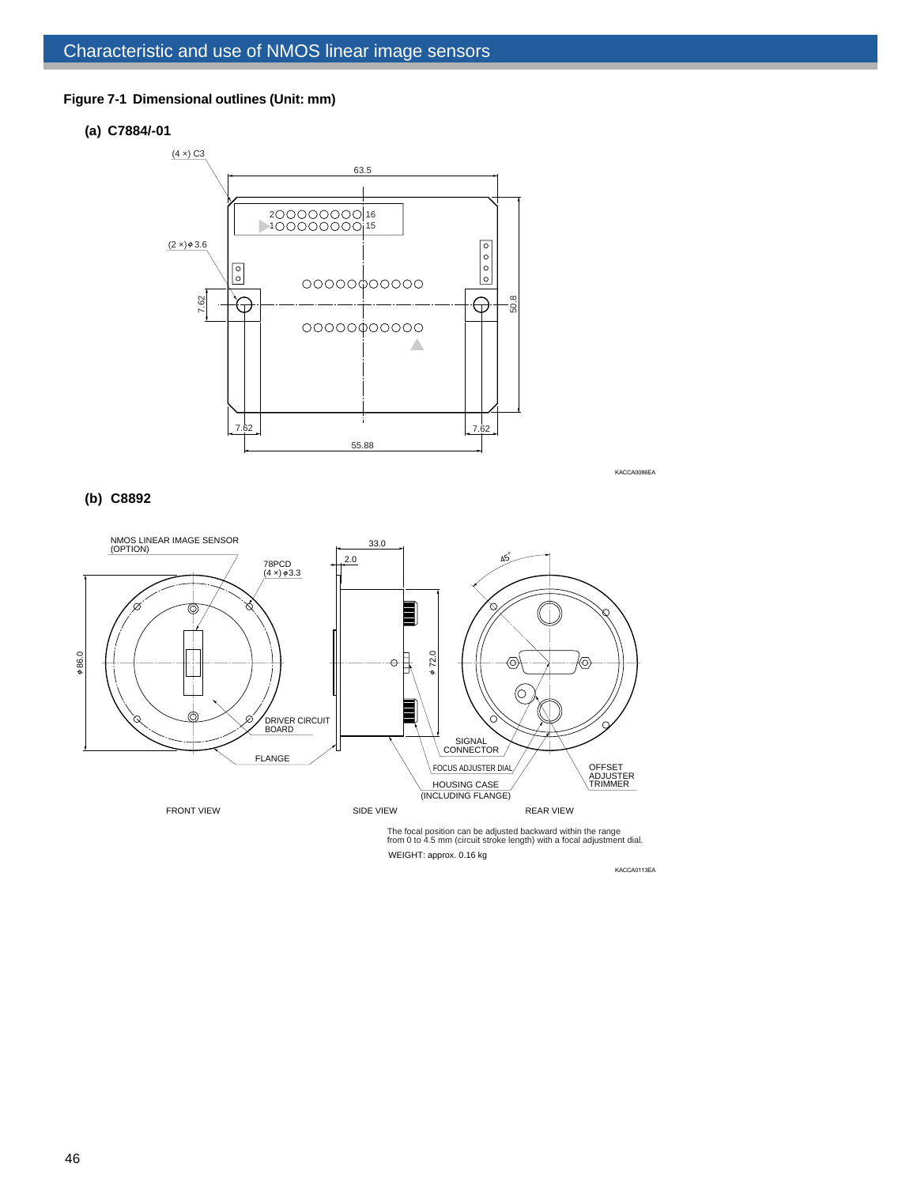**Figure 7-1 Dimensional outlines (Unit: mm)**

**(a) C7884/-01**

(4 ×) C3

63.5

(2 ×) ϕ 3.6

7.62

50.8

7.62

7.62

55.88

KACCA0086EA

**(b) C8892**

NMOS LINEAR IMAGE SENSOR (OPTION)

78PCD (4 ×) ϕ 3.3

33.0

2.0

45°

ϕ 86.0

ϕ 72.0

DRIVER CIRCUIT BOARD

FLANGE

SIGNAL CONNECTOR

FOCUS ADJUSTER DIAL

HOUSING CASE (INCLUDING FLANGE)

OFFSET ADJUSTER TRIMMER

FRONT VIEW

SIDE VIEW

REAR VIEW

The focal position can be adjusted backward within the range from 0 to 4.5 mm (circuit stroke length) with a focal adjustment dial.

WEIGHT: approx. 0.16 kg

KACCA0113EA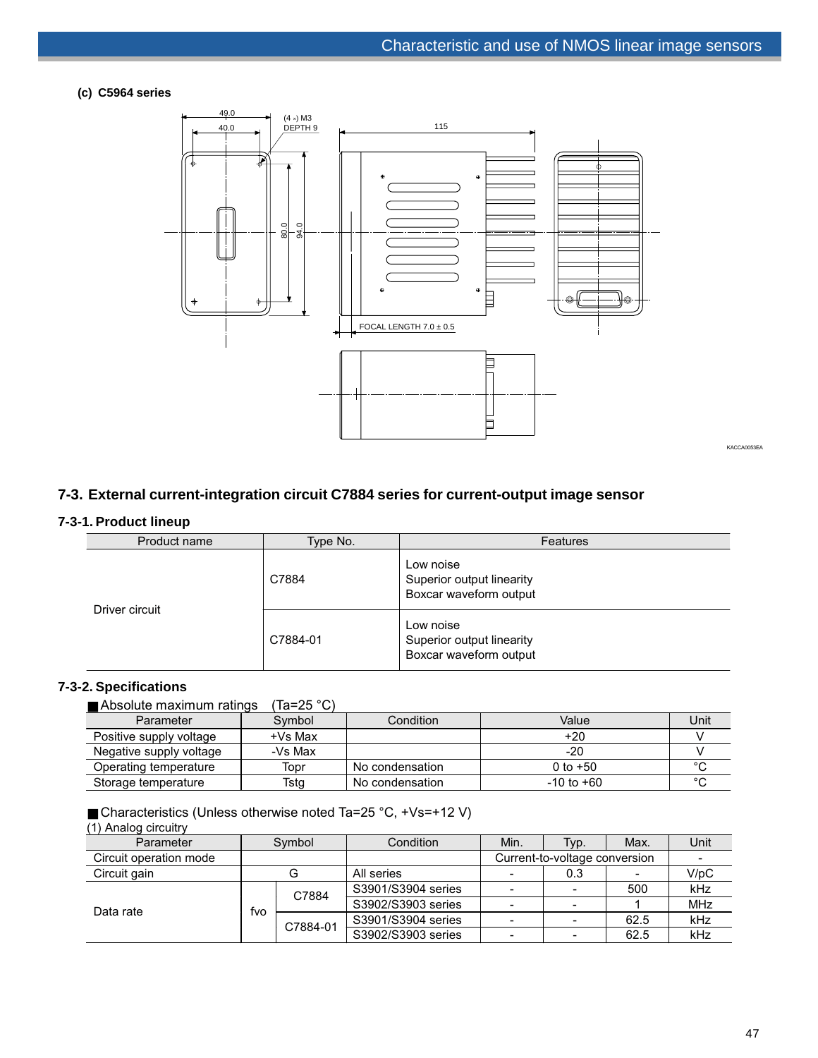**(c) C5964 series**

49.0

40.0

(4 ×) M3 DEPTH 9

115

80.0

94.0

FOCAL LENGTH 7.0 ± 0.5

KACCA0053EA

## 7-3. External current-integration circuit C7884 series for current-output image sensor

### 7-3-1. Product lineup

| Product name | Type No. | Features |
|---|---|---|
| Driver circuit | C7884 | Low noise<br>Superior output linearity<br>Boxcar waveform output |
| | C7884-01 | Low noise<br>Superior output linearity<br>Boxcar waveform output |

### 7-3-2. Specifications

■ Absolute maximum ratings (Ta=25 °C)

| Parameter | Symbol | Condition | Value | Unit |
|---|---|---|---|---|
| Positive supply voltage | +Vs Max | | +20 | V |
| Negative supply voltage | -Vs Max | | -20 | V |
| Operating temperature | Topr | No condensation | 0 to +50 | °C |
| Storage temperature | Tstg | No condensation | -10 to +60 | °C |

■ Characteristics (Unless otherwise noted Ta=25 °C, +Vs=+12 V)

(1) Analog circuitry

| Parameter | Symbol | | Condition | Min. | Typ. | Max. | Unit |
|---|---|---|---|---|---|---|---|
| Circuit operation mode | | | | Current-to-voltage conversion | | | - |
| Circuit gain | G | | All series | - | 0.3 | - | V/pC |
| Data rate | fvo | C7884 | S3901/S3904 series | - | - | 500 | kHz |
| | | | S3902/S3903 series | - | - | 1 | MHz |
| | | C7884-01 | S3901/S3904 series | - | - | 62.5 | kHz |
| | | | S3902/S3903 series | - | - | 62.5 | kHz |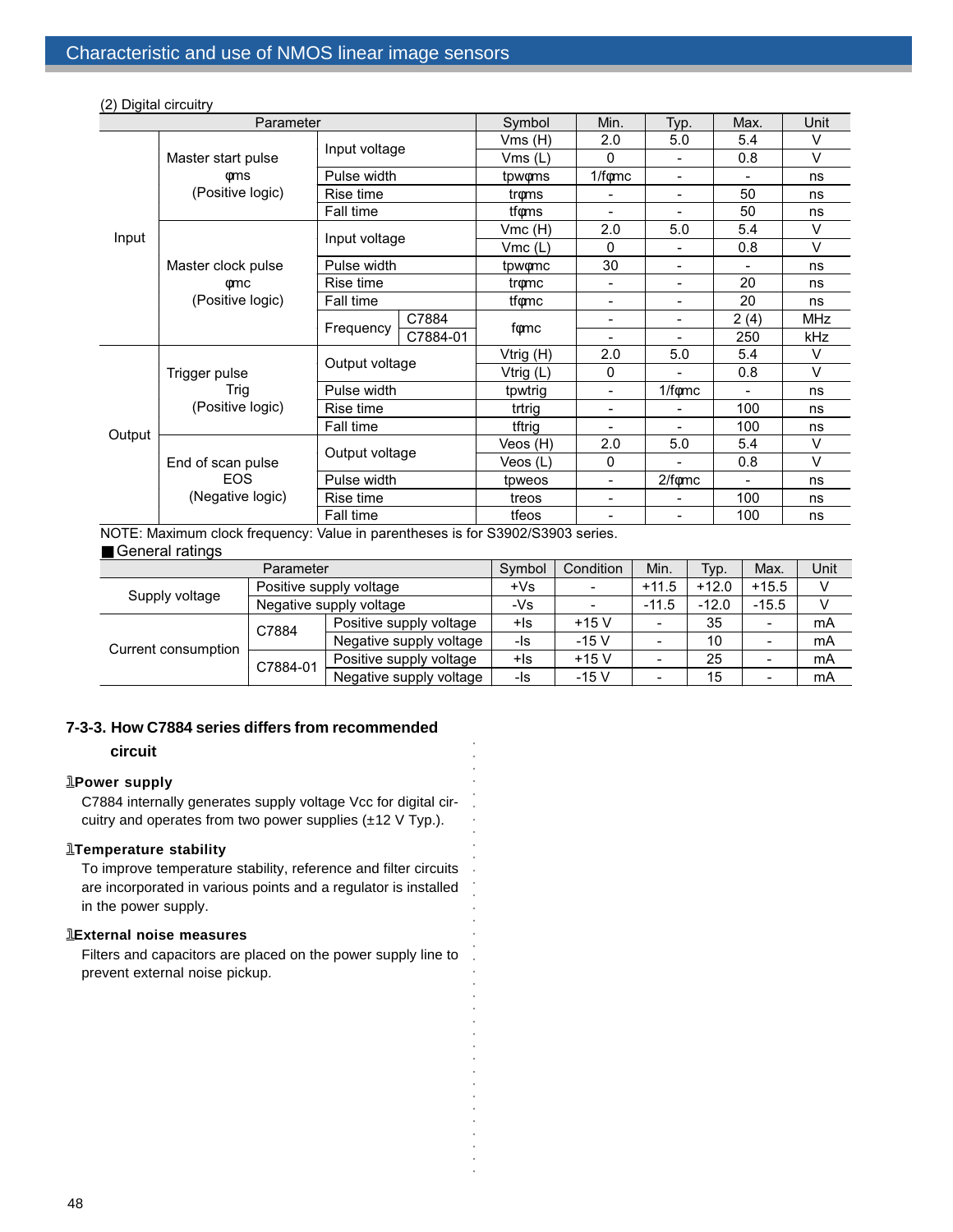(2) Digital circuitry

| Parameter | | | | Symbol | Min. | Typ. | Max. | Unit |
|---|---|---|---|---|---|---|---|---|
| Input | Master start pulse φms (Positive logic) | Input voltage | | Vms (H) | 2.0 | 5.0 | 5.4 | V |
| | | | | Vms (L) | 0 | - | 0.8 | V |
| | | Pulse width | | tpwφms | 1/fφmc | - | - | ns |
| | | Rise time | | trφms | - | - | 50 | ns |
| | | Fall time | | tfφms | - | - | 50 | ns |
| | Master clock pulse φmc (Positive logic) | Input voltage | | Vmc (H) | 2.0 | 5.0 | 5.4 | V |
| | | | | Vmc (L) | 0 | - | 0.8 | V |
| | | Pulse width | | tpwφmc | 30 | - | - | ns |
| | | Rise time | | trφmc | - | - | 20 | ns |
| | | Fall time | | tfφmc | - | - | 20 | ns |
| | | Frequency | C7884 | fφmc | - | - | 2 (4) | MHz |
| | | | C7884-01 | | - | - | 250 | kHz |
| Output | Trigger pulse Trig (Positive logic) | Output voltage | | Vtrig (H) | 2.0 | 5.0 | 5.4 | V |
| | | | | Vtrig (L) | 0 | - | 0.8 | V |
| | | Pulse width | | tpwtrig | - | 1/fφmc | - | ns |
| | | Rise time | | trtrig | - | - | 100 | ns |
| | | Fall time | | tftrig | - | - | 100 | ns |
| | End of scan pulse EOS (Negative logic) | Output voltage | | Veos (H) | 2.0 | 5.0 | 5.4 | V |
| | | | | Veos (L) | 0 | - | 0.8 | V |
| | | Pulse width | | tpweos | - | 2/fφmc | - | ns |
| | | Rise time | | treos | - | - | 100 | ns |
| | | Fall time | | tfeos | - | - | 100 | ns |

NOTE: Maximum clock frequency: Value in parentheses is for S3902/S3903 series.

■ General ratings

| Parameter | | | Symbol | Condition | Min. | Typ. | Max. | Unit |
|---|---|---|---|---|---|---|---|---|
| Supply voltage | Positive supply voltage | | +Vs | - | +11.5 | +12.0 | +15.5 | V |
| | Negative supply voltage | | -Vs | - | -11.5 | -12.0 | -15.5 | V |
| Current consumption | C7884 | Positive supply voltage | +Is | +15 V | - | 35 | - | mA |
| | | Negative supply voltage | -Is | -15 V | - | 10 | - | mA |
| | C7884-01 | Positive supply voltage | +Is | +15 V | - | 25 | - | mA |
| | | Negative supply voltage | -Is | -15 V | - | 15 | - | mA |

### 7-3-3. How C7884 series differs from recommended circuit

**Power supply**

C7884 internally generates supply voltage Vcc for digital circuitry and operates from two power supplies (±12 V Typ.).

**Temperature stability**

To improve temperature stability, reference and filter circuits are incorporated in various points and a regulator is installed in the power supply.

**External noise measures**

Filters and capacitors are placed on the power supply line to prevent external noise pickup.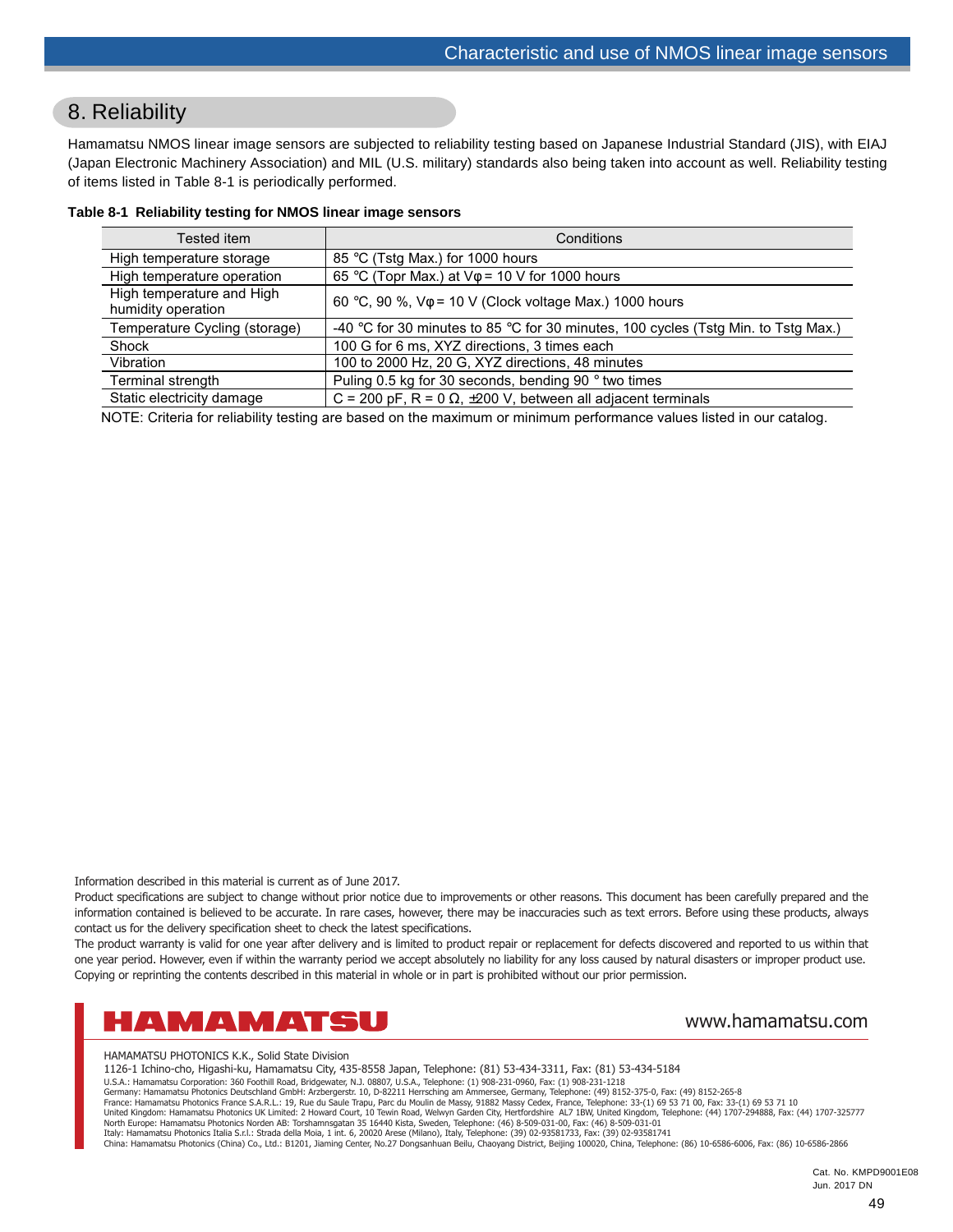## 8. Reliability

Hamamatsu NMOS linear image sensors are subjected to reliability testing based on Japanese Industrial Standard (JIS), with EIAJ (Japan Electronic Machinery Association) and MIL (U.S. military) standards also being taken into account as well. Reliability testing of items listed in Table 8-1 is periodically performed.

**Table 8-1 Reliability testing for NMOS linear image sensors**

| Tested item | Conditions |
|---|---|
| High temperature storage | 85 °C (Tstg Max.) for 1000 hours |
| High temperature operation | 65 °C (Topr Max.) at Vφ = 10 V for 1000 hours |
| High temperature and High humidity operation | 60 °C, 90 %, Vφ = 10 V (Clock voltage Max.) 1000 hours |
| Temperature Cycling (storage) | -40 °C for 30 minutes to 85 °C for 30 minutes, 100 cycles (Tstg Min. to Tstg Max.) |
| Shock | 100 G for 6 ms, XYZ directions, 3 times each |
| Vibration | 100 to 2000 Hz, 20 G, XYZ directions, 48 minutes |
| Terminal strength | Puling 0.5 kg for 30 seconds, bending 90 ° two times |
| Static electricity damage | C = 200 pF, R = 0 Ω, ±200 V, between all adjacent terminals |

NOTE: Criteria for reliability testing are based on the maximum or minimum performance values listed in our catalog.

Information described in this material is current as of June 2017.

Product specifications are subject to change without prior notice due to improvements or other reasons. This document has been carefully prepared and the information contained is believed to be accurate. In rare cases, however, there may be inaccuracies such as text errors. Before using these products, always contact us for the delivery specification sheet to check the latest specifications.

The product warranty is valid for one year after delivery and is limited to product repair or replacement for defects discovered and reported to us within that one year period. However, even if within the warranty period we accept absolutely no liability for any loss caused by natural disasters or improper product use.

Copying or reprinting the contents described in this material in whole or in part is prohibited without our prior permission.

**HAMAMATSU**

www.hamamatsu.com

HAMAMATSU PHOTONICS K.K., Solid State Division
1126-1 Ichino-cho, Higashi-ku, Hamamatsu City, 435-8558 Japan, Telephone: (81) 53-434-3311, Fax: (81) 53-434-5184
U.S.A.: Hamamatsu Corporation: 360 Foothill Road, Bridgewater, N.J. 08807, U.S.A., Telephone: (1) 908-231-0960, Fax: (1) 908-231-1218
Germany: Hamamatsu Photonics Deutschland GmbH: Arzbergerstr. 10, D-82211 Herrsching am Ammersee, Germany, Telephone: (49) 8152-375-0, Fax: (49) 8152-265-8
France: Hamamatsu Photonics France S.A.R.L.: 19, Rue du Saule Trapu, Parc du Moulin de Massy, 91882 Massy Cedex, France, Telephone: 33-(1) 69 53 71 00, Fax: 33-(1) 69 53 71 10
United Kingdom: Hamamatsu Photonics UK Limited: 2 Howard Court, 10 Tewin Road, Welwyn Garden City, Hertfordshire AL7 1BW, United Kingdom, Telephone: (44) 1707-294888, Fax: (44) 1707-325777
North Europe: Hamamatsu Photonics Norden AB: Torshamnsgatan 35 16440 Kista, Sweden, Telephone: (46) 8-509-031-00, Fax: (46) 8-509-031-01
Italy: Hamamatsu Photonics Italia S.r.l.: Strada della Moia, 1 int. 6, 20020 Arese (Milano), Italy, Telephone: (39) 02-93581733, Fax: (39) 02-93581741
China: Hamamatsu Photonics (China) Co., Ltd.: B1201, Jiaming Center, No.27 Dongsanhuan Beilu, Chaoyang District, Beijing 100020, China, Telephone: (86) 10-6586-6006, Fax: (86) 10-6586-2866

Cat. No. KMPD9001E08
Jun. 2017 DN